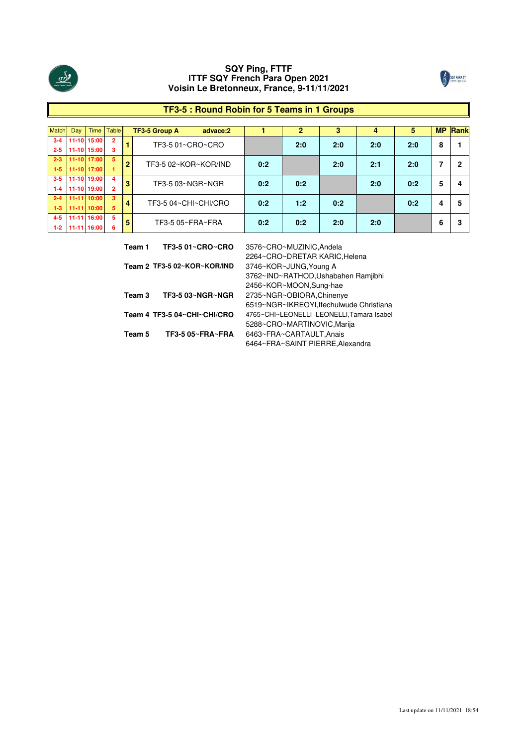# SQY Ping, FTTF
# ITTF SQY French Para Open 2021
# Voisin Le Bretonneux, France, 9-11/11/2021

## TF3-5 : Round Robin for 5 Teams in 1 Groups

| Match | Day | Time | Table | | TF3-5 Group A advace:2 | 1 | 2 | 3 | 4 | 5 | MP | Rank |
|---|---|---|---|---|---|---|---|---|---|---|---|---|
| 3-4 | 11-10 | 15:00 | 2 | 1 | TF3-5 01~CRO~CRO | | 2:0 | 2:0 | 2:0 | 2:0 | 8 | 1 |
| 2-5 | 11-10 | 15:00 | 3 | | | | | | | | | |
| 2-3 | 11-10 | 17:00 | 5 | 2 | TF3-5 02~KOR~KOR/IND | 0:2 | | 2:0 | 2:1 | 2:0 | 7 | 2 |
| 1-5 | 11-10 | 17:00 | 1 | | | | | | | | | |
| 3-5 | 11-10 | 19:00 | 4 | 3 | TF3-5 03~NGR~NGR | 0:2 | 0:2 | | 2:0 | 0:2 | 5 | 4 |
| 1-4 | 11-10 | 19:00 | 2 | | | | | | | | | |
| 2-4 | 11-11 | 10:00 | 3 | 4 | TF3-5 04~CHI~CHI/CRO | 0:2 | 1:2 | 0:2 | | 0:2 | 4 | 5 |
| 1-3 | 11-11 | 10:00 | 5 | | | | | | | | | |
| 4-5 | 11-11 | 16:00 | 5 | 5 | TF3-5 05~FRA~FRA | 0:2 | 0:2 | 2:0 | 2:0 | | 6 | 3 |
| 1-2 | 11-11 | 16:00 | 6 | | | | | | | | | |

| Team | | Players |
|---|---|---|
| **Team 1** | **TF3-5 01~CRO~CRO** | 3576~CRO~MUZINIC,Andela |
| | | 2264~CRO~DRETAR KARIC,Helena |
| **Team 2** | **TF3-5 02~KOR~KOR/IND** | 3746~KOR~JUNG,Young A |
| | | 3762~IND~RATHOD,Ushabahen Ramjibhi |
| | | 2456~KOR~MOON,Sung-hae |
| **Team 3** | **TF3-5 03~NGR~NGR** | 2735~NGR~OBIORA,Chinenye |
| | | 6519~NGR~IKREOYI,Ifechulwude Christiana |
| **Team 4** | **TF3-5 04~CHI~CHI/CRO** | 4765~CHI~LEONELLI LEONELLI,Tamara Isabel |
| | | 5288~CRO~MARTINOVIC,Marija |
| **Team 5** | **TF3-5 05~FRA~FRA** | 6463~FRA~CARTAULT,Anais |
| | | 6464~FRA~SAINT PIERRE,Alexandra |

Last update on 11/11/2021 18:54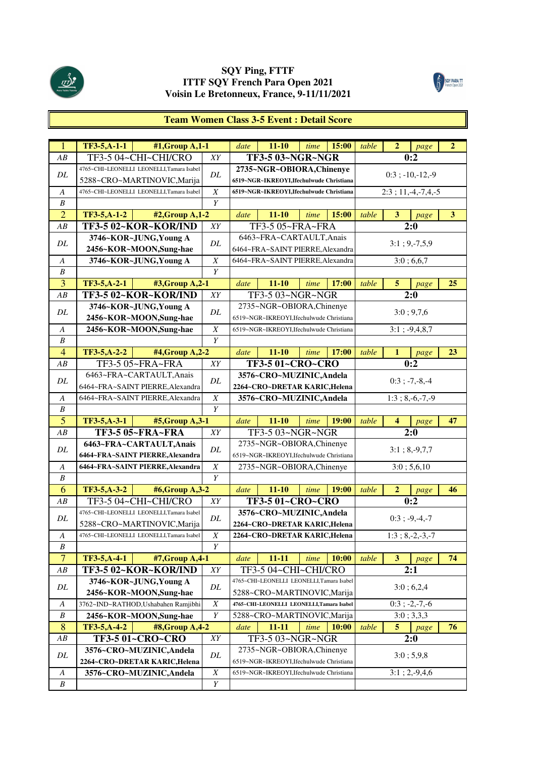**SQY Ping, FTTF**
**ITTF SQY French Para Open 2021**
**Voisin Le Bretonneux, France, 9-11/11/2021**

## Team Women Class 3-5 Event : Detail Score

| | | | | | | | | | | | | | |
|---|---|---|---|---|---|---|---|---|---|---|---|---|---|
| 1 | TF3-5,A-1-1 | #1,Group A,1-1 | | *date* | 11-10 | *time* | 15:00 | *table* | 2 | *page* | 2 | | |
| *AB* | TF3-5 04~CHI~CHI/CRO | | *XY* | **TF3-5 03~NGR~NGR** | | | | **0:2** | | | | | |
| *DL* | 4765~CHI~LEONELLI LEONELLI,Tamara Isabel<br>5288~CRO~MARTINOVIC,Marija | | *DL* | **2735~NGR~OBIORA,Chinenye**<br>**6519~NGR~IKREOYI,Ifechulwude Christiana** | | | | 0:3 ; -10,-12,-9 | | | | | |
| *A* | 4765~CHI~LEONELLI LEONELLI,Tamara Isabel | | *X* | **6519~NGR~IKREOYI,Ifechulwude Christiana** | | | | 2:3 ; 11,-4,-7,4,-5 | | | | | |
| *B* | | | *Y* | | | | | | | | | | |
| 2 | TF3-5,A-1-2 | #2,Group A,1-2 | | *date* | 11-10 | *time* | 15:00 | *table* | 3 | *page* | 3 | | |
| *AB* | **TF3-5 02~KOR~KOR/IND** | | *XY* | TF3-5 05~FRA~FRA | | | | **2:0** | | | | | |
| *DL* | **3746~KOR~JUNG,Young A**<br>**2456~KOR~MOON,Sung-hae** | | *DL* | 6463~FRA~CARTAULT,Anais<br>6464~FRA~SAINT PIERRE,Alexandra | | | | 3:1 ; 9,-7,5,9 | | | | | |
| *A* | **3746~KOR~JUNG,Young A** | | *X* | 6464~FRA~SAINT PIERRE,Alexandra | | | | 3:0 ; 6,6,7 | | | | | |
| *B* | | | *Y* | | | | | | | | | | |
| 3 | TF3-5,A-2-1 | #3,Group A,2-1 | | *date* | 11-10 | *time* | 17:00 | *table* | 5 | *page* | 25 | | |
| *AB* | **TF3-5 02~KOR~KOR/IND** | | *XY* | TF3-5 03~NGR~NGR | | | | **2:0** | | | | | |
| *DL* | **3746~KOR~JUNG,Young A**<br>**2456~KOR~MOON,Sung-hae** | | *DL* | 2735~NGR~OBIORA,Chinenye<br>6519~NGR~IKREOYI,Ifechulwude Christiana | | | | 3:0 ; 9,7,6 | | | | | |
| *A* | **2456~KOR~MOON,Sung-hae** | | *X* | 6519~NGR~IKREOYI,Ifechulwude Christiana | | | | 3:1 ; -9,4,8,7 | | | | | |
| *B* | | | *Y* | | | | | | | | | | |
| 4 | TF3-5,A-2-2 | #4,Group A,2-2 | | *date* | 11-10 | *time* | 17:00 | *table* | 1 | *page* | 23 | | |
| *AB* | TF3-5 05~FRA~FRA | | *XY* | **TF3-5 01~CRO~CRO** | | | | **0:2** | | | | | |
| *DL* | 6463~FRA~CARTAULT,Anais<br>6464~FRA~SAINT PIERRE,Alexandra | | *DL* | **3576~CRO~MUZINIC,Andela**<br>**2264~CRO~DRETAR KARIC,Helena** | | | | 0:3 ; -7,-8,-4 | | | | | |
| *A* | 6464~FRA~SAINT PIERRE,Alexandra | | *X* | **3576~CRO~MUZINIC,Andela** | | | | 1:3 ; 8,-6,-7,-9 | | | | | |
| *B* | | | *Y* | | | | | | | | | | |
| 5 | TF3-5,A-3-1 | #5,Group A,3-1 | | *date* | 11-10 | *time* | 19:00 | *table* | 4 | *page* | 47 | | |
| *AB* | **TF3-5 05~FRA~FRA** | | *XY* | TF3-5 03~NGR~NGR | | | | **2:0** | | | | | |
| *DL* | **6463~FRA~CARTAULT,Anais**<br>**6464~FRA~SAINT PIERRE,Alexandra** | | *DL* | 2735~NGR~OBIORA,Chinenye<br>6519~NGR~IKREOYI,Ifechulwude Christiana | | | | 3:1 ; 8,-9,7,7 | | | | | |
| *A* | **6464~FRA~SAINT PIERRE,Alexandra** | | *X* | 2735~NGR~OBIORA,Chinenye | | | | 3:0 ; 5,6,10 | | | | | |
| *B* | | | *Y* | | | | | | | | | | |
| 6 | TF3-5,A-3-2 | #6,Group A,3-2 | | *date* | 11-10 | *time* | 19:00 | *table* | 2 | *page* | 46 | | |
| *AB* | TF3-5 04~CHI~CHI/CRO | | *XY* | **TF3-5 01~CRO~CRO** | | | | **0:2** | | | | | |
| *DL* | 4765~CHI~LEONELLI LEONELLI,Tamara Isabel<br>5288~CRO~MARTINOVIC,Marija | | *DL* | **3576~CRO~MUZINIC,Andela**<br>**2264~CRO~DRETAR KARIC,Helena** | | | | 0:3 ; -9,-4,-7 | | | | | |
| *A* | 4765~CHI~LEONELLI LEONELLI,Tamara Isabel | | *X* | **2264~CRO~DRETAR KARIC,Helena** | | | | 1:3 ; 8,-2,-3,-7 | | | | | |
| *B* | | | *Y* | | | | | | | | | | |
| 7 | TF3-5,A-4-1 | #7,Group A,4-1 | | *date* | 11-11 | *time* | 10:00 | *table* | 3 | *page* | 74 | | |
| *AB* | **TF3-5 02~KOR~KOR/IND** | | *XY* | TF3-5 04~CHI~CHI/CRO | | | | **2:1** | | | | | |
| *DL* | **3746~KOR~JUNG,Young A**<br>**2456~KOR~MOON,Sung-hae** | | *DL* | 4765~CHI~LEONELLI LEONELLI,Tamara Isabel<br>5288~CRO~MARTINOVIC,Marija | | | | 3:0 ; 6,2,4 | | | | | |
| *A* | 3762~IND~RATHOD,Ushabahen Ramjibhi | | *X* | **4765~CHI~LEONELLI LEONELLI,Tamara Isabel** | | | | 0:3 ; -2,-7,-6 | | | | | |
| *B* | **2456~KOR~MOON,Sung-hae** | | *Y* | 5288~CRO~MARTINOVIC,Marija | | | | 3:0 ; 3,3,3 | | | | | |
| 8 | TF3-5,A-4-2 | #8,Group A,4-2 | | *date* | 11-11 | *time* | 10:00 | *table* | 5 | *page* | 76 | | |
| *AB* | **TF3-5 01~CRO~CRO** | | *XY* | TF3-5 03~NGR~NGR | | | | **2:0** | | | | | |
| *DL* | **3576~CRO~MUZINIC,Andela**<br>**2264~CRO~DRETAR KARIC,Helena** | | *DL* | 2735~NGR~OBIORA,Chinenye<br>6519~NGR~IKREOYI,Ifechulwude Christiana | | | | 3:0 ; 5,9,8 | | | | | |
| *A* | **3576~CRO~MUZINIC,Andela** | | *X* | 6519~NGR~IKREOYI,Ifechulwude Christiana | | | | 3:1 ; 2,-9,4,6 | | | | | |
| *B* | | | *Y* | | | | | | | | | | |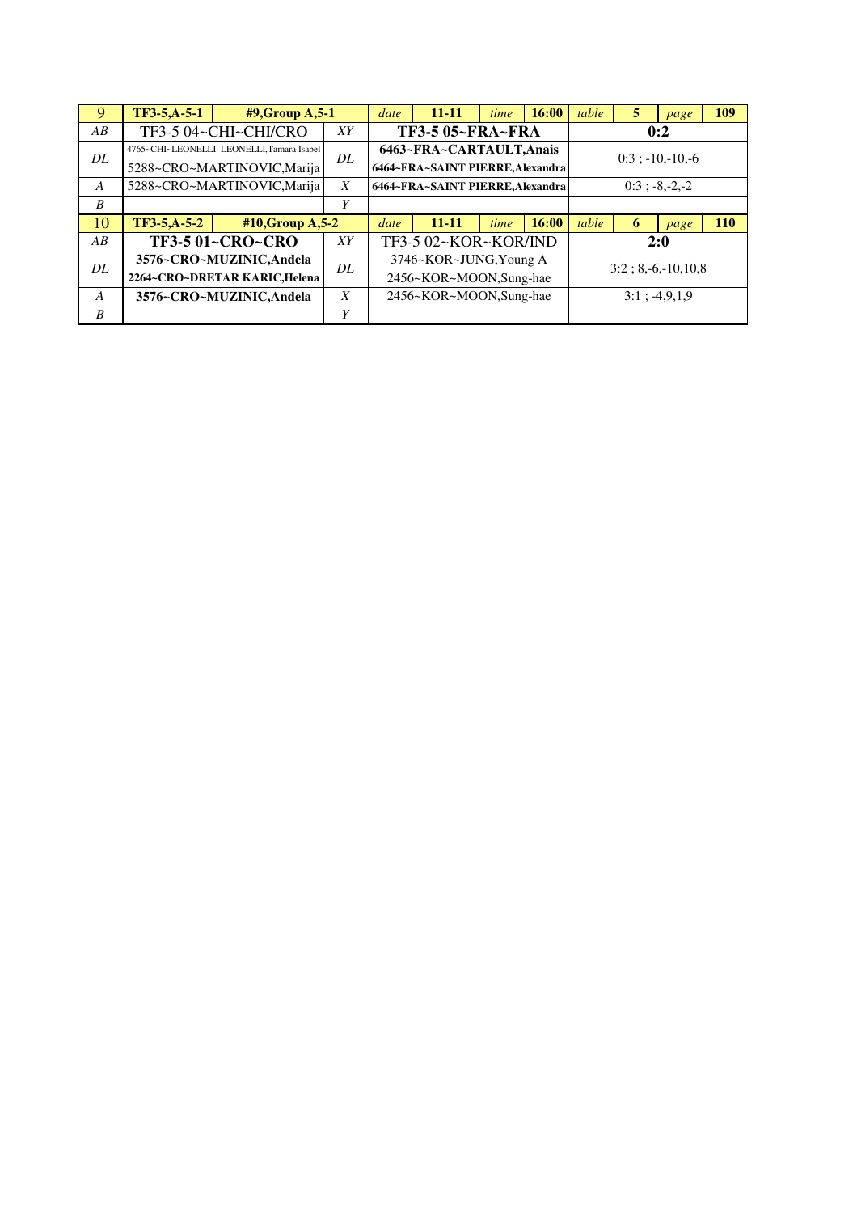| 9 | TF3-5,A-5-1 | #9,Group A,5-1 | | date | 11-11 | time | 16:00 | table | 5 | page | 109 |
|---|---|---|---|---|---|---|---|---|---|---|---|
| AB | TF3-5 04~CHI~CHI/CRO | | XY | TF3-5 05~FRA~FRA | | | | 0:2 | | | |
| DL | 4765~CHI~LEONELLI LEONELLI,Tamara Isabel<br>5288~CRO~MARTINOVIC,Marija | | DL | 6463~FRA~CARTAULT,Anais<br>6464~FRA~SAINT PIERRE,Alexandra | | | | 0:3 ; -10,-10,-6 | | | |
| A | 5288~CRO~MARTINOVIC,Marija | | X | 6464~FRA~SAINT PIERRE,Alexandra | | | | 0:3 ; -8,-2,-2 | | | |
| B | | | Y | | | | | | | | |
| 10 | TF3-5,A-5-2 | #10,Group A,5-2 | | date | 11-11 | time | 16:00 | table | 6 | page | 110 |
| AB | TF3-5 01~CRO~CRO | | XY | TF3-5 02~KOR~KOR/IND | | | | 2:0 | | | |
| DL | 3576~CRO~MUZINIC,Andela<br>2264~CRO~DRETAR KARIC,Helena | | DL | 3746~KOR~JUNG,Young A<br>2456~KOR~MOON,Sung-hae | | | | 3:2 ; 8,-6,-10,10,8 | | | |
| A | 3576~CRO~MUZINIC,Andela | | X | 2456~KOR~MOON,Sung-hae | | | | 3:1 ; -4,9,1,9 | | | |
| B | | | Y | | | | | | | | |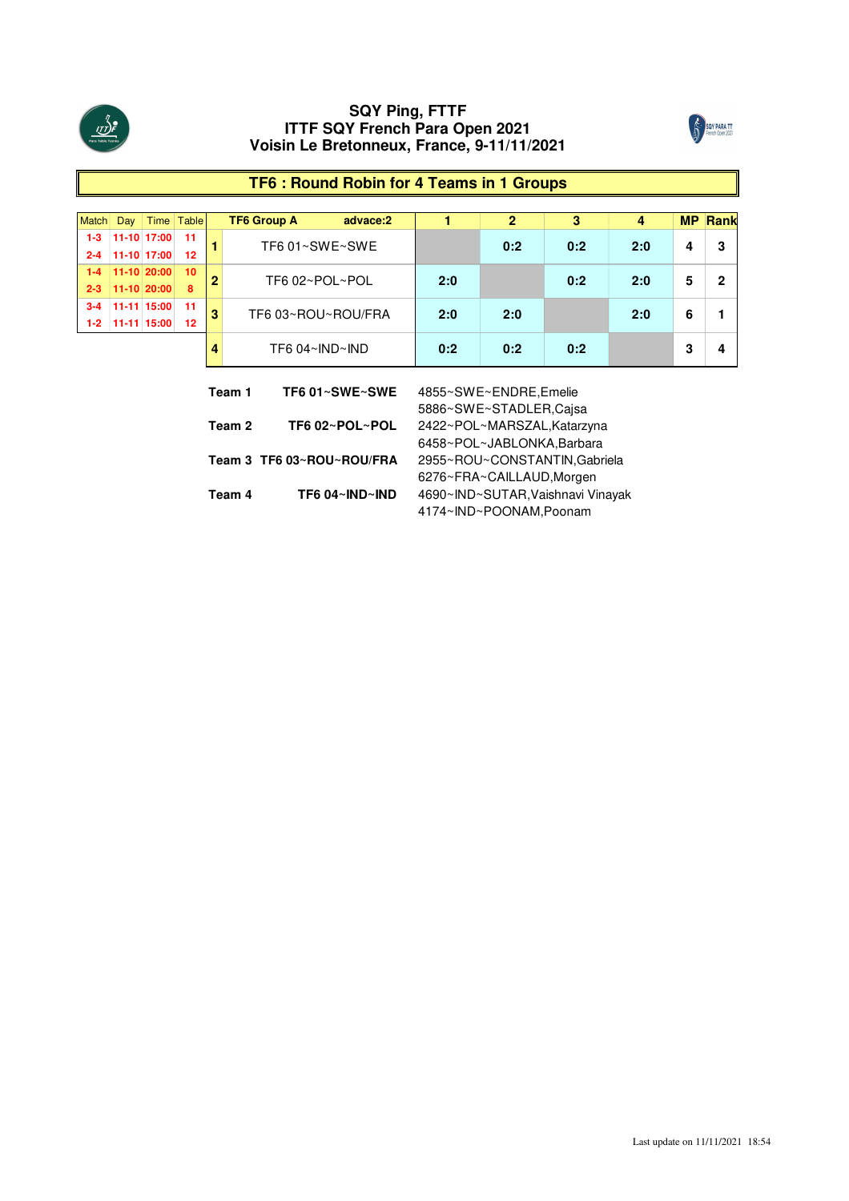# SQY Ping, FTTF
# ITTF SQY French Para Open 2021
# Voisin Le Bretonneux, France, 9-11/11/2021

## TF6 : Round Robin for 4 Teams in 1 Groups

| Match | Day | Time | Table |
|---|---|---|---|
| 1-3 | 11-10 | 17:00 | 11 |
| 2-4 | 11-10 | 17:00 | 12 |
| 1-4 | 11-10 | 20:00 | 10 |
| 2-3 | 11-10 | 20:00 | 8 |
| 3-4 | 11-11 | 15:00 | 11 |
| 1-2 | 11-11 | 15:00 | 12 |

| | TF6 Group A advace:2 | 1 | 2 | 3 | 4 | MP | Rank |
|---|---|---|---|---|---|---|---|
| 1 | TF6 01~SWE~SWE | | 0:2 | 0:2 | 2:0 | 4 | 3 |
| 2 | TF6 02~POL~POL | 2:0 | | 0:2 | 2:0 | 5 | 2 |
| 3 | TF6 03~ROU~ROU/FRA | 2:0 | 2:0 | | 2:0 | 6 | 1 |
| 4 | TF6 04~IND~IND | 0:2 | 0:2 | 0:2 | | 3 | 4 |

| | | |
|---|---|---|
| **Team 1** | **TF6 01~SWE~SWE** | 4855~SWE~ENDRE,Emelie<br>5886~SWE~STADLER,Cajsa |
| **Team 2** | **TF6 02~POL~POL** | 2422~POL~MARSZAL,Katarzyna<br>6458~POL~JABLONKA,Barbara |
| **Team 3** | **TF6 03~ROU~ROU/FRA** | 2955~ROU~CONSTANTIN,Gabriela<br>6276~FRA~CAILLAUD,Morgen |
| **Team 4** | **TF6 04~IND~IND** | 4690~IND~SUTAR,Vaishnavi Vinayak<br>4174~IND~POONAM,Poonam |

Last update on 11/11/2021 18:54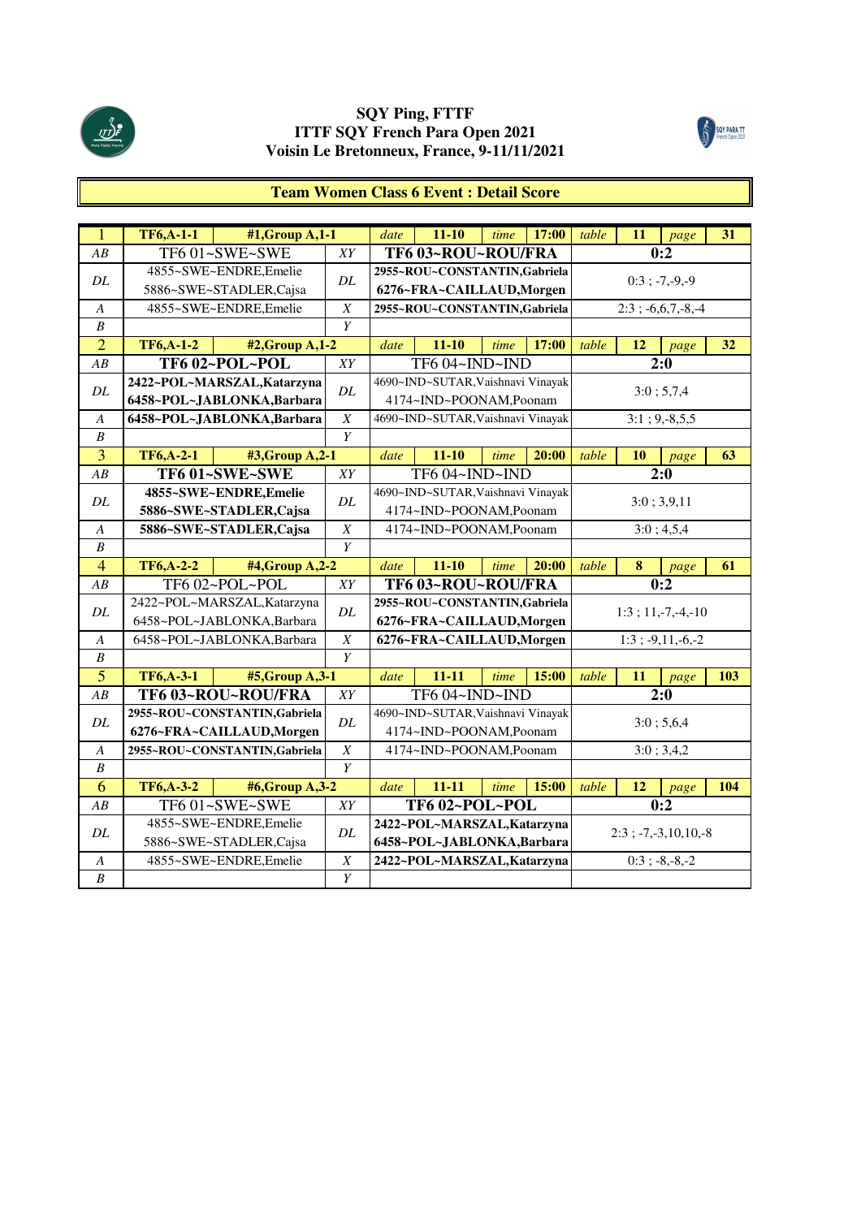# SQY Ping, FTTF
# ITTF SQY French Para Open 2021
# Voisin Le Bretonneux, France, 9-11/11/2021

## Team Women Class 6 Event : Detail Score

| | | | | | | | | | | | | | |
|---|---|---|---|---|---|---|---|---|---|---|---|---|---|
| 1 | TF6,A-1-1 | #1,Group A,1-1 | | date | 11-10 | time | 17:00 | table | 11 | page | 31 | | |
| *AB* | TF6 01~SWE~SWE | | *XY* | **TF6 03~ROU~ROU/FRA** | | | | **0:2** | | | | | |
| *DL* | 4855~SWE~ENDRE,Emelie<br>5886~SWE~STADLER,Cajsa | | *DL* | **2955~ROU~CONSTANTIN,Gabriela**<br>**6276~FRA~CAILLAUD,Morgen** | | | | 0:3 ; -7,-9,-9 | | | | | |
| *A* | 4855~SWE~ENDRE,Emelie | | *X* | **2955~ROU~CONSTANTIN,Gabriela** | | | | 2:3 ; -6,6,7,-8,-4 | | | | | |
| *B* | | | *Y* | | | | | | | | | | |
| 2 | TF6,A-1-2 | #2,Group A,1-2 | | date | 11-10 | time | 17:00 | table | 12 | page | 32 | | |
| *AB* | **TF6 02~POL~POL** | | *XY* | TF6 04~IND~IND | | | | **2:0** | | | | | |
| *DL* | **2422~POL~MARSZAL,Katarzyna**<br>**6458~POL~JABLONKA,Barbara** | | *DL* | 4690~IND~SUTAR,Vaishnavi Vinayak<br>4174~IND~POONAM,Poonam | | | | 3:0 ; 5,7,4 | | | | | |
| *A* | **6458~POL~JABLONKA,Barbara** | | *X* | 4690~IND~SUTAR,Vaishnavi Vinayak | | | | 3:1 ; 9,-8,5,5 | | | | | |
| *B* | | | *Y* | | | | | | | | | | |
| 3 | TF6,A-2-1 | #3,Group A,2-1 | | date | 11-10 | time | 20:00 | table | 10 | page | 63 | | |
| *AB* | **TF6 01~SWE~SWE** | | *XY* | TF6 04~IND~IND | | | | **2:0** | | | | | |
| *DL* | **4855~SWE~ENDRE,Emelie**<br>**5886~SWE~STADLER,Cajsa** | | *DL* | 4690~IND~SUTAR,Vaishnavi Vinayak<br>4174~IND~POONAM,Poonam | | | | 3:0 ; 3,9,11 | | | | | |
| *A* | **5886~SWE~STADLER,Cajsa** | | *X* | 4174~IND~POONAM,Poonam | | | | 3:0 ; 4,5,4 | | | | | |
| *B* | | | *Y* | | | | | | | | | | |
| 4 | TF6,A-2-2 | #4,Group A,2-2 | | date | 11-10 | time | 20:00 | table | 8 | page | 61 | | |
| *AB* | TF6 02~POL~POL | | *XY* | **TF6 03~ROU~ROU/FRA** | | | | **0:2** | | | | | |
| *DL* | 2422~POL~MARSZAL,Katarzyna<br>6458~POL~JABLONKA,Barbara | | *DL* | **2955~ROU~CONSTANTIN,Gabriela**<br>**6276~FRA~CAILLAUD,Morgen** | | | | 1:3 ; 11,-7,-4,-10 | | | | | |
| *A* | 6458~POL~JABLONKA,Barbara | | *X* | **6276~FRA~CAILLAUD,Morgen** | | | | 1:3 ; -9,11,-6,-2 | | | | | |
| *B* | | | *Y* | | | | | | | | | | |
| 5 | TF6,A-3-1 | #5,Group A,3-1 | | date | 11-11 | time | 15:00 | table | 11 | page | 103 | | |
| *AB* | **TF6 03~ROU~ROU/FRA** | | *XY* | TF6 04~IND~IND | | | | **2:0** | | | | | |
| *DL* | **2955~ROU~CONSTANTIN,Gabriela**<br>**6276~FRA~CAILLAUD,Morgen** | | *DL* | 4690~IND~SUTAR,Vaishnavi Vinayak<br>4174~IND~POONAM,Poonam | | | | 3:0 ; 5,6,4 | | | | | |
| *A* | **2955~ROU~CONSTANTIN,Gabriela** | | *X* | 4174~IND~POONAM,Poonam | | | | 3:0 ; 3,4,2 | | | | | |
| *B* | | | *Y* | | | | | | | | | | |
| 6 | TF6,A-3-2 | #6,Group A,3-2 | | date | 11-11 | time | 15:00 | table | 12 | page | 104 | | |
| *AB* | TF6 01~SWE~SWE | | *XY* | **TF6 02~POL~POL** | | | | **0:2** | | | | | |
| *DL* | 4855~SWE~ENDRE,Emelie<br>5886~SWE~STADLER,Cajsa | | *DL* | **2422~POL~MARSZAL,Katarzyna**<br>**6458~POL~JABLONKA,Barbara** | | | | 2:3 ; -7,-3,10,10,-8 | | | | | |
| *A* | 4855~SWE~ENDRE,Emelie | | *X* | **2422~POL~MARSZAL,Katarzyna** | | | | 0:3 ; -8,-8,-2 | | | | | |
| *B* | | | *Y* | | | | | | | | | | |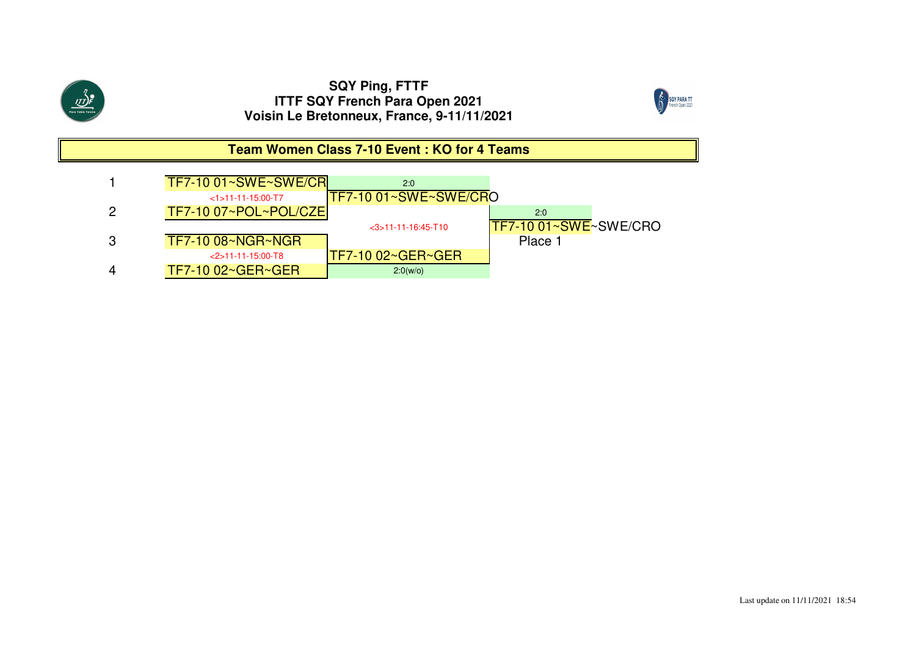**SQY Ping, FTTF**
**ITTF SQY French Para Open 2021**
**Voisin Le Bretonneux, France, 9-11/11/2021**

## Team Women Class 7-10 Event : KO for 4 Teams

| # | Round 1 | Final | Winner |
|---|---|---|---|
| 1 | TF7-10 01~SWE~SWE/CR | 2:0 | |
| | <1>11-11-15:00-T7 | TF7-10 01~SWE~SWE/CRO | |
| 2 | TF7-10 07~POL~POL/CZE | | 2:0 |
| | | <3>11-11-16:45-T10 | TF7-10 01~SWE~SWE/CRO |
| 3 | TF7-10 08~NGR~NGR | | Place 1 |
| | <2>11-11-15:00-T8 | TF7-10 02~GER~GER | |
| 4 | TF7-10 02~GER~GER | 2:0(w/o) | |

Last update on 11/11/2021 18:54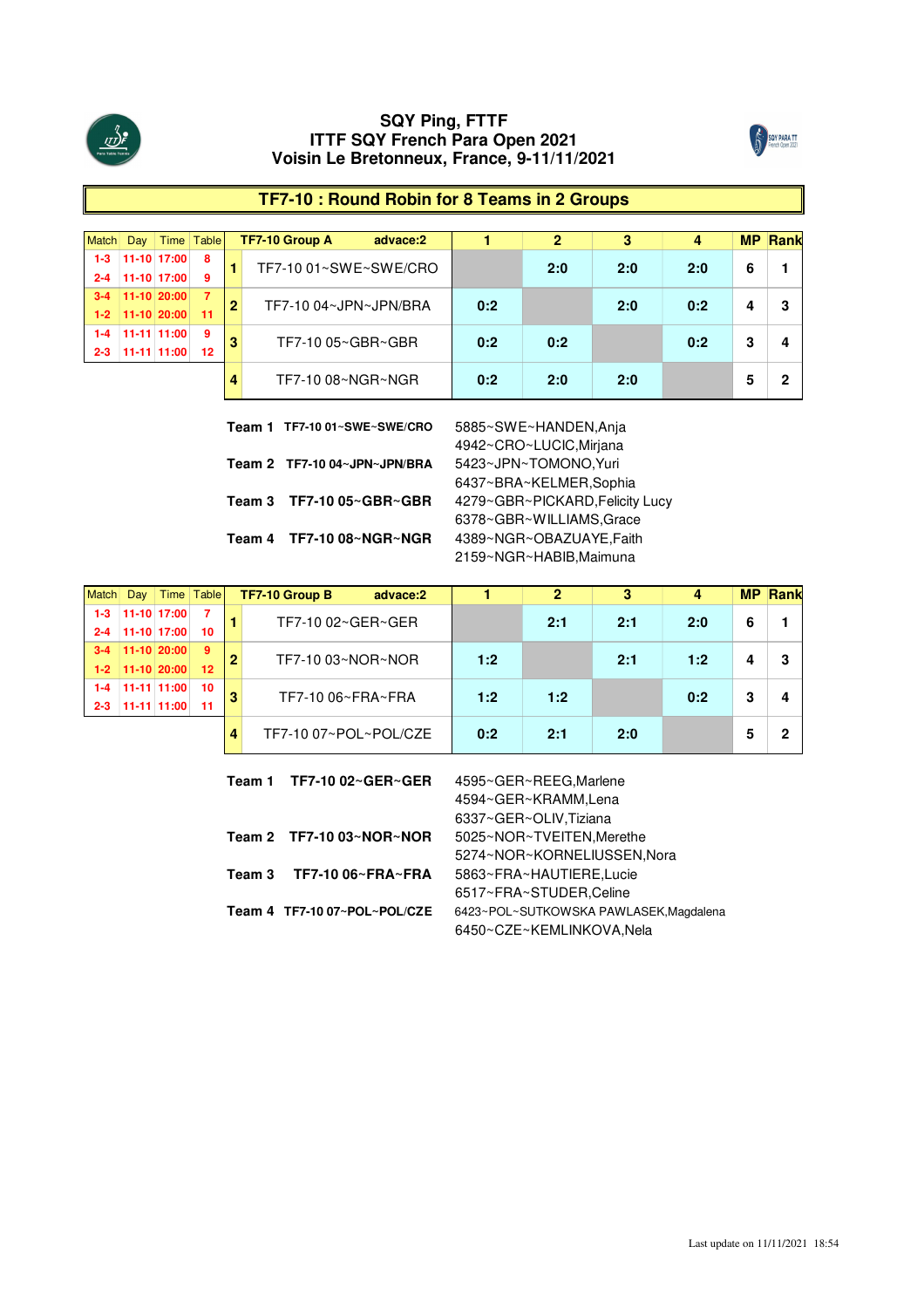# SQY Ping, FTTF
# ITTF SQY French Para Open 2021
# Voisin Le Bretonneux, France, 9-11/11/2021

## TF7-10 : Round Robin for 8 Teams in 2 Groups

| Match | Day | Time | Table | | TF7-10 Group A advace:2 | 1 | 2 | 3 | 4 | MP | Rank |
|---|---|---|---|---|---|---|---|---|---|---|---|
| 1-3 | 11-10 | 17:00 | 8 | 1 | TF7-10 01~SWE~SWE/CRO | | 2:0 | 2:0 | 2:0 | 6 | 1 |
| 2-4 | 11-10 | 17:00 | 9 | | | | | | | | |
| 3-4 | 11-10 | 20:00 | 7 | 2 | TF7-10 04~JPN~JPN/BRA | 0:2 | | 2:0 | 0:2 | 4 | 3 |
| 1-2 | 11-10 | 20:00 | 11 | | | | | | | | |
| 1-4 | 11-11 | 11:00 | 9 | 3 | TF7-10 05~GBR~GBR | 0:2 | 0:2 | | 0:2 | 3 | 4 |
| 2-3 | 11-11 | 11:00 | 12 | | | | | | | | |
| | | | | 4 | TF7-10 08~NGR~NGR | 0:2 | 2:0 | 2:0 | | 5 | 2 |

| | | |
|---|---|---|
| Team 1 | TF7-10 01~SWE~SWE/CRO | 5885~SWE~HANDEN,Anja |
| | | 4942~CRO~LUCIC,Mirjana |
| Team 2 | TF7-10 04~JPN~JPN/BRA | 5423~JPN~TOMONO,Yuri |
| | | 6437~BRA~KELMER,Sophia |
| Team 3 | TF7-10 05~GBR~GBR | 4279~GBR~PICKARD,Felicity Lucy |
| | | 6378~GBR~WILLIAMS,Grace |
| Team 4 | TF7-10 08~NGR~NGR | 4389~NGR~OBAZUAYE,Faith |
| | | 2159~NGR~HABIB,Maimuna |

| Match | Day | Time | Table | | TF7-10 Group B advace:2 | 1 | 2 | 3 | 4 | MP | Rank |
|---|---|---|---|---|---|---|---|---|---|---|---|
| 1-3 | 11-10 | 17:00 | 7 | 1 | TF7-10 02~GER~GER | | 2:1 | 2:1 | 2:0 | 6 | 1 |
| 2-4 | 11-10 | 17:00 | 10 | | | | | | | | |
| 3-4 | 11-10 | 20:00 | 9 | 2 | TF7-10 03~NOR~NOR | 1:2 | | 2:1 | 1:2 | 4 | 3 |
| 1-2 | 11-10 | 20:00 | 12 | | | | | | | | |
| 1-4 | 11-11 | 11:00 | 10 | 3 | TF7-10 06~FRA~FRA | 1:2 | 1:2 | | 0:2 | 3 | 4 |
| 2-3 | 11-11 | 11:00 | 11 | | | | | | | | |
| | | | | 4 | TF7-10 07~POL~POL/CZE | 0:2 | 2:1 | 2:0 | | 5 | 2 |

| | | |
|---|---|---|
| Team 1 | TF7-10 02~GER~GER | 4595~GER~REEG,Marlene |
| | | 4594~GER~KRAMM,Lena |
| | | 6337~GER~OLIV,Tiziana |
| Team 2 | TF7-10 03~NOR~NOR | 5025~NOR~TVEITEN,Merethe |
| | | 5274~NOR~KORNELIUSSEN,Nora |
| Team 3 | TF7-10 06~FRA~FRA | 5863~FRA~HAUTIERE,Lucie |
| | | 6517~FRA~STUDER,Celine |
| Team 4 | TF7-10 07~POL~POL/CZE | 6423~POL~SUTKOWSKA PAWLASEK,Magdalena |
| | | 6450~CZE~KEMLINKOVA,Nela |

Last update on 11/11/2021 18:54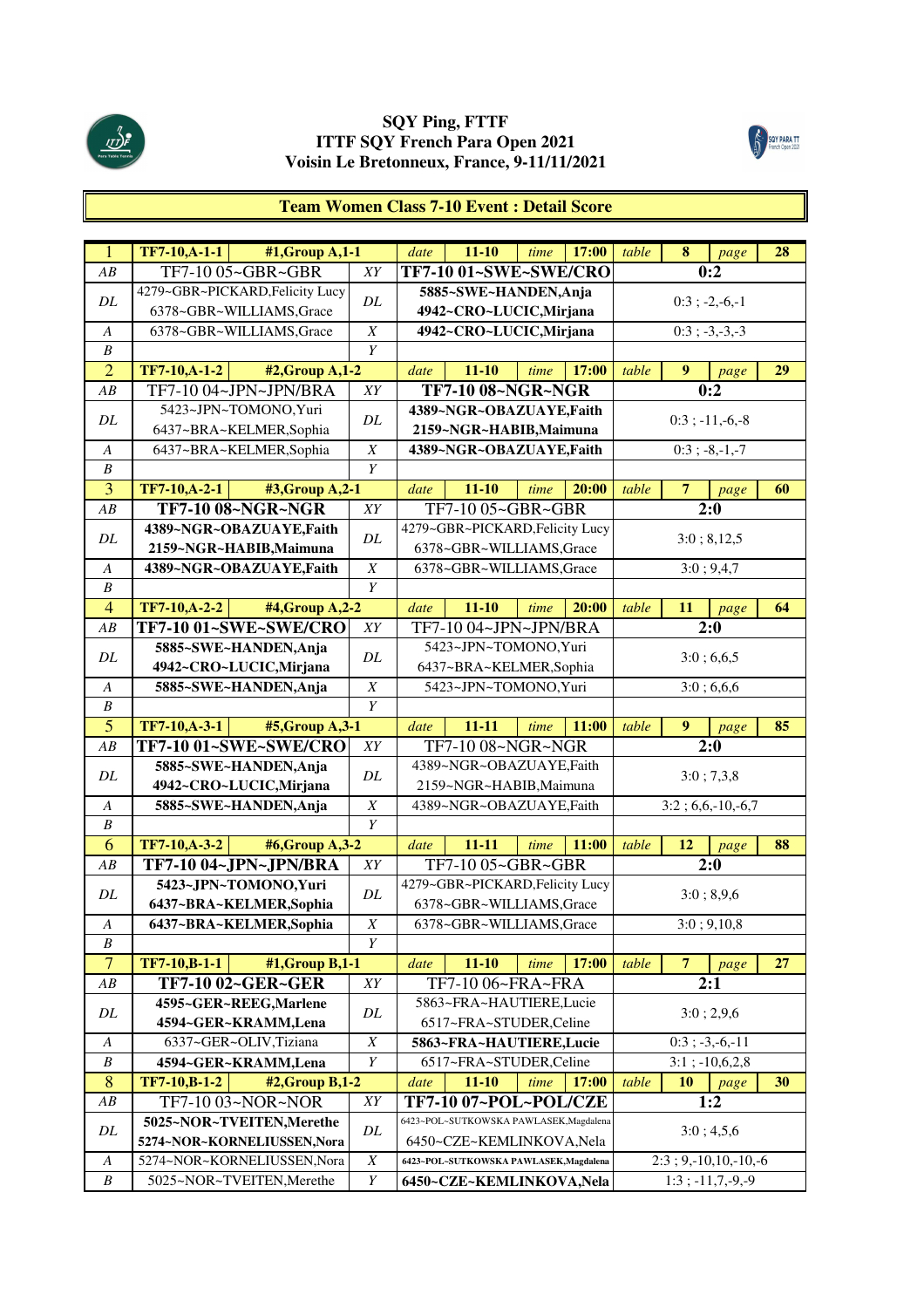**SQY Ping, FTTF**
**ITTF SQY French Para Open 2021**
**Voisin Le Bretonneux, France, 9-11/11/2021**

## Team Women Class 7-10 Event : Detail Score

| 1 | TF7-10,A-1-1 | #1,Group A,1-1 | date | 11-10 | time | 17:00 | table | 8 | page | 28 |
|---|---|---|---|---|---|---|---|---|---|---|
| AB | TF7-10 05~GBR~GBR | XY | **TF7-10 01~SWE~SWE/CRO** | | | | **0:2** | | | |
| DL | 4279~GBR~PICKARD,Felicity Lucy<br>6378~GBR~WILLIAMS,Grace | DL | **5885~SWE~HANDEN,Anja<br>4942~CRO~LUCIC,Mirjana** | | | | 0:3 ; -2,-6,-1 | | | |
| A | 6378~GBR~WILLIAMS,Grace | X | **4942~CRO~LUCIC,Mirjana** | | | | 0:3 ; -3,-3,-3 | | | |
| B | | Y | | | | | | | | |
| 2 | TF7-10,A-1-2 | #2,Group A,1-2 | date | 11-10 | time | 17:00 | table | 9 | page | 29 |
| AB | TF7-10 04~JPN~JPN/BRA | XY | **TF7-10 08~NGR~NGR** | | | | **0:2** | | | |
| DL | 5423~JPN~TOMONO,Yuri<br>6437~BRA~KELMER,Sophia | DL | **4389~NGR~OBAZUAYE,Faith<br>2159~NGR~HABIB,Maimuna** | | | | 0:3 ; -11,-6,-8 | | | |
| A | 6437~BRA~KELMER,Sophia | X | **4389~NGR~OBAZUAYE,Faith** | | | | 0:3 ; -8,-1,-7 | | | |
| B | | Y | | | | | | | | |
| 3 | TF7-10,A-2-1 | #3,Group A,2-1 | date | 11-10 | time | 20:00 | table | 7 | page | 60 |
| AB | **TF7-10 08~NGR~NGR** | XY | TF7-10 05~GBR~GBR | | | | **2:0** | | | |
| DL | **4389~NGR~OBAZUAYE,Faith<br>2159~NGR~HABIB,Maimuna** | DL | 4279~GBR~PICKARD,Felicity Lucy<br>6378~GBR~WILLIAMS,Grace | | | | 3:0 ; 8,12,5 | | | |
| A | **4389~NGR~OBAZUAYE,Faith** | X | 6378~GBR~WILLIAMS,Grace | | | | 3:0 ; 9,4,7 | | | |
| B | | Y | | | | | | | | |
| 4 | TF7-10,A-2-2 | #4,Group A,2-2 | date | 11-10 | time | 20:00 | table | 11 | page | 64 |
| AB | **TF7-10 01~SWE~SWE/CRO** | XY | TF7-10 04~JPN~JPN/BRA | | | | **2:0** | | | |
| DL | **5885~SWE~HANDEN,Anja<br>4942~CRO~LUCIC,Mirjana** | DL | 5423~JPN~TOMONO,Yuri<br>6437~BRA~KELMER,Sophia | | | | 3:0 ; 6,6,5 | | | |
| A | **5885~SWE~HANDEN,Anja** | X | 5423~JPN~TOMONO,Yuri | | | | 3:0 ; 6,6,6 | | | |
| B | | Y | | | | | | | | |
| 5 | TF7-10,A-3-1 | #5,Group A,3-1 | date | 11-11 | time | 11:00 | table | 9 | page | 85 |
| AB | **TF7-10 01~SWE~SWE/CRO** | XY | TF7-10 08~NGR~NGR | | | | **2:0** | | | |
| DL | **5885~SWE~HANDEN,Anja<br>4942~CRO~LUCIC,Mirjana** | DL | 4389~NGR~OBAZUAYE,Faith<br>2159~NGR~HABIB,Maimuna | | | | 3:0 ; 7,3,8 | | | |
| A | **5885~SWE~HANDEN,Anja** | X | 4389~NGR~OBAZUAYE,Faith | | | | 3:2 ; 6,6,-10,-6,7 | | | |
| B | | Y | | | | | | | | |
| 6 | TF7-10,A-3-2 | #6,Group A,3-2 | date | 11-11 | time | 11:00 | table | 12 | page | 88 |
| AB | **TF7-10 04~JPN~JPN/BRA** | XY | TF7-10 05~GBR~GBR | | | | **2:0** | | | |
| DL | **5423~JPN~TOMONO,Yuri<br>6437~BRA~KELMER,Sophia** | DL | 4279~GBR~PICKARD,Felicity Lucy<br>6378~GBR~WILLIAMS,Grace | | | | 3:0 ; 8,9,6 | | | |
| A | **6437~BRA~KELMER,Sophia** | X | 6378~GBR~WILLIAMS,Grace | | | | 3:0 ; 9,10,8 | | | |
| B | | Y | | | | | | | | |
| 7 | TF7-10,B-1-1 | #1,Group B,1-1 | date | 11-10 | time | 17:00 | table | 7 | page | 27 |
| AB | **TF7-10 02~GER~GER** | XY | TF7-10 06~FRA~FRA | | | | **2:1** | | | |
| DL | **4595~GER~REEG,Marlene<br>4594~GER~KRAMM,Lena** | DL | 5863~FRA~HAUTIERE,Lucie<br>6517~FRA~STUDER,Celine | | | | 3:0 ; 2,9,6 | | | |
| A | 6337~GER~OLIV,Tiziana | X | **5863~FRA~HAUTIERE,Lucie** | | | | 0:3 ; -3,-6,-11 | | | |
| B | **4594~GER~KRAMM,Lena** | Y | 6517~FRA~STUDER,Celine | | | | 3:1 ; -10,6,2,8 | | | |
| 8 | TF7-10,B-1-2 | #2,Group B,1-2 | date | 11-10 | time | 17:00 | table | 10 | page | 30 |
| AB | TF7-10 03~NOR~NOR | XY | **TF7-10 07~POL~POL/CZE** | | | | **1:2** | | | |
| DL | **5025~NOR~TVEITEN,Merethe<br>5274~NOR~KORNELIUSSEN,Nora** | DL | 6423~POL~SUTKOWSKA PAWLASEK,Magdalena<br>6450~CZE~KEMLINKOVA,Nela | | | | 3:0 ; 4,5,6 | | | |
| A | 5274~NOR~KORNELIUSSEN,Nora | X | **6423~POL~SUTKOWSKA PAWLASEK,Magdalena** | | | | 2:3 ; 9,-10,10,-10,-6 | | | |
| B | 5025~NOR~TVEITEN,Merethe | Y | **6450~CZE~KEMLINKOVA,Nela** | | | | 1:3 ; -11,7,-9,-9 | | | |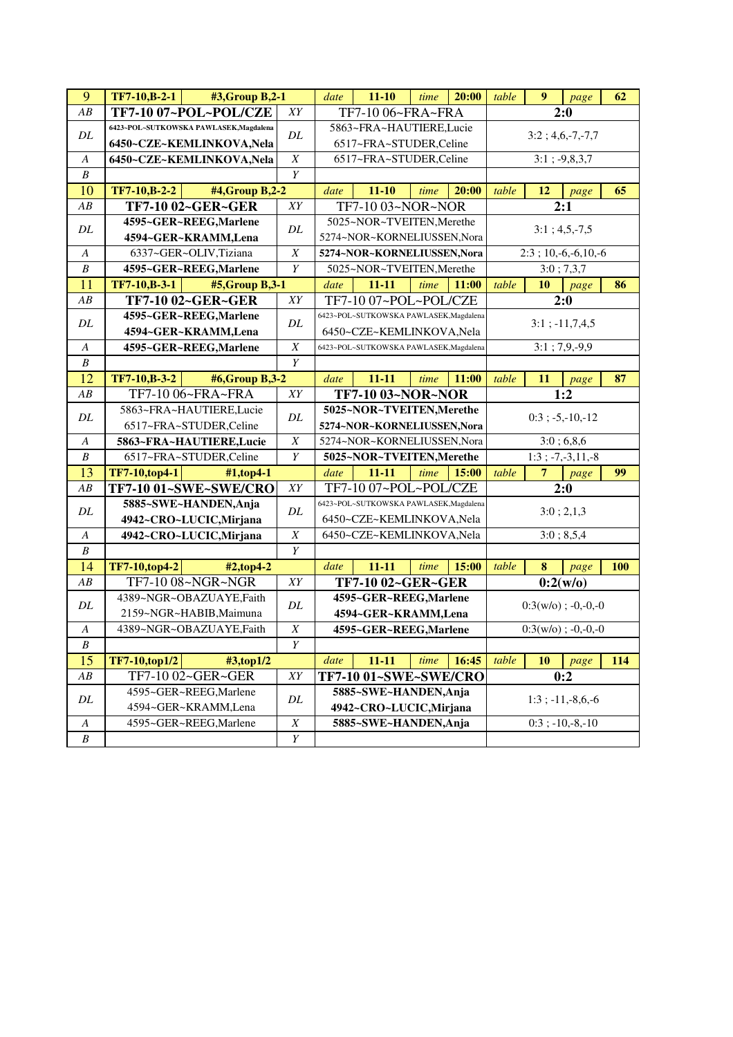| 9 | TF7-10,B-2-1 | #3,Group B,2-1 | | date | 11-10 | time | 20:00 | table | 9 | page | 62 |
|---|---|---|---|---|---|---|---|---|---|---|---|
| AB | **TF7-10 07~POL~POL/CZE** | | XY | TF7-10 06~FRA~FRA | | | | **2:0** | | | |
| DL | **6423~POL~SUTKOWSKA PAWLASEK,Magdalena**<br>**6450~CZE~KEMLINKOVA,Nela** | | DL | 5863~FRA~HAUTIERE,Lucie<br>6517~FRA~STUDER,Celine | | | | 3:2 ; 4,6,-7,-7,7 | | | |
| A | **6450~CZE~KEMLINKOVA,Nela** | | X | 6517~FRA~STUDER,Celine | | | | 3:1 ; -9,8,3,7 | | | |
| B | | | Y | | | | | | | | |
| 10 | TF7-10,B-2-2 | #4,Group B,2-2 | | date | 11-10 | time | 20:00 | table | 12 | page | 65 |
| AB | **TF7-10 02~GER~GER** | | XY | TF7-10 03~NOR~NOR | | | | **2:1** | | | |
| DL | **4595~GER~REEG,Marlene**<br>**4594~GER~KRAMM,Lena** | | DL | 5025~NOR~TVEITEN,Merethe<br>5274~NOR~KORNELIUSSEN,Nora | | | | 3:1 ; 4,5,-7,5 | | | |
| A | 6337~GER~OLIV,Tiziana | | X | **5274~NOR~KORNELIUSSEN,Nora** | | | | 2:3 ; 10,-6,-6,10,-6 | | | |
| B | **4595~GER~REEG,Marlene** | | Y | 5025~NOR~TVEITEN,Merethe | | | | 3:0 ; 7,3,7 | | | |
| 11 | TF7-10,B-3-1 | #5,Group B,3-1 | | date | 11-11 | time | 11:00 | table | 10 | page | 86 |
| AB | **TF7-10 02~GER~GER** | | XY | TF7-10 07~POL~POL/CZE | | | | **2:0** | | | |
| DL | **4595~GER~REEG,Marlene**<br>**4594~GER~KRAMM,Lena** | | DL | 6423~POL~SUTKOWSKA PAWLASEK,Magdalena<br>6450~CZE~KEMLINKOVA,Nela | | | | 3:1 ; -11,7,4,5 | | | |
| A | **4595~GER~REEG,Marlene** | | X | 6423~POL~SUTKOWSKA PAWLASEK,Magdalena | | | | 3:1 ; 7,9,-9,9 | | | |
| B | | | Y | | | | | | | | |
| 12 | TF7-10,B-3-2 | #6,Group B,3-2 | | date | 11-11 | time | 11:00 | table | 11 | page | 87 |
| AB | TF7-10 06~FRA~FRA | | XY | **TF7-10 03~NOR~NOR** | | | | **1:2** | | | |
| DL | 5863~FRA~HAUTIERE,Lucie<br>6517~FRA~STUDER,Celine | | DL | **5025~NOR~TVEITEN,Merethe**<br>**5274~NOR~KORNELIUSSEN,Nora** | | | | 0:3 ; -5,-10,-12 | | | |
| A | **5863~FRA~HAUTIERE,Lucie** | | X | 5274~NOR~KORNELIUSSEN,Nora | | | | 3:0 ; 6,8,6 | | | |
| B | 6517~FRA~STUDER,Celine | | Y | **5025~NOR~TVEITEN,Merethe** | | | | 1:3 ; -7,-3,11,-8 | | | |
| 13 | TF7-10,top4-1 | #1,top4-1 | | date | 11-11 | time | 15:00 | table | 7 | page | 99 |
| AB | **TF7-10 01~SWE~SWE/CRO** | | XY | TF7-10 07~POL~POL/CZE | | | | **2:0** | | | |
| DL | **5885~SWE~HANDEN,Anja**<br>**4942~CRO~LUCIC,Mirjana** | | DL | 6423~POL~SUTKOWSKA PAWLASEK,Magdalena<br>6450~CZE~KEMLINKOVA,Nela | | | | 3:0 ; 2,1,3 | | | |
| A | **4942~CRO~LUCIC,Mirjana** | | X | 6450~CZE~KEMLINKOVA,Nela | | | | 3:0 ; 8,5,4 | | | |
| B | | | Y | | | | | | | | |
| 14 | TF7-10,top4-2 | #2,top4-2 | | date | 11-11 | time | 15:00 | table | 8 | page | 100 |
| AB | TF7-10 08~NGR~NGR | | XY | **TF7-10 02~GER~GER** | | | | **0:2(w/o)** | | | |
| DL | 4389~NGR~OBAZUAYE,Faith<br>2159~NGR~HABIB,Maimuna | | DL | **4595~GER~REEG,Marlene**<br>**4594~GER~KRAMM,Lena** | | | | 0:3(w/o) ; -0,-0,-0 | | | |
| A | 4389~NGR~OBAZUAYE,Faith | | X | **4595~GER~REEG,Marlene** | | | | 0:3(w/o) ; -0,-0,-0 | | | |
| B | | | Y | | | | | | | | |
| 15 | TF7-10,top1/2 | #3,top1/2 | | date | 11-11 | time | 16:45 | table | 10 | page | 114 |
| AB | TF7-10 02~GER~GER | | XY | **TF7-10 01~SWE~SWE/CRO** | | | | **0:2** | | | |
| DL | 4595~GER~REEG,Marlene<br>4594~GER~KRAMM,Lena | | DL | **5885~SWE~HANDEN,Anja**<br>**4942~CRO~LUCIC,Mirjana** | | | | 1:3 ; -11,-8,6,-6 | | | |
| A | 4595~GER~REEG,Marlene | | X | **5885~SWE~HANDEN,Anja** | | | | 0:3 ; -10,-8,-10 | | | |
| B | | | Y | | | | | | | | |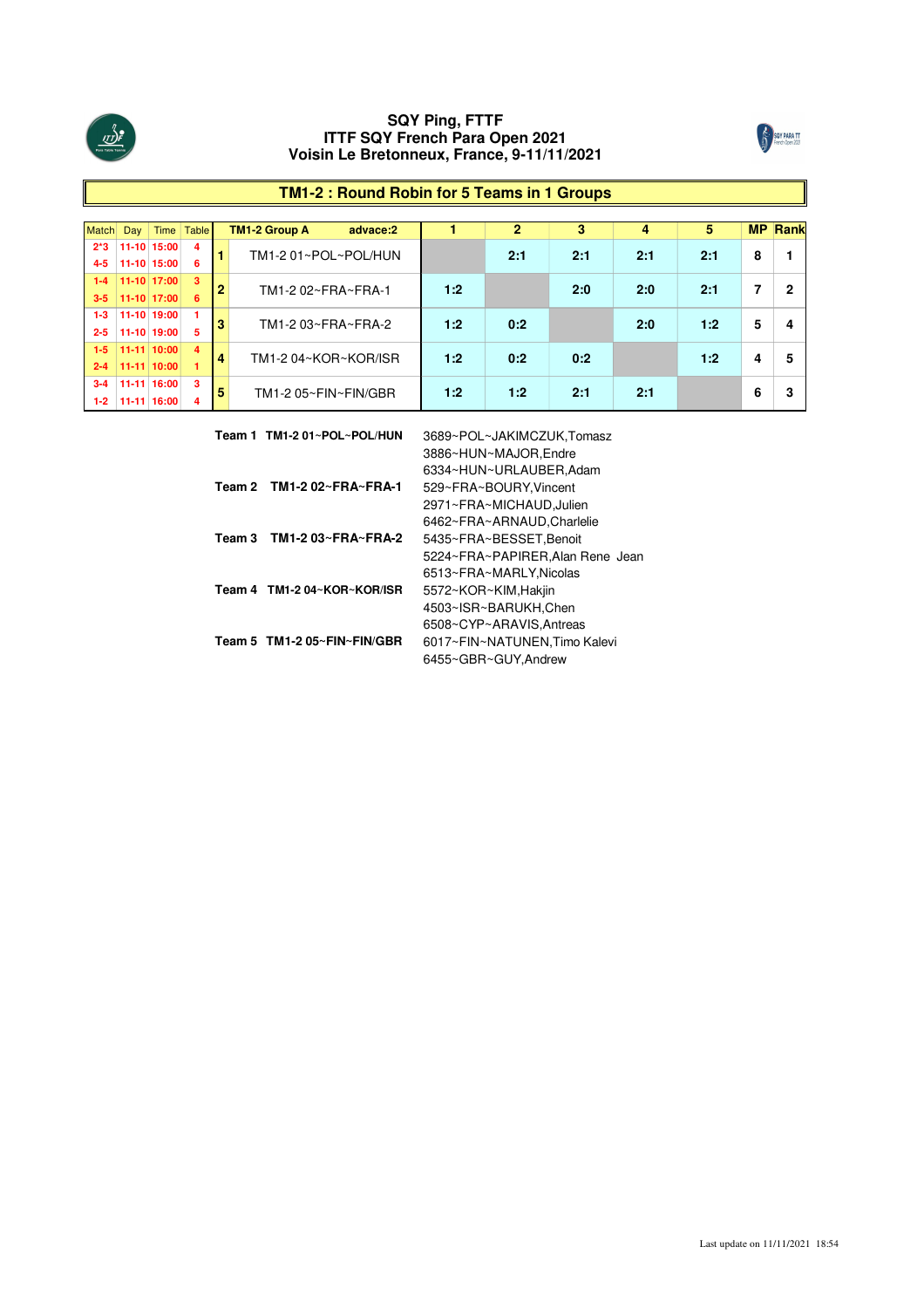# SQY Ping, FTTF
# ITTF SQY French Para Open 2021
# Voisin Le Bretonneux, France, 9-11/11/2021

## TM1-2 : Round Robin for 5 Teams in 1 Groups

| Match | Day | Time | Table | | TM1-2 Group A advace:2 | 1 | 2 | 3 | 4 | 5 | MP | Rank |
|---|---|---|---|---|---|---|---|---|---|---|---|---|
| 2*3 | 11-10 | 15:00 | 4 | 1 | TM1-2 01~POL~POL/HUN | | 2:1 | 2:1 | 2:1 | 2:1 | 8 | 1 |
| 4-5 | 11-10 | 15:00 | 6 | | | | | | | | | |
| 1-4 | 11-10 | 17:00 | 3 | 2 | TM1-2 02~FRA~FRA-1 | 1:2 | | 2:0 | 2:0 | 2:1 | 7 | 2 |
| 3-5 | 11-10 | 17:00 | 6 | | | | | | | | | |
| 1-3 | 11-10 | 19:00 | 1 | 3 | TM1-2 03~FRA~FRA-2 | 1:2 | 0:2 | | 2:0 | 1:2 | 5 | 4 |
| 2-5 | 11-10 | 19:00 | 5 | | | | | | | | | |
| 1-5 | 11-11 | 10:00 | 4 | 4 | TM1-2 04~KOR~KOR/ISR | 1:2 | 0:2 | 0:2 | | 1:2 | 4 | 5 |
| 2-4 | 11-11 | 10:00 | 1 | | | | | | | | | |
| 3-4 | 11-11 | 16:00 | 3 | 5 | TM1-2 05~FIN~FIN/GBR | 1:2 | 1:2 | 2:1 | 2:1 | | 6 | 3 |
| 1-2 | 11-11 | 16:00 | 4 | | | | | | | | | |

| Team | Name | Players |
|---|---|---|
| **Team 1** | **TM1-2 01~POL~POL/HUN** | 3689~POL~JAKIMCZUK,Tomasz |
| | | 3886~HUN~MAJOR,Endre |
| | | 6334~HUN~URLAUBER,Adam |
| **Team 2** | **TM1-2 02~FRA~FRA-1** | 529~FRA~BOURY,Vincent |
| | | 2971~FRA~MICHAUD,Julien |
| | | 6462~FRA~ARNAUD,Charlelie |
| **Team 3** | **TM1-2 03~FRA~FRA-2** | 5435~FRA~BESSET,Benoit |
| | | 5224~FRA~PAPIRER,Alan Rene Jean |
| | | 6513~FRA~MARLY,Nicolas |
| **Team 4** | **TM1-2 04~KOR~KOR/ISR** | 5572~KOR~KIM,Hakjin |
| | | 4503~ISR~BARUKH,Chen |
| | | 6508~CYP~ARAVIS,Antreas |
| **Team 5** | **TM1-2 05~FIN~FIN/GBR** | 6017~FIN~NATUNEN,Timo Kalevi |
| | | 6455~GBR~GUY,Andrew |

Last update on 11/11/2021 18:54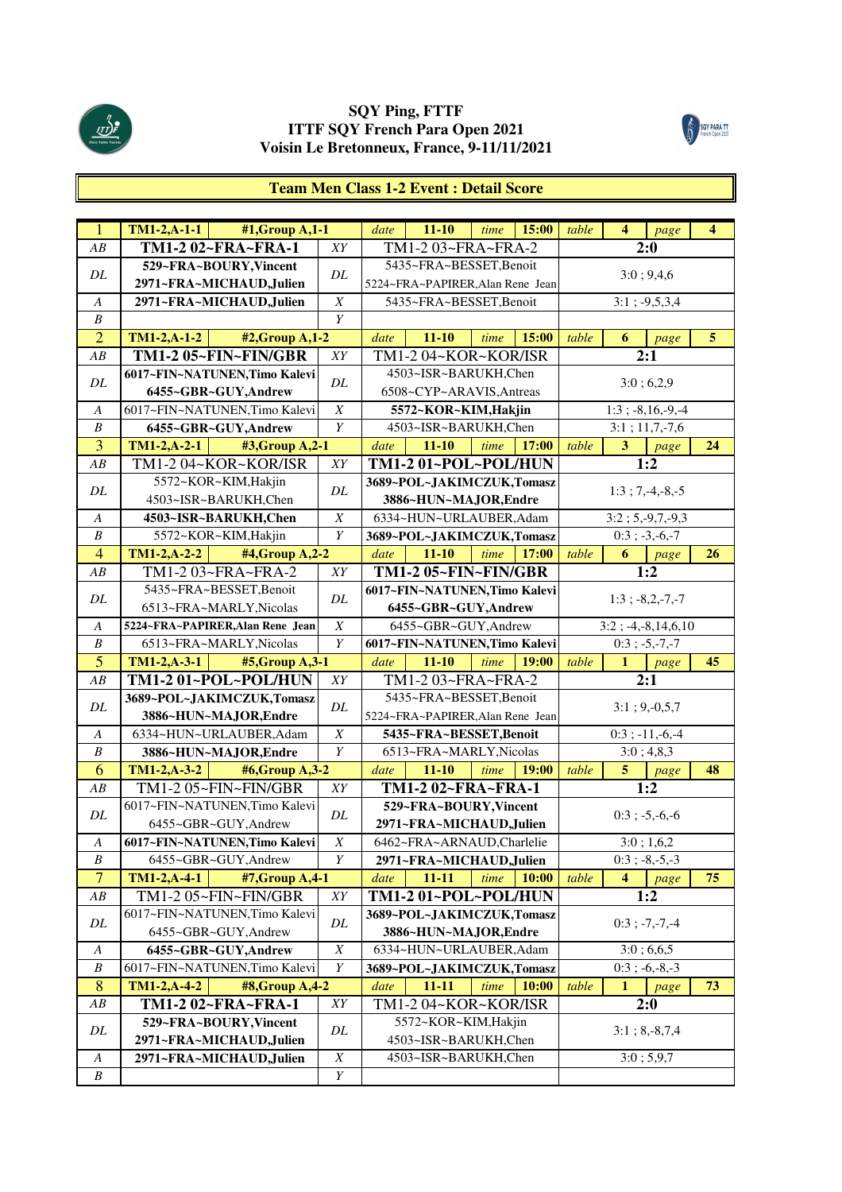**SQY Ping, FTTF**
**ITTF SQY French Para Open 2021**
**Voisin Le Bretonneux, France, 9-11/11/2021**

## Team Men Class 1-2 Event : Detail Score

| | | | | | | | | | | | | |
|---|---|---|---|---|---|---|---|---|---|---|---|---|
| 1 | **TM1-2,A-1-1** | **#1,Group A,1-1** | | *date* | **11-10** | *time* | **15:00** | *table* | **4** | *page* | **4** | |
| *AB* | **TM1-2 02~FRA~FRA-1** | | *XY* | TM1-2 03~FRA~FRA-2 | | | | **2:0** | | | | |
| *DL* | **529~FRA~BOURY,Vincent** **2971~FRA~MICHAUD,Julien** | | *DL* | 5435~FRA~BESSET,Benoit 5224~FRA~PAPIRER,Alan Rene Jean | | | | 3:0 ; 9,4,6 | | | | |
| *A* | **2971~FRA~MICHAUD,Julien** | | *X* | 5435~FRA~BESSET,Benoit | | | | 3:1 ; -9,5,3,4 | | | | |
| *B* | | | *Y* | | | | | | | | | |
| 2 | **TM1-2,A-1-2** | **#2,Group A,1-2** | | *date* | **11-10** | *time* | **15:00** | *table* | **6** | *page* | **5** | |
| *AB* | **TM1-2 05~FIN~FIN/GBR** | | *XY* | TM1-2 04~KOR~KOR/ISR | | | | **2:1** | | | | |
| *DL* | **6017~FIN~NATUNEN,Timo Kalevi** **6455~GBR~GUY,Andrew** | | *DL* | 4503~ISR~BARUKH,Chen 6508~CYP~ARAVIS,Antreas | | | | 3:0 ; 6,2,9 | | | | |
| *A* | 6017~FIN~NATUNEN,Timo Kalevi | | *X* | **5572~KOR~KIM,Hakjin** | | | | 1:3 ; -8,16,-9,-4 | | | | |
| *B* | **6455~GBR~GUY,Andrew** | | *Y* | 4503~ISR~BARUKH,Chen | | | | 3:1 ; 11,7,-7,6 | | | | |
| 3 | **TM1-2,A-2-1** | **#3,Group A,2-1** | | *date* | **11-10** | *time* | **17:00** | *table* | **3** | *page* | **24** | |
| *AB* | TM1-2 04~KOR~KOR/ISR | | *XY* | **TM1-2 01~POL~POL/HUN** | | | | **1:2** | | | | |
| *DL* | 5572~KOR~KIM,Hakjin 4503~ISR~BARUKH,Chen | | *DL* | **3689~POL~JAKIMCZUK,Tomasz** **3886~HUN~MAJOR,Endre** | | | | 1:3 ; 7,-4,-8,-5 | | | | |
| *A* | **4503~ISR~BARUKH,Chen** | | *X* | 6334~HUN~URLAUBER,Adam | | | | 3:2 ; 5,-9,7,-9,3 | | | | |
| *B* | 5572~KOR~KIM,Hakjin | | *Y* | **3689~POL~JAKIMCZUK,Tomasz** | | | | 0:3 ; -3,-6,-7 | | | | |
| 4 | **TM1-2,A-2-2** | **#4,Group A,2-2** | | *date* | **11-10** | *time* | **17:00** | *table* | **6** | *page* | **26** | |
| *AB* | TM1-2 03~FRA~FRA-2 | | *XY* | **TM1-2 05~FIN~FIN/GBR** | | | | **1:2** | | | | |
| *DL* | 5435~FRA~BESSET,Benoit 6513~FRA~MARLY,Nicolas | | *DL* | **6017~FIN~NATUNEN,Timo Kalevi** **6455~GBR~GUY,Andrew** | | | | 1:3 ; -8,2,-7,-7 | | | | |
| *A* | **5224~FRA~PAPIRER,Alan Rene Jean** | | *X* | 6455~GBR~GUY,Andrew | | | | 3:2 ; -4,-8,14,6,10 | | | | |
| *B* | 6513~FRA~MARLY,Nicolas | | *Y* | **6017~FIN~NATUNEN,Timo Kalevi** | | | | 0:3 ; -5,-7,-7 | | | | |
| 5 | **TM1-2,A-3-1** | **#5,Group A,3-1** | | *date* | **11-10** | *time* | **19:00** | *table* | **1** | *page* | **45** | |
| *AB* | **TM1-2 01~POL~POL/HUN** | | *XY* | TM1-2 03~FRA~FRA-2 | | | | **2:1** | | | | |
| *DL* | **3689~POL~JAKIMCZUK,Tomasz** **3886~HUN~MAJOR,Endre** | | *DL* | 5435~FRA~BESSET,Benoit 5224~FRA~PAPIRER,Alan Rene Jean | | | | 3:1 ; 9,-0,5,7 | | | | |
| *A* | 6334~HUN~URLAUBER,Adam | | *X* | **5435~FRA~BESSET,Benoit** | | | | 0:3 ; -11,-6,-4 | | | | |
| *B* | **3886~HUN~MAJOR,Endre** | | *Y* | 6513~FRA~MARLY,Nicolas | | | | 3:0 ; 4,8,3 | | | | |
| 6 | **TM1-2,A-3-2** | **#6,Group A,3-2** | | *date* | **11-10** | *time* | **19:00** | *table* | **5** | *page* | **48** | |
| *AB* | TM1-2 05~FIN~FIN/GBR | | *XY* | **TM1-2 02~FRA~FRA-1** | | | | **1:2** | | | | |
| *DL* | 6017~FIN~NATUNEN,Timo Kalevi 6455~GBR~GUY,Andrew | | *DL* | **529~FRA~BOURY,Vincent** **2971~FRA~MICHAUD,Julien** | | | | 0:3 ; -5,-6,-6 | | | | |
| *A* | **6017~FIN~NATUNEN,Timo Kalevi** | | *X* | 6462~FRA~ARNAUD,Charlelie | | | | 3:0 ; 1,6,2 | | | | |
| *B* | 6455~GBR~GUY,Andrew | | *Y* | **2971~FRA~MICHAUD,Julien** | | | | 0:3 ; -8,-5,-3 | | | | |
| 7 | **TM1-2,A-4-1** | **#7,Group A,4-1** | | *date* | **11-11** | *time* | **10:00** | *table* | **4** | *page* | **75** | |
| *AB* | TM1-2 05~FIN~FIN/GBR | | *XY* | **TM1-2 01~POL~POL/HUN** | | | | **1:2** | | | | |
| *DL* | 6017~FIN~NATUNEN,Timo Kalevi 6455~GBR~GUY,Andrew | | *DL* | **3689~POL~JAKIMCZUK,Tomasz** **3886~HUN~MAJOR,Endre** | | | | 0:3 ; -7,-7,-4 | | | | |
| *A* | **6455~GBR~GUY,Andrew** | | *X* | 6334~HUN~URLAUBER,Adam | | | | 3:0 ; 6,6,5 | | | | |
| *B* | 6017~FIN~NATUNEN,Timo Kalevi | | *Y* | **3689~POL~JAKIMCZUK,Tomasz** | | | | 0:3 ; -6,-8,-3 | | | | |
| 8 | **TM1-2,A-4-2** | **#8,Group A,4-2** | | *date* | **11-11** | *time* | **10:00** | *table* | **1** | *page* | **73** | |
| *AB* | **TM1-2 02~FRA~FRA-1** | | *XY* | TM1-2 04~KOR~KOR/ISR | | | | **2:0** | | | | |
| *DL* | **529~FRA~BOURY,Vincent** **2971~FRA~MICHAUD,Julien** | | *DL* | 5572~KOR~KIM,Hakjin 4503~ISR~BARUKH,Chen | | | | 3:1 ; 8,-8,7,4 | | | | |
| *A* | **2971~FRA~MICHAUD,Julien** | | *X* | 4503~ISR~BARUKH,Chen | | | | 3:0 ; 5,9,7 | | | | |
| *B* | | | *Y* | | | | | | | | | |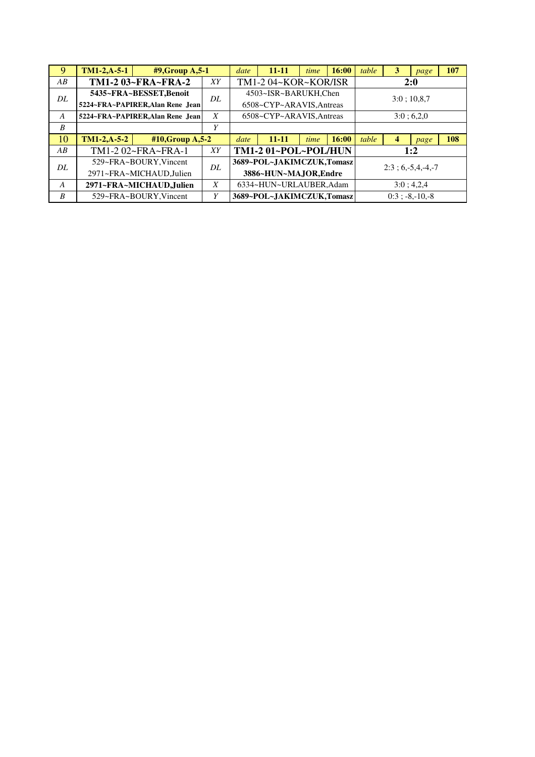| 9 | TM1-2,A-5-1 | #9,Group A,5-1 | | date | 11-11 | time | 16:00 | table | 3 | page | 107 |
|---|---|---|---|---|---|---|---|---|---|---|---|
| *AB* | **TM1-2 03~FRA~FRA-2** | | *XY* | TM1-2 04~KOR~KOR/ISR | | | | **2:0** | | | |
| *DL* | **5435~FRA~BESSET,Benoit**<br>**5224~FRA~PAPIRER,Alan Rene Jean** | | *DL* | 4503~ISR~BARUKH,Chen<br>6508~CYP~ARAVIS,Antreas | | | | 3:0 ; 10,8,7 | | | |
| *A* | **5224~FRA~PAPIRER,Alan Rene Jean** | | *X* | 6508~CYP~ARAVIS,Antreas | | | | 3:0 ; 6,2,0 | | | |
| *B* | | | *Y* | | | | | | | | |
| 10 | TM1-2,A-5-2 | #10,Group A,5-2 | | date | 11-11 | time | 16:00 | table | 4 | page | 108 |
| *AB* | TM1-2 02~FRA~FRA-1 | | *XY* | **TM1-2 01~POL~POL/HUN** | | | | **1:2** | | | |
| *DL* | 529~FRA~BOURY,Vincent<br>2971~FRA~MICHAUD,Julien | | *DL* | **3689~POL~JAKIMCZUK,Tomasz**<br>**3886~HUN~MAJOR,Endre** | | | | 2:3 ; 6,-5,4,-4,-7 | | | |
| *A* | **2971~FRA~MICHAUD,Julien** | | *X* | 6334~HUN~URLAUBER,Adam | | | | 3:0 ; 4,2,4 | | | |
| *B* | 529~FRA~BOURY,Vincent | | *Y* | **3689~POL~JAKIMCZUK,Tomasz** | | | | 0:3 ; -8,-10,-8 | | | |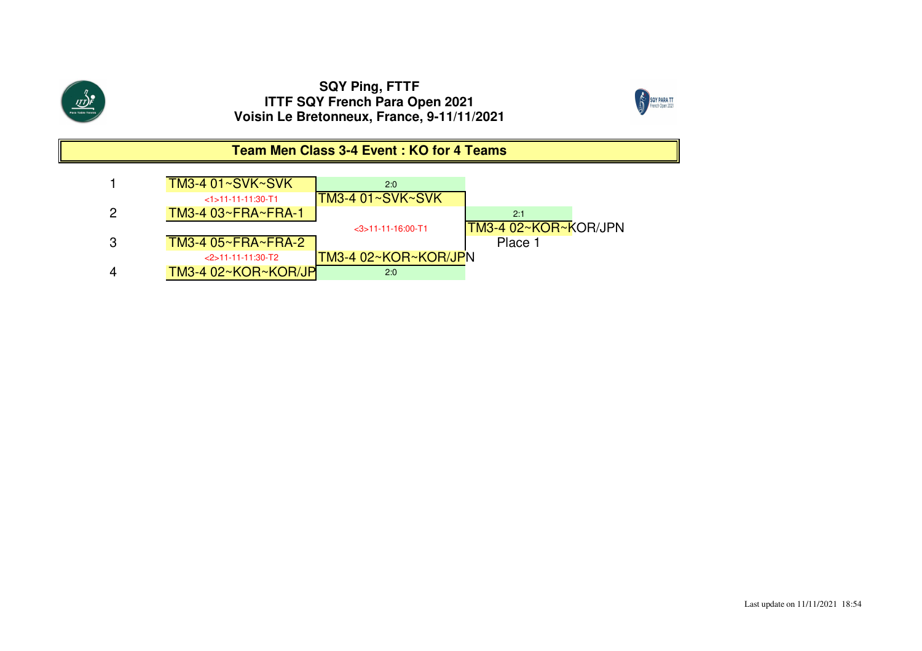**SQY Ping, FTTF**
**ITTF SQY French Para Open 2021**
**Voisin Le Bretonneux, France, 9-11/11/2021**

## Team Men Class 3-4 Event : KO for 4 Teams

| # | Round 1 | Semifinal winner | Final |
|---|---|---|---|
| 1 | TM3-4 01~SVK~SVK | 2:0 | |
| | <1>11-11-11:30-T1 | TM3-4 01~SVK~SVK | |
| 2 | TM3-4 03~FRA~FRA-1 | | 2:1 |
| | | <3>11-11-16:00-T1 | TM3-4 02~KOR~KOR/JPN |
| 3 | TM3-4 05~FRA~FRA-2 | | Place 1 |
| | <2>11-11-11:30-T2 | TM3-4 02~KOR~KOR/JPN | |
| 4 | TM3-4 02~KOR~KOR/JP | 2:0 | |

Last update on 11/11/2021 18:54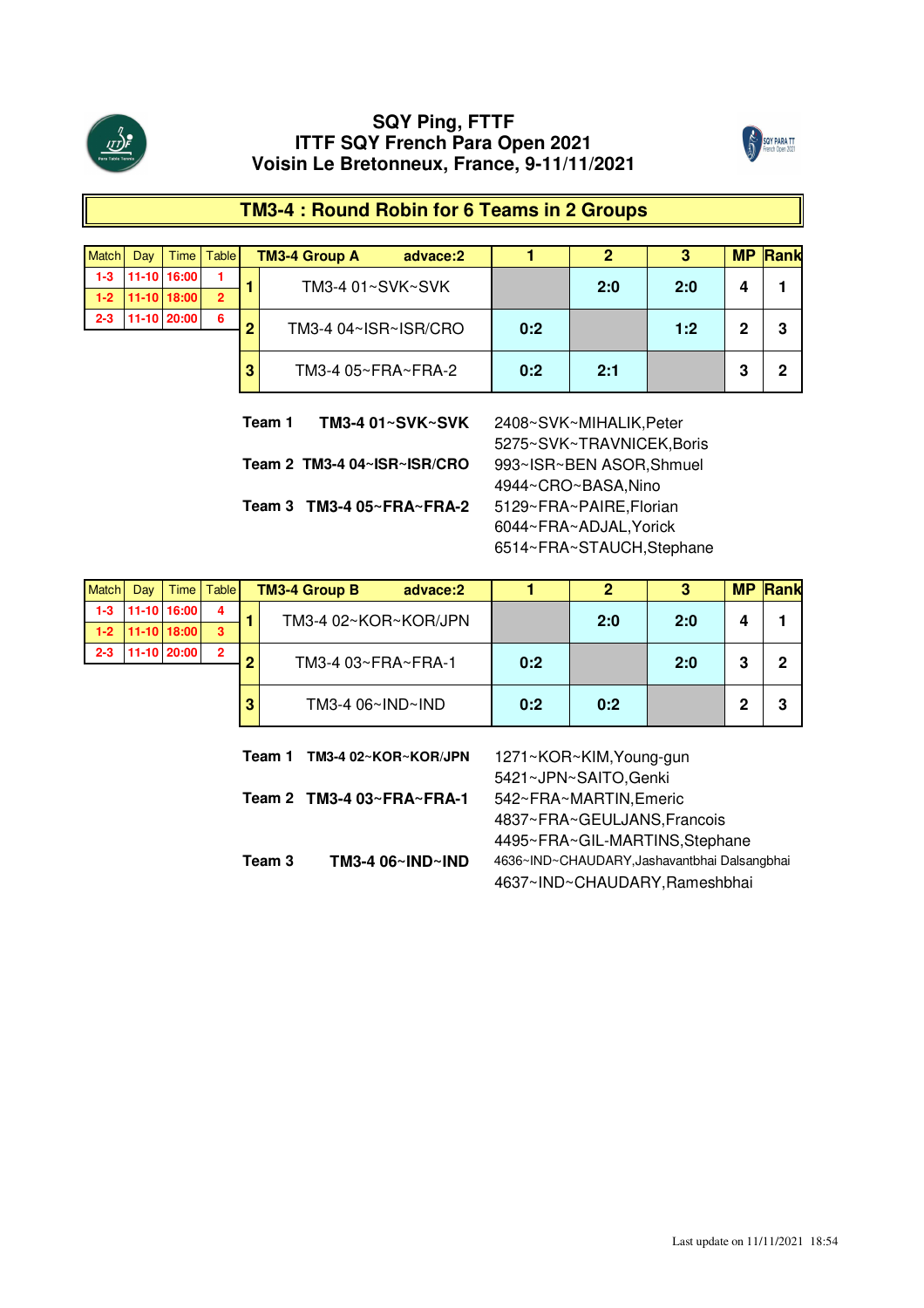# SQY Ping, FTTF
# ITTF SQY French Para Open 2021
# Voisin Le Bretonneux, France, 9-11/11/2021

## TM3-4 : Round Robin for 6 Teams in 2 Groups

| Match | Day | Time | Table |
|---|---|---|---|
| 1-3 | 11-10 | 16:00 | 1 |
| 1-2 | 11-10 | 18:00 | 2 |
| 2-3 | 11-10 | 20:00 | 6 |

| | TM3-4 Group A advace:2 | 1 | 2 | 3 | MP | Rank |
|---|---|---|---|---|---|---|
| 1 | TM3-4 01~SVK~SVK | | 2:0 | 2:0 | 4 | 1 |
| 2 | TM3-4 04~ISR~ISR/CRO | 0:2 | | 1:2 | 2 | 3 |
| 3 | TM3-4 05~FRA~FRA-2 | 0:2 | 2:1 | | 3 | 2 |

**Team 1 TM3-4 01~SVK~SVK**
2408~SVK~MIHALIK,Peter
5275~SVK~TRAVNICEK,Boris

**Team 2 TM3-4 04~ISR~ISR/CRO**
993~ISR~BEN ASOR,Shmuel
4944~CRO~BASA,Nino

**Team 3 TM3-4 05~FRA~FRA-2**
5129~FRA~PAIRE,Florian
6044~FRA~ADJAL,Yorick
6514~FRA~STAUCH,Stephane

| Match | Day | Time | Table |
|---|---|---|---|
| 1-3 | 11-10 | 16:00 | 4 |
| 1-2 | 11-10 | 18:00 | 3 |
| 2-3 | 11-10 | 20:00 | 2 |

| | TM3-4 Group B advace:2 | 1 | 2 | 3 | MP | Rank |
|---|---|---|---|---|---|---|
| 1 | TM3-4 02~KOR~KOR/JPN | | 2:0 | 2:0 | 4 | 1 |
| 2 | TM3-4 03~FRA~FRA-1 | 0:2 | | 2:0 | 3 | 2 |
| 3 | TM3-4 06~IND~IND | 0:2 | 0:2 | | 2 | 3 |

**Team 1 TM3-4 02~KOR~KOR/JPN**
1271~KOR~KIM,Young-gun
5421~JPN~SAITO,Genki

**Team 2 TM3-4 03~FRA~FRA-1**
542~FRA~MARTIN,Emeric
4837~FRA~GEULJANS,Francois
4495~FRA~GIL-MARTINS,Stephane

**Team 3 TM3-4 06~IND~IND**
4636~IND~CHAUDARY,Jashavantbhai Dalsangbhai
4637~IND~CHAUDARY,Rameshbhai

Last update on 11/11/2021 18:54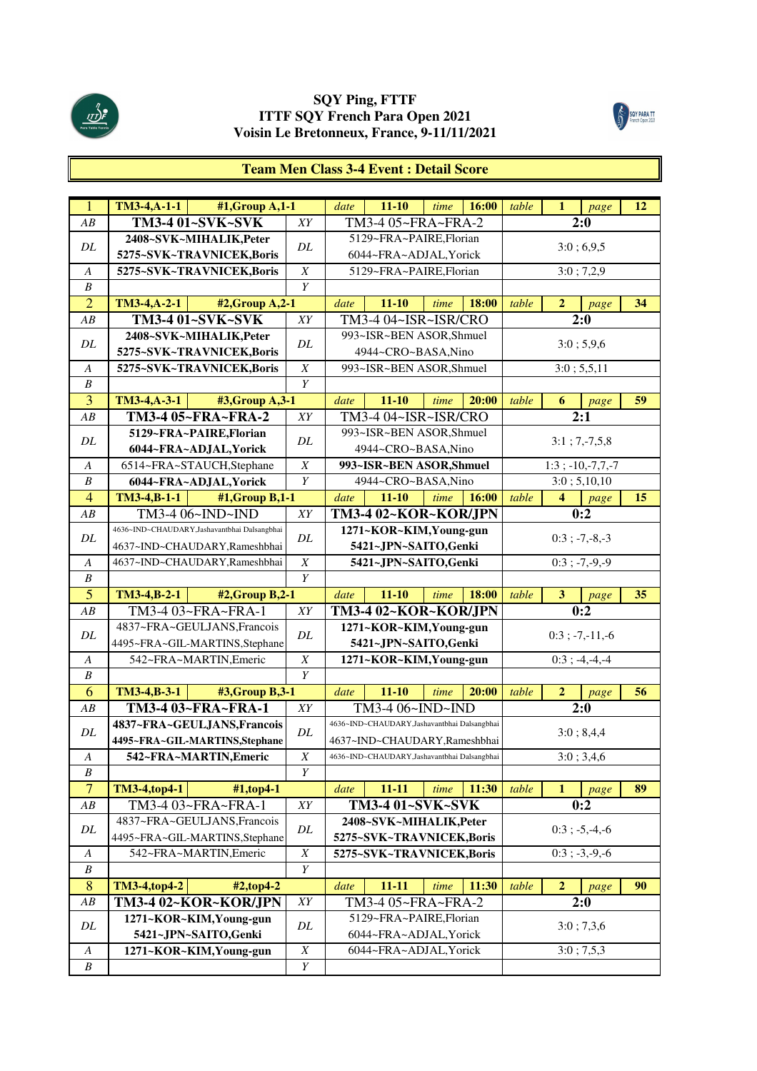# SQY Ping, FTTF
## ITTF SQY French Para Open 2021
### Voisin Le Bretonneux, France, 9-11/11/2021

## Team Men Class 3-4 Event : Detail Score

| | | | | | | | | | | |
|---|---|---|---|---|---|---|---|---|---|---|
| 1 | TM3-4,A-1-1 | #1,Group A,1-1 | date | 11-10 | time | 16:00 | table | 1 | page | 12 |
| AB | **TM3-4 01~SVK~SVK** | | XY | TM3-4 05~FRA~FRA-2 | | | | **2:0** | | |
| DL | **2408~SVK~MIHALIK,Peter**<br>**5275~SVK~TRAVNICEK,Boris** | | DL | 5129~FRA~PAIRE,Florian<br>6044~FRA~ADJAL,Yorick | | | | 3:0 ; 6,9,5 | | |
| A | **5275~SVK~TRAVNICEK,Boris** | | X | 5129~FRA~PAIRE,Florian | | | | 3:0 ; 7,2,9 | | |
| B | | | Y | | | | | | | |
| 2 | TM3-4,A-2-1 | #2,Group A,2-1 | date | 11-10 | time | 18:00 | table | 2 | page | 34 |
| AB | **TM3-4 01~SVK~SVK** | | XY | TM3-4 04~ISR~ISR/CRO | | | | **2:0** | | |
| DL | **2408~SVK~MIHALIK,Peter**<br>**5275~SVK~TRAVNICEK,Boris** | | DL | 993~ISR~BEN ASOR,Shmuel<br>4944~CRO~BASA,Nino | | | | 3:0 ; 5,9,6 | | |
| A | **5275~SVK~TRAVNICEK,Boris** | | X | 993~ISR~BEN ASOR,Shmuel | | | | 3:0 ; 5,5,11 | | |
| B | | | Y | | | | | | | |
| 3 | TM3-4,A-3-1 | #3,Group A,3-1 | date | 11-10 | time | 20:00 | table | 6 | page | 59 |
| AB | **TM3-4 05~FRA~FRA-2** | | XY | TM3-4 04~ISR~ISR/CRO | | | | **2:1** | | |
| DL | **5129~FRA~PAIRE,Florian**<br>**6044~FRA~ADJAL,Yorick** | | DL | 993~ISR~BEN ASOR,Shmuel<br>4944~CRO~BASA,Nino | | | | 3:1 ; 7,-7,5,8 | | |
| A | 6514~FRA~STAUCH,Stephane | | X | **993~ISR~BEN ASOR,Shmuel** | | | | 1:3 ; -10,-7,7,-7 | | |
| B | **6044~FRA~ADJAL,Yorick** | | Y | 4944~CRO~BASA,Nino | | | | 3:0 ; 5,10,10 | | |
| 4 | TM3-4,B-1-1 | #1,Group B,1-1 | date | 11-10 | time | 16:00 | table | 4 | page | 15 |
| AB | TM3-4 06~IND~IND | | XY | **TM3-4 02~KOR~KOR/JPN** | | | | **0:2** | | |
| DL | 4636~IND~CHAUDARY,Jashavantbhai Dalsangbhai<br>4637~IND~CHAUDARY,Rameshbhai | | DL | **1271~KOR~KIM,Young-gun**<br>**5421~JPN~SAITO,Genki** | | | | 0:3 ; -7,-8,-3 | | |
| A | 4637~IND~CHAUDARY,Rameshbhai | | X | **5421~JPN~SAITO,Genki** | | | | 0:3 ; -7,-9,-9 | | |
| B | | | Y | | | | | | | |
| 5 | TM3-4,B-2-1 | #2,Group B,2-1 | date | 11-10 | time | 18:00 | table | 3 | page | 35 |
| AB | TM3-4 03~FRA~FRA-1 | | XY | **TM3-4 02~KOR~KOR/JPN** | | | | **0:2** | | |
| DL | 4837~FRA~GEULJANS,Francois<br>4495~FRA~GIL-MARTINS,Stephane | | DL | **1271~KOR~KIM,Young-gun**<br>**5421~JPN~SAITO,Genki** | | | | 0:3 ; -7,-11,-6 | | |
| A | 542~FRA~MARTIN,Emeric | | X | **1271~KOR~KIM,Young-gun** | | | | 0:3 ; -4,-4,-4 | | |
| B | | | Y | | | | | | | |
| 6 | TM3-4,B-3-1 | #3,Group B,3-1 | date | 11-10 | time | 20:00 | table | 2 | page | 56 |
| AB | **TM3-4 03~FRA~FRA-1** | | XY | TM3-4 06~IND~IND | | | | **2:0** | | |
| DL | **4837~FRA~GEULJANS,Francois**<br>**4495~FRA~GIL-MARTINS,Stephane** | | DL | 4636~IND~CHAUDARY,Jashavantbhai Dalsangbhai<br>4637~IND~CHAUDARY,Rameshbhai | | | | 3:0 ; 8,4,4 | | |
| A | **542~FRA~MARTIN,Emeric** | | X | 4636~IND~CHAUDARY,Jashavantbhai Dalsangbhai | | | | 3:0 ; 3,4,6 | | |
| B | | | Y | | | | | | | |
| 7 | TM3-4,top4-1 | #1,top4-1 | date | 11-11 | time | 11:30 | table | 1 | page | 89 |
| AB | TM3-4 03~FRA~FRA-1 | | XY | **TM3-4 01~SVK~SVK** | | | | **0:2** | | |
| DL | 4837~FRA~GEULJANS,Francois<br>4495~FRA~GIL-MARTINS,Stephane | | DL | **2408~SVK~MIHALIK,Peter**<br>**5275~SVK~TRAVNICEK,Boris** | | | | 0:3 ; -5,-4,-6 | | |
| A | 542~FRA~MARTIN,Emeric | | X | **5275~SVK~TRAVNICEK,Boris** | | | | 0:3 ; -3,-9,-6 | | |
| B | | | Y | | | | | | | |
| 8 | TM3-4,top4-2 | #2,top4-2 | date | 11-11 | time | 11:30 | table | 2 | page | 90 |
| AB | **TM3-4 02~KOR~KOR/JPN** | | XY | TM3-4 05~FRA~FRA-2 | | | | **2:0** | | |
| DL | **1271~KOR~KIM,Young-gun**<br>**5421~JPN~SAITO,Genki** | | DL | 5129~FRA~PAIRE,Florian<br>6044~FRA~ADJAL,Yorick | | | | 3:0 ; 7,3,6 | | |
| A | **1271~KOR~KIM,Young-gun** | | X | 6044~FRA~ADJAL,Yorick | | | | 3:0 ; 7,5,3 | | |
| B | | | Y | | | | | | | |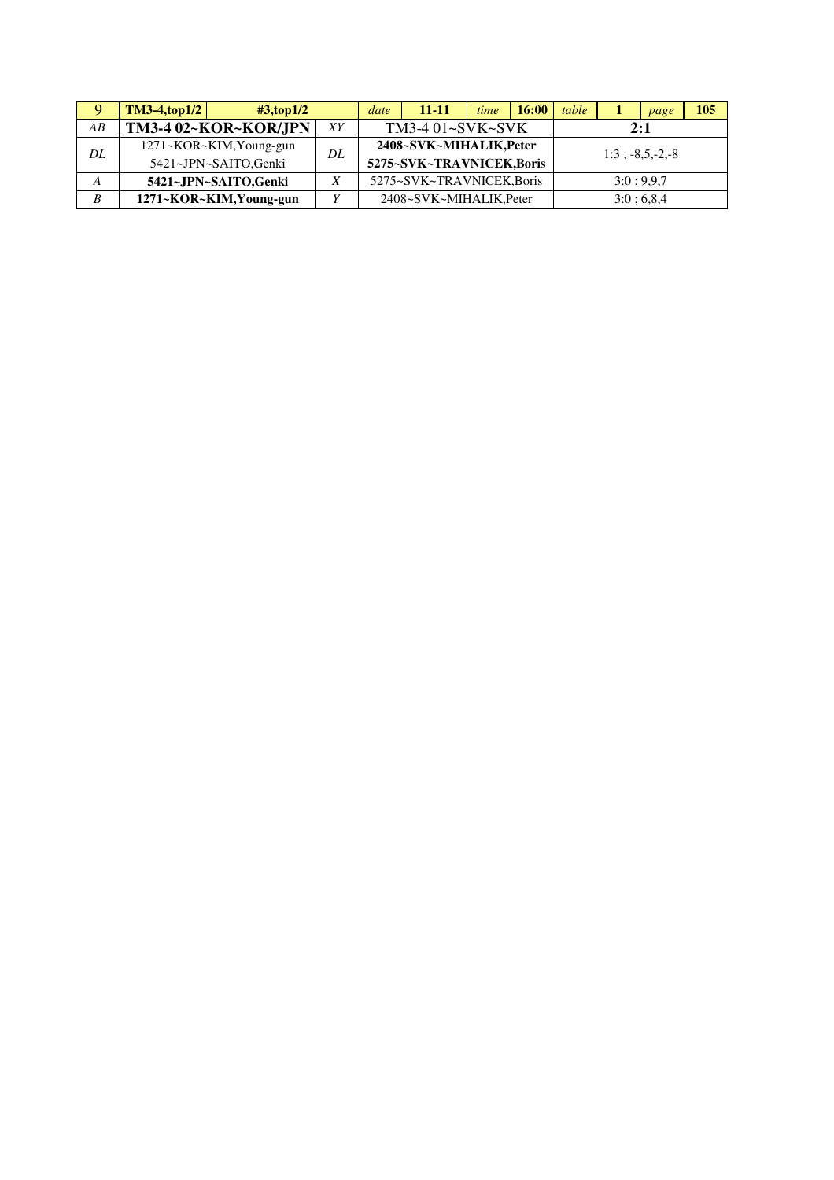| 9 | TM3-4,top1/2 | #3,top1/2 | | date | 11-11 | time | 16:00 | table | 1 | page | 105 |
|---|---|---|---|---|---|---|---|---|---|---|---|
| *AB* | **TM3-4 02~KOR~KOR/JPN** | | *XY* | TM3-4 01~SVK~SVK | | | | **2:1** | | | |
| *DL* | 1271~KOR~KIM,Young-gun<br>5421~JPN~SAITO,Genki | | *DL* | **2408~SVK~MIHALIK,Peter**<br>**5275~SVK~TRAVNICEK,Boris** | | | | 1:3 ; -8,5,-2,-8 | | | |
| *A* | **5421~JPN~SAITO,Genki** | | *X* | 5275~SVK~TRAVNICEK,Boris | | | | 3:0 ; 9,9,7 | | | |
| *B* | **1271~KOR~KIM,Young-gun** | | *Y* | 2408~SVK~MIHALIK,Peter | | | | 3:0 ; 6,8,4 | | | |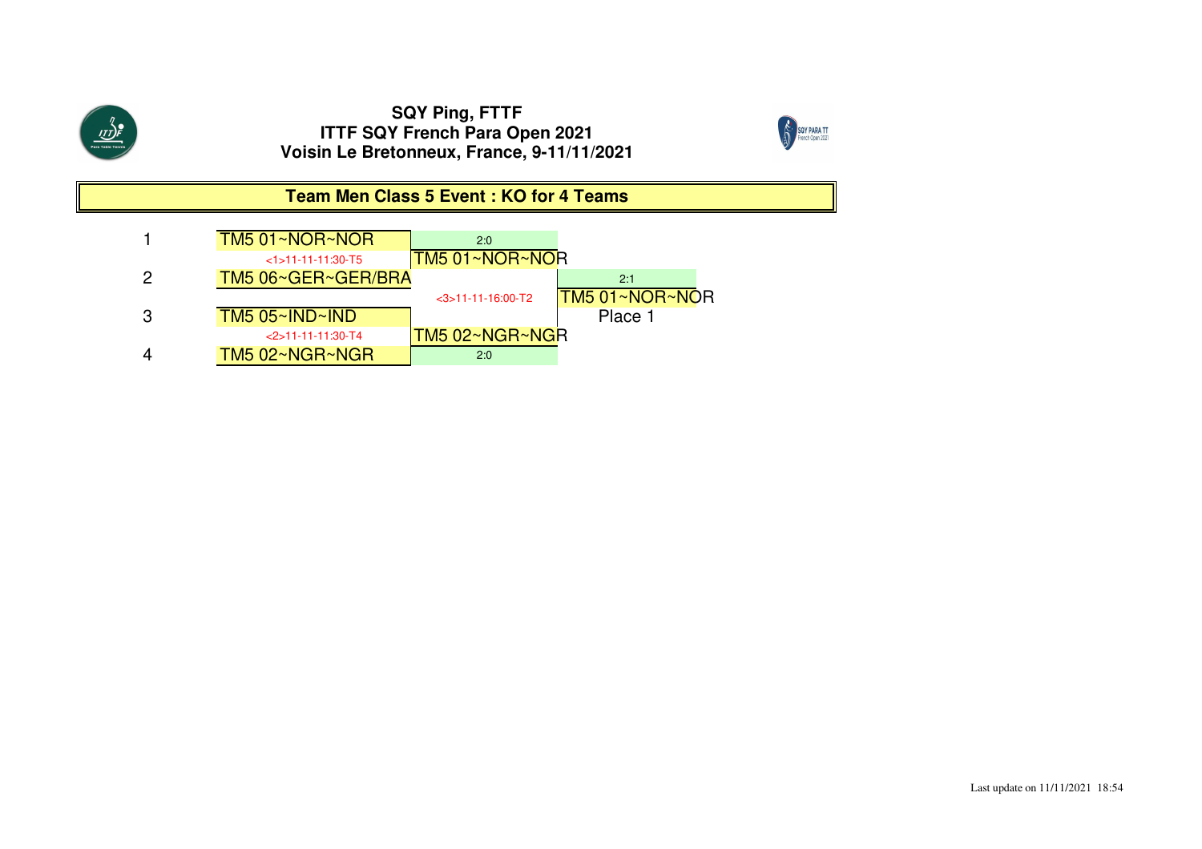**SQY Ping, FTTF**
**ITTF SQY French Para Open 2021**
**Voisin Le Bretonneux, France, 9-11/11/2021**

## Team Men Class 5 Event : KO for 4 Teams

| Seed | Round 1 | Round 2 | Final |
|---|---|---|---|
| 1 | TM5 01~NOR~NOR | | |
| | <1>11-11-11:30-T5 | 2:0 TM5 01~NOR~NOR | |
| 2 | TM5 06~GER~GER/BRA | | |
| | | <3>11-11-16:00-T2 | 2:1 TM5 01~NOR~NOR Place 1 |
| 3 | TM5 05~IND~IND | | |
| | <2>11-11-11:30-T4 | TM5 02~NGR~NGR 2:0 | |
| 4 | TM5 02~NGR~NGR | | |

Last update on 11/11/2021 18:54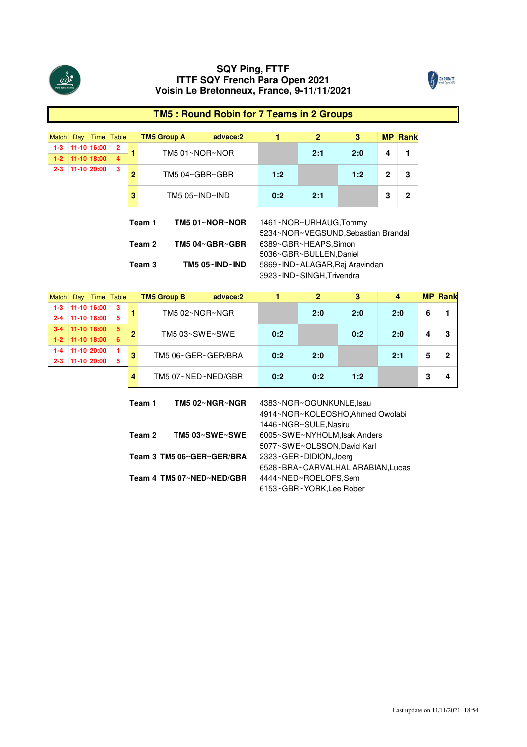# SQY Ping, FTTF
# ITTF SQY French Para Open 2021
# Voisin Le Bretonneux, France, 9-11/11/2021

## TM5 : Round Robin for 7 Teams in 2 Groups

| Match | Day | Time | Table |
|---|---|---|---|
| 1-3 | 11-10 | 16:00 | 2 |
| 1-2 | 11-10 | 18:00 | 4 |
| 2-3 | 11-10 | 20:00 | 3 |

| | TM5 Group A advace:2 | 1 | 2 | 3 | MP | Rank |
|---|---|---|---|---|---|---|
| 1 | TM5 01~NOR~NOR | | 2:1 | 2:0 | 4 | 1 |
| 2 | TM5 04~GBR~GBR | 1:2 | | 1:2 | 2 | 3 |
| 3 | TM5 05~IND~IND | 0:2 | 2:1 | | 3 | 2 |

| | | |
|---|---|---|
| Team 1 | TM5 01~NOR~NOR | 1461~NOR~URHAUG,Tommy<br>5234~NOR~VEGSUND,Sebastian Brandal |
| Team 2 | TM5 04~GBR~GBR | 6389~GBR~HEAPS,Simon<br>5036~GBR~BULLEN,Daniel |
| Team 3 | TM5 05~IND~IND | 5869~IND~ALAGAR,Raj Aravindan<br>3923~IND~SINGH,Trivendra |

| Match | Day | Time | Table |
|---|---|---|---|
| 1-3 | 11-10 | 16:00 | 3 |
| 2-4 | 11-10 | 16:00 | 5 |
| 3-4 | 11-10 | 18:00 | 5 |
| 1-2 | 11-10 | 18:00 | 6 |
| 1-4 | 11-10 | 20:00 | 1 |
| 2-3 | 11-10 | 20:00 | 5 |

| | TM5 Group B advace:2 | 1 | 2 | 3 | 4 | MP | Rank |
|---|---|---|---|---|---|---|---|
| 1 | TM5 02~NGR~NGR | | 2:0 | 2:0 | 2:0 | 6 | 1 |
| 2 | TM5 03~SWE~SWE | 0:2 | | 0:2 | 2:0 | 4 | 3 |
| 3 | TM5 06~GER~GER/BRA | 0:2 | 2:0 | | 2:1 | 5 | 2 |
| 4 | TM5 07~NED~NED/GBR | 0:2 | 0:2 | 1:2 | | 3 | 4 |

| | | |
|---|---|---|
| Team 1 | TM5 02~NGR~NGR | 4383~NGR~OGUNKUNLE,Isau<br>4914~NGR~KOLEOSHO,Ahmed Owolabi<br>1446~NGR~SULE,Nasiru |
| Team 2 | TM5 03~SWE~SWE | 6005~SWE~NYHOLM,Isak Anders<br>5077~SWE~OLSSON,David Karl |
| Team 3 | TM5 06~GER~GER/BRA | 2323~GER~DIDION,Joerg<br>6528~BRA~CARVALHAL ARABIAN,Lucas |
| Team 4 | TM5 07~NED~NED/GBR | 4444~NED~ROELOFS,Sem<br>6153~GBR~YORK,Lee Rober |

Last update on 11/11/2021 18:54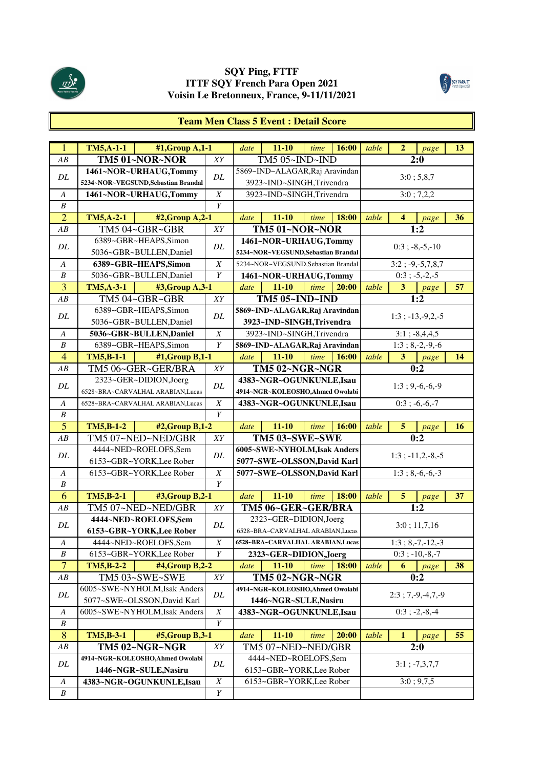# SQY Ping, FTTF
# ITTF SQY French Para Open 2021
# Voisin Le Bretonneux, France, 9-11/11/2021

## Team Men Class 5 Event : Detail Score

| | | | | | | | | | | | | |
|---|---|---|---|---|---|---|---|---|---|---|---|---|
| 1 | TM5,A-1-1 | #1,Group A,1-1 | | date | 11-10 | time | 16:00 | table | 2 | page | 13 | |
| AB | TM5 01~NOR~NOR | | XY | TM5 05~IND~IND | | | | 2:0 | | | | |
| DL | 1461~NOR~URHAUG,Tommy<br>5234~NOR~VEGSUND,Sebastian Brandal | | DL | 5869~IND~ALAGAR,Raj Aravindan<br>3923~IND~SINGH,Trivendra | | | | 3:0 ; 5,8,7 | | | | |
| A | 1461~NOR~URHAUG,Tommy | | X | 3923~IND~SINGH,Trivendra | | | | 3:0 ; 7,2,2 | | | | |
| B | | | Y | | | | | | | | | |
| 2 | TM5,A-2-1 | #2,Group A,2-1 | | date | 11-10 | time | 18:00 | table | 4 | page | 36 | |
| AB | TM5 04~GBR~GBR | | XY | TM5 01~NOR~NOR | | | | 1:2 | | | | |
| DL | 6389~GBR~HEAPS,Simon<br>5036~GBR~BULLEN,Daniel | | DL | 1461~NOR~URHAUG,Tommy<br>5234~NOR~VEGSUND,Sebastian Brandal | | | | 0:3 ; -8,-5,-10 | | | | |
| A | 6389~GBR~HEAPS,Simon | | X | 5234~NOR~VEGSUND,Sebastian Brandal | | | | 3:2 ; -9,-5,7,8,7 | | | | |
| B | 5036~GBR~BULLEN,Daniel | | Y | 1461~NOR~URHAUG,Tommy | | | | 0:3 ; -5,-2,-5 | | | | |
| 3 | TM5,A-3-1 | #3,Group A,3-1 | | date | 11-10 | time | 20:00 | table | 3 | page | 57 | |
| AB | TM5 04~GBR~GBR | | XY | TM5 05~IND~IND | | | | 1:2 | | | | |
| DL | 6389~GBR~HEAPS,Simon<br>5036~GBR~BULLEN,Daniel | | DL | 5869~IND~ALAGAR,Raj Aravindan<br>3923~IND~SINGH,Trivendra | | | | 1:3 ; -13,-9,2,-5 | | | | |
| A | 5036~GBR~BULLEN,Daniel | | X | 3923~IND~SINGH,Trivendra | | | | 3:1 ; -8,4,4,5 | | | | |
| B | 6389~GBR~HEAPS,Simon | | Y | 5869~IND~ALAGAR,Raj Aravindan | | | | 1:3 ; 8,-2,-9,-6 | | | | |
| 4 | TM5,B-1-1 | #1,Group B,1-1 | | date | 11-10 | time | 16:00 | table | 3 | page | 14 | |
| AB | TM5 06~GER~GER/BRA | | XY | TM5 02~NGR~NGR | | | | 0:2 | | | | |
| DL | 2323~GER~DIDION,Joerg<br>6528~BRA~CARVALHAL ARABIAN,Lucas | | DL | 4383~NGR~OGUNKUNLE,Isau<br>4914~NGR~KOLEOSHO,Ahmed Owolabi | | | | 1:3 ; 9,-6,-6,-9 | | | | |
| A | 6528~BRA~CARVALHAL ARABIAN,Lucas | | X | 4383~NGR~OGUNKUNLE,Isau | | | | 0:3 ; -6,-6,-7 | | | | |
| B | | | Y | | | | | | | | | |
| 5 | TM5,B-1-2 | #2,Group B,1-2 | | date | 11-10 | time | 16:00 | table | 5 | page | 16 | |
| AB | TM5 07~NED~NED/GBR | | XY | TM5 03~SWE~SWE | | | | 0:2 | | | | |
| DL | 4444~NED~ROELOFS,Sem<br>6153~GBR~YORK,Lee Rober | | DL | 6005~SWE~NYHOLM,Isak Anders<br>5077~SWE~OLSSON,David Karl | | | | 1:3 ; -11,2,-8,-5 | | | | |
| A | 6153~GBR~YORK,Lee Rober | | X | 5077~SWE~OLSSON,David Karl | | | | 1:3 ; 8,-6,-6,-3 | | | | |
| B | | | Y | | | | | | | | | |
| 6 | TM5,B-2-1 | #3,Group B,2-1 | | date | 11-10 | time | 18:00 | table | 5 | page | 37 | |
| AB | TM5 07~NED~NED/GBR | | XY | TM5 06~GER~GER/BRA | | | | 1:2 | | | | |
| DL | 4444~NED~ROELOFS,Sem<br>6153~GBR~YORK,Lee Rober | | DL | 2323~GER~DIDION,Joerg<br>6528~BRA~CARVALHAL ARABIAN,Lucas | | | | 3:0 ; 11,7,16 | | | | |
| A | 4444~NED~ROELOFS,Sem | | X | 6528~BRA~CARVALHAL ARABIAN,Lucas | | | | 1:3 ; 8,-7,-12,-3 | | | | |
| B | 6153~GBR~YORK,Lee Rober | | Y | 2323~GER~DIDION,Joerg | | | | 0:3 ; -10,-8,-7 | | | | |
| 7 | TM5,B-2-2 | #4,Group B,2-2 | | date | 11-10 | time | 18:00 | table | 6 | page | 38 | |
| AB | TM5 03~SWE~SWE | | XY | TM5 02~NGR~NGR | | | | 0:2 | | | | |
| DL | 6005~SWE~NYHOLM,Isak Anders<br>5077~SWE~OLSSON,David Karl | | DL | 4914~NGR~KOLEOSHO,Ahmed Owolabi<br>1446~NGR~SULE,Nasiru | | | | 2:3 ; 7,-9,-4,7,-9 | | | | |
| A | 6005~SWE~NYHOLM,Isak Anders | | X | 4383~NGR~OGUNKUNLE,Isau | | | | 0:3 ; -2,-8,-4 | | | | |
| B | | | Y | | | | | | | | | |
| 8 | TM5,B-3-1 | #5,Group B,3-1 | | date | 11-10 | time | 20:00 | table | 1 | page | 55 | |
| AB | TM5 02~NGR~NGR | | XY | TM5 07~NED~NED/GBR | | | | 2:0 | | | | |
| DL | 4914~NGR~KOLEOSHO,Ahmed Owolabi<br>1446~NGR~SULE,Nasiru | | DL | 4444~NED~ROELOFS,Sem<br>6153~GBR~YORK,Lee Rober | | | | 3:1 ; -7,3,7,7 | | | | |
| A | 4383~NGR~OGUNKUNLE,Isau | | X | 6153~GBR~YORK,Lee Rober | | | | 3:0 ; 9,7,5 | | | | |
| B | | | Y | | | | | | | | | |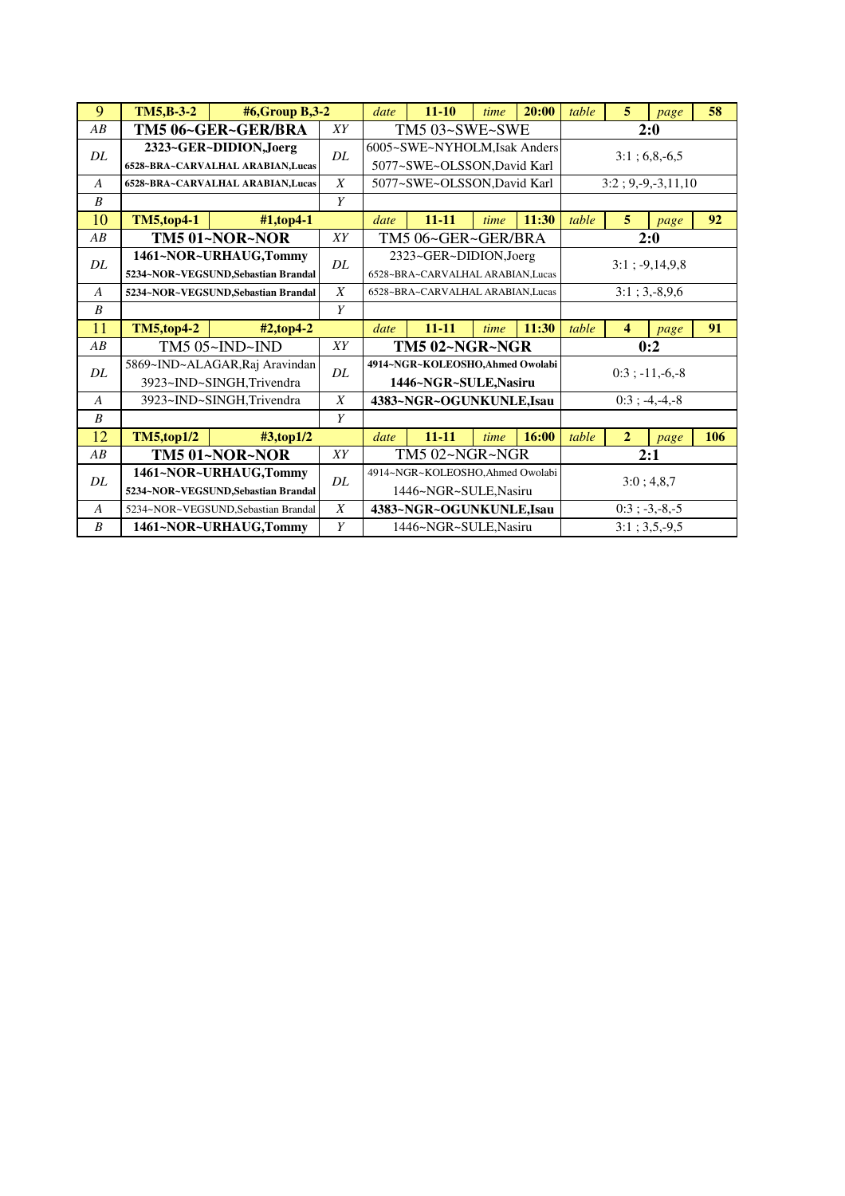| 9 | TM5,B-3-2 | #6,Group B,3-2 | date | 11-10 | time | 20:00 | table | 5 | page | 58 |
|---|---|---|---|---|---|---|---|---|---|---|
| AB | TM5 06~GER~GER/BRA | | XY | TM5 03~SWE~SWE | | | 2:0 | | | |
| DL | 2323~GER~DIDION,Joerg<br>6528~BRA~CARVALHAL ARABIAN,Lucas | | DL | 6005~SWE~NYHOLM,Isak Anders<br>5077~SWE~OLSSON,David Karl | | | 3:1 ; 6,8,-6,5 | | | |
| A | 6528~BRA~CARVALHAL ARABIAN,Lucas | | X | 5077~SWE~OLSSON,David Karl | | | 3:2 ; 9,-9,-3,11,10 | | | |
| B | | | Y | | | | | | | |
| 10 | TM5,top4-1 | #1,top4-1 | date | 11-11 | time | 11:30 | table | 5 | page | 92 |
| AB | TM5 01~NOR~NOR | | XY | TM5 06~GER~GER/BRA | | | 2:0 | | | |
| DL | 1461~NOR~URHAUG,Tommy<br>5234~NOR~VEGSUND,Sebastian Brandal | | DL | 2323~GER~DIDION,Joerg<br>6528~BRA~CARVALHAL ARABIAN,Lucas | | | 3:1 ; -9,14,9,8 | | | |
| A | 5234~NOR~VEGSUND,Sebastian Brandal | | X | 6528~BRA~CARVALHAL ARABIAN,Lucas | | | 3:1 ; 3,-8,9,6 | | | |
| B | | | Y | | | | | | | |
| 11 | TM5,top4-2 | #2,top4-2 | date | 11-11 | time | 11:30 | table | 4 | page | 91 |
| AB | TM5 05~IND~IND | | XY | TM5 02~NGR~NGR | | | 0:2 | | | |
| DL | 5869~IND~ALAGAR,Raj Aravindan<br>3923~IND~SINGH,Trivendra | | DL | 4914~NGR~KOLEOSHO,Ahmed Owolabi<br>1446~NGR~SULE,Nasiru | | | 0:3 ; -11,-6,-8 | | | |
| A | 3923~IND~SINGH,Trivendra | | X | 4383~NGR~OGUNKUNLE,Isau | | | 0:3 ; -4,-4,-8 | | | |
| B | | | Y | | | | | | | |
| 12 | TM5,top1/2 | #3,top1/2 | date | 11-11 | time | 16:00 | table | 2 | page | 106 |
| AB | TM5 01~NOR~NOR | | XY | TM5 02~NGR~NGR | | | 2:1 | | | |
| DL | 1461~NOR~URHAUG,Tommy<br>5234~NOR~VEGSUND,Sebastian Brandal | | DL | 4914~NGR~KOLEOSHO,Ahmed Owolabi<br>1446~NGR~SULE,Nasiru | | | 3:0 ; 4,8,7 | | | |
| A | 5234~NOR~VEGSUND,Sebastian Brandal | | X | 4383~NGR~OGUNKUNLE,Isau | | | 0:3 ; -3,-8,-5 | | | |
| B | 1461~NOR~URHAUG,Tommy | | Y | 1446~NGR~SULE,Nasiru | | | 3:1 ; 3,5,-9,5 | | | |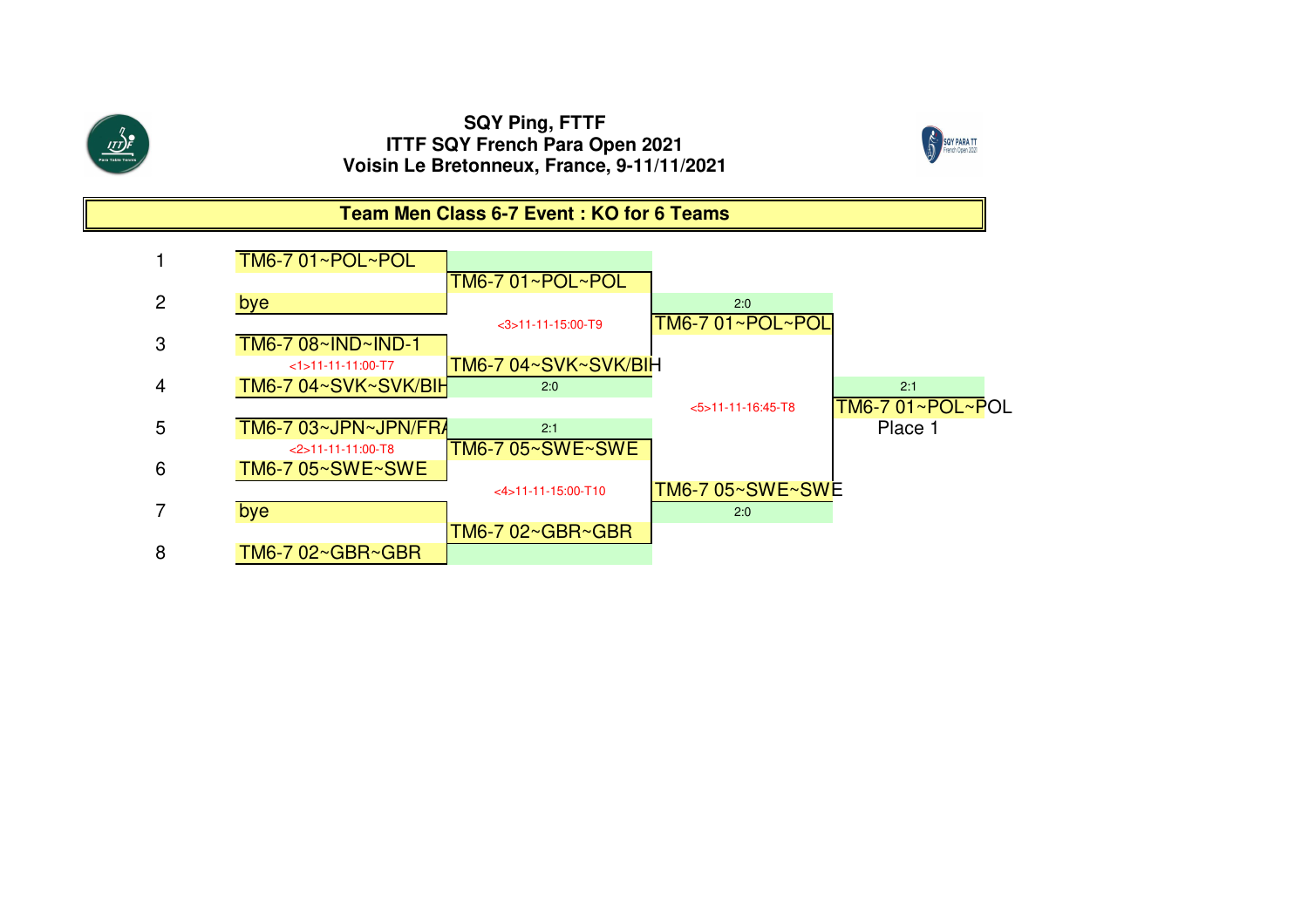**SQY Ping, FTTF**
**ITTF SQY French Para Open 2021**
**Voisin Le Bretonneux, France, 9-11/11/2021**

## Team Men Class 6-7 Event : KO for 6 Teams

| # | Round 1 | Semifinals | Final | Winner |
|---|---|---|---|---|
| 1 | TM6-7 01~POL~POL | TM6-7 01~POL~POL | | |
| 2 | bye | <3>11-11-15:00-T9 | TM6-7 01~POL~POL (2:0) | |
| 3 | TM6-7 08~IND~IND-1 (<1>11-11-11:00-T7) | TM6-7 04~SVK~SVK/BIH | | |
| 4 | TM6-7 04~SVK~SVK/BIH | 2:0 | <5>11-11-16:45-T8 | TM6-7 01~POL~POL (2:1) Place 1 |
| 5 | TM6-7 03~JPN~JPN/FRA (<2>11-11-11:00-T8) | TM6-7 05~SWE~SWE (2:1) | | |
| 6 | TM6-7 05~SWE~SWE | <4>11-11-15:00-T10 | TM6-7 05~SWE~SWE (2:0) | |
| 7 | bye | TM6-7 02~GBR~GBR | | |
| 8 | TM6-7 02~GBR~GBR | | | |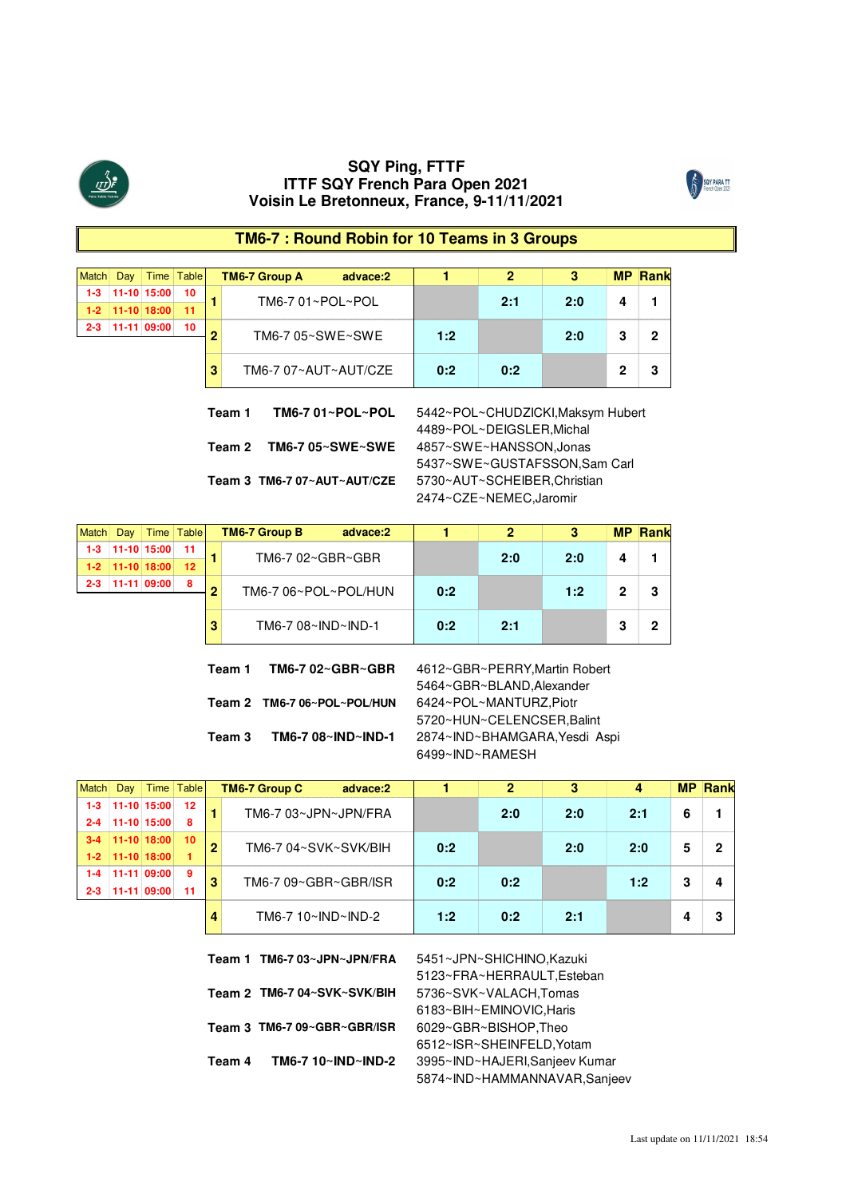# SQY Ping, FTTF
# ITTF SQY French Para Open 2021
# Voisin Le Bretonneux, France, 9-11/11/2021

## TM6-7 : Round Robin for 10 Teams in 3 Groups

| Match | Day | Time | Table |
|---|---|---|---|
| 1-3 | 11-10 | 15:00 | 10 |
| 1-2 | 11-10 | 18:00 | 11 |
| 2-3 | 11-11 | 09:00 | 10 |

| | TM6-7 Group A advace:2 | 1 | 2 | 3 | MP | Rank |
|---|---|---|---|---|---|---|
| 1 | TM6-7 01~POL~POL | | 2:1 | 2:0 | 4 | 1 |
| 2 | TM6-7 05~SWE~SWE | 1:2 | | 2:0 | 3 | 2 |
| 3 | TM6-7 07~AUT~AUT/CZE | 0:2 | 0:2 | | 2 | 3 |

| Team | | Players |
|---|---|---|
| Team 1 | TM6-7 01~POL~POL | 5442~POL~CHUDZICKI,Maksym Hubert<br>4489~POL~DEIGSLER,Michal |
| Team 2 | TM6-7 05~SWE~SWE | 4857~SWE~HANSSON,Jonas<br>5437~SWE~GUSTAFSSON,Sam Carl |
| Team 3 | TM6-7 07~AUT~AUT/CZE | 5730~AUT~SCHEIBER,Christian<br>2474~CZE~NEMEC,Jaromir |

| Match | Day | Time | Table |
|---|---|---|---|
| 1-3 | 11-10 | 15:00 | 11 |
| 1-2 | 11-10 | 18:00 | 12 |
| 2-3 | 11-11 | 09:00 | 8 |

| | TM6-7 Group B advace:2 | 1 | 2 | 3 | MP | Rank |
|---|---|---|---|---|---|---|
| 1 | TM6-7 02~GBR~GBR | | 2:0 | 2:0 | 4 | 1 |
| 2 | TM6-7 06~POL~POL/HUN | 0:2 | | 1:2 | 2 | 3 |
| 3 | TM6-7 08~IND~IND-1 | 0:2 | 2:1 | | 3 | 2 |

| Team | | Players |
|---|---|---|
| Team 1 | TM6-7 02~GBR~GBR | 4612~GBR~PERRY,Martin Robert<br>5464~GBR~BLAND,Alexander |
| Team 2 | TM6-7 06~POL~POL/HUN | 6424~POL~MANTURZ,Piotr<br>5720~HUN~CELENCSER,Balint |
| Team 3 | TM6-7 08~IND~IND-1 | 2874~IND~BHAMGARA,Yesdi Aspi<br>6499~IND~RAMESH |

| Match | Day | Time | Table |
|---|---|---|---|
| 1-3 | 11-10 | 15:00 | 12 |
| 2-4 | 11-10 | 15:00 | 8 |
| 3-4 | 11-10 | 18:00 | 10 |
| 1-2 | 11-10 | 18:00 | 1 |
| 1-4 | 11-11 | 09:00 | 9 |
| 2-3 | 11-11 | 09:00 | 11 |

| | TM6-7 Group C advace:2 | 1 | 2 | 3 | 4 | MP | Rank |
|---|---|---|---|---|---|---|---|
| 1 | TM6-7 03~JPN~JPN/FRA | | 2:0 | 2:0 | 2:1 | 6 | 1 |
| 2 | TM6-7 04~SVK~SVK/BIH | 0:2 | | 2:0 | 2:0 | 5 | 2 |
| 3 | TM6-7 09~GBR~GBR/ISR | 0:2 | 0:2 | | 1:2 | 3 | 4 |
| 4 | TM6-7 10~IND~IND-2 | 1:2 | 0:2 | 2:1 | | 4 | 3 |

| Team | | Players |
|---|---|---|
| Team 1 | TM6-7 03~JPN~JPN/FRA | 5451~JPN~SHICHINO,Kazuki<br>5123~FRA~HERRAULT,Esteban |
| Team 2 | TM6-7 04~SVK~SVK/BIH | 5736~SVK~VALACH,Tomas<br>6183~BIH~EMINOVIC,Haris |
| Team 3 | TM6-7 09~GBR~GBR/ISR | 6029~GBR~BISHOP,Theo<br>6512~ISR~SHEINFELD,Yotam |
| Team 4 | TM6-7 10~IND~IND-2 | 3995~IND~HAJERI,Sanjeev Kumar<br>5874~IND~HAMMANNAVAR,Sanjeev |

Last update on 11/11/2021 18:54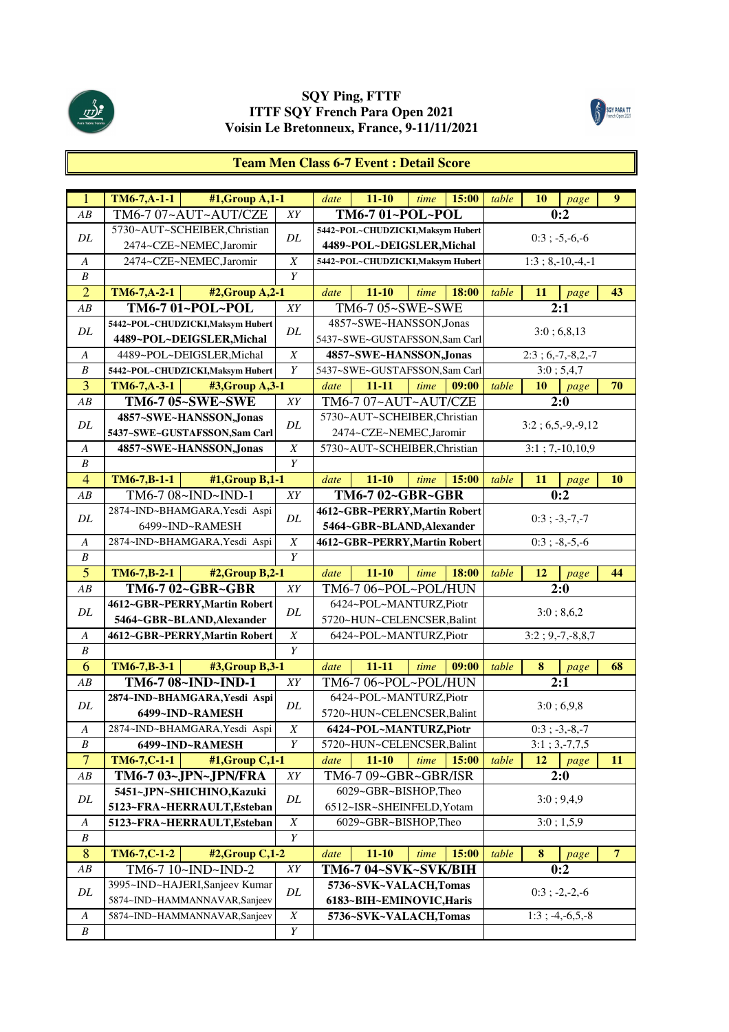# SQY Ping, FTTF
# ITTF SQY French Para Open 2021
# Voisin Le Bretonneux, France, 9-11/11/2021

## Team Men Class 6-7 Event : Detail Score

| | | | | | | | | | | |
|---|---|---|---|---|---|---|---|---|---|---|
| 1 | TM6-7,A-1-1 | #1,Group A,1-1 | date | 11-10 | time | 15:00 | table | 10 | page | 9 |
| AB | TM6-7 07~AUT~AUT/CZE | XY | **TM6-7 01~POL~POL** | | | | **0:2** | | | |
| DL | 5730~AUT~SCHEIBER,Christian<br>2474~CZE~NEMEC,Jaromir | DL | **5442~POL~CHUDZICKI,Maksym Hubert<br>4489~POL~DEIGSLER,Michal** | | | | 0:3 ; -5,-6,-6 | | | |
| A | 2474~CZE~NEMEC,Jaromir | X | **5442~POL~CHUDZICKI,Maksym Hubert** | | | | 1:3 ; 8,-10,-4,-1 | | | |
| B | | Y | | | | | | | | |
| 2 | TM6-7,A-2-1 | #2,Group A,2-1 | date | 11-10 | time | 18:00 | table | 11 | page | 43 |
| AB | **TM6-7 01~POL~POL** | XY | TM6-7 05~SWE~SWE | | | | **2:1** | | | |
| DL | **5442~POL~CHUDZICKI,Maksym Hubert<br>4489~POL~DEIGSLER,Michal** | DL | 4857~SWE~HANSSON,Jonas<br>5437~SWE~GUSTAFSSON,Sam Carl | | | | 3:0 ; 6,8,13 | | | |
| A | 4489~POL~DEIGSLER,Michal | X | **4857~SWE~HANSSON,Jonas** | | | | 2:3 ; 6,-7,-8,2,-7 | | | |
| B | **5442~POL~CHUDZICKI,Maksym Hubert** | Y | 5437~SWE~GUSTAFSSON,Sam Carl | | | | 3:0 ; 5,4,7 | | | |
| 3 | TM6-7,A-3-1 | #3,Group A,3-1 | date | 11-11 | time | 09:00 | table | 10 | page | 70 |
| AB | **TM6-7 05~SWE~SWE** | XY | TM6-7 07~AUT~AUT/CZE | | | | **2:0** | | | |
| DL | **4857~SWE~HANSSON,Jonas<br>5437~SWE~GUSTAFSSON,Sam Carl** | DL | 5730~AUT~SCHEIBER,Christian<br>2474~CZE~NEMEC,Jaromir | | | | 3:2 ; 6,5,-9,-9,12 | | | |
| A | **4857~SWE~HANSSON,Jonas** | X | 5730~AUT~SCHEIBER,Christian | | | | 3:1 ; 7,-10,10,9 | | | |
| B | | Y | | | | | | | | |
| 4 | TM6-7,B-1-1 | #1,Group B,1-1 | date | 11-10 | time | 15:00 | table | 11 | page | 10 |
| AB | TM6-7 08~IND~IND-1 | XY | **TM6-7 02~GBR~GBR** | | | | **0:2** | | | |
| DL | 2874~IND~BHAMGARA,Yesdi Aspi<br>6499~IND~RAMESH | DL | **4612~GBR~PERRY,Martin Robert<br>5464~GBR~BLAND,Alexander** | | | | 0:3 ; -3,-7,-7 | | | |
| A | 2874~IND~BHAMGARA,Yesdi Aspi | X | **4612~GBR~PERRY,Martin Robert** | | | | 0:3 ; -8,-5,-6 | | | |
| B | | Y | | | | | | | | |
| 5 | TM6-7,B-2-1 | #2,Group B,2-1 | date | 11-10 | time | 18:00 | table | 12 | page | 44 |
| AB | **TM6-7 02~GBR~GBR** | XY | TM6-7 06~POL~POL/HUN | | | | **2:0** | | | |
| DL | **4612~GBR~PERRY,Martin Robert<br>5464~GBR~BLAND,Alexander** | DL | 6424~POL~MANTURZ,Piotr<br>5720~HUN~CELENCSER,Balint | | | | 3:0 ; 8,6,2 | | | |
| A | **4612~GBR~PERRY,Martin Robert** | X | 6424~POL~MANTURZ,Piotr | | | | 3:2 ; 9,-7,-8,8,7 | | | |
| B | | Y | | | | | | | | |
| 6 | TM6-7,B-3-1 | #3,Group B,3-1 | date | 11-11 | time | 09:00 | table | 8 | page | 68 |
| AB | **TM6-7 08~IND~IND-1** | XY | TM6-7 06~POL~POL/HUN | | | | **2:1** | | | |
| DL | **2874~IND~BHAMGARA,Yesdi Aspi<br>6499~IND~RAMESH** | DL | 6424~POL~MANTURZ,Piotr<br>5720~HUN~CELENCSER,Balint | | | | 3:0 ; 6,9,8 | | | |
| A | 2874~IND~BHAMGARA,Yesdi Aspi | X | **6424~POL~MANTURZ,Piotr** | | | | 0:3 ; -3,-8,-7 | | | |
| B | **6499~IND~RAMESH** | Y | 5720~HUN~CELENCSER,Balint | | | | 3:1 ; 3,-7,7,5 | | | |
| 7 | TM6-7,C-1-1 | #1,Group C,1-1 | date | 11-10 | time | 15:00 | table | 12 | page | 11 |
| AB | **TM6-7 03~JPN~JPN/FRA** | XY | TM6-7 09~GBR~GBR/ISR | | | | **2:0** | | | |
| DL | **5451~JPN~SHICHINO,Kazuki<br>5123~FRA~HERRAULT,Esteban** | DL | 6029~GBR~BISHOP,Theo<br>6512~ISR~SHEINFELD,Yotam | | | | 3:0 ; 9,4,9 | | | |
| A | **5123~FRA~HERRAULT,Esteban** | X | 6029~GBR~BISHOP,Theo | | | | 3:0 ; 1,5,9 | | | |
| B | | Y | | | | | | | | |
| 8 | TM6-7,C-1-2 | #2,Group C,1-2 | date | 11-10 | time | 15:00 | table | 8 | page | 7 |
| AB | TM6-7 10~IND~IND-2 | XY | **TM6-7 04~SVK~SVK/BIH** | | | | **0:2** | | | |
| DL | 3995~IND~HAJERI,Sanjeev Kumar<br>5874~IND~HAMMANNAVAR,Sanjeev | DL | **5736~SVK~VALACH,Tomas<br>6183~BIH~EMINOVIC,Haris** | | | | 0:3 ; -2,-2,-6 | | | |
| A | 5874~IND~HAMMANNAVAR,Sanjeev | X | **5736~SVK~VALACH,Tomas** | | | | 1:3 ; -4,-6,5,-8 | | | |
| B | | Y | | | | | | | | |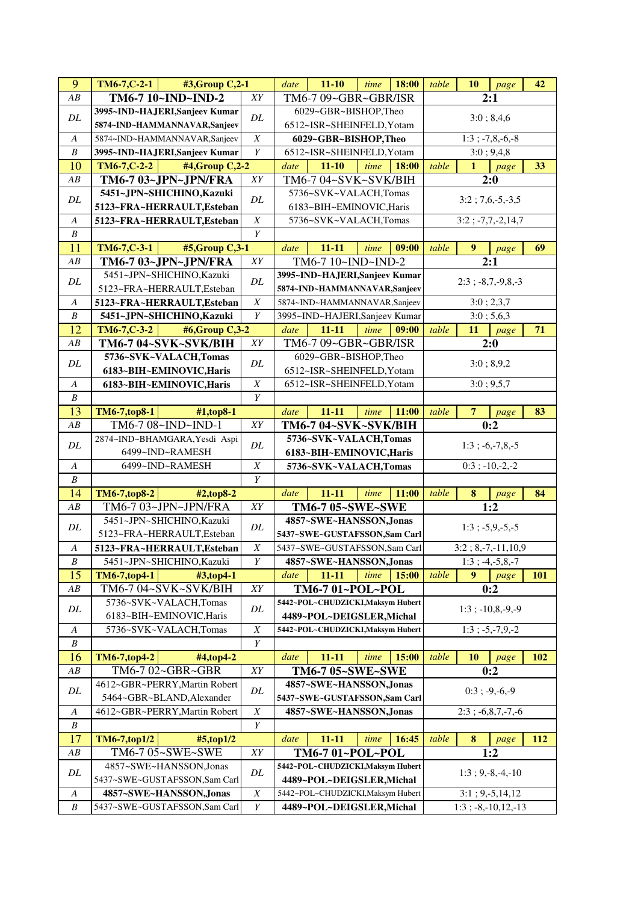| 9 | TM6-7,C-2-1 | #3,Group C,2-1 | | date | 11-10 | time | 18:00 | table | 10 | page | 42 |
|---|---|---|---|---|---|---|---|---|---|---|---|
| AB | TM6-7 10~IND~IND-2 | | XY | TM6-7 09~GBR~GBR/ISR | | | | 2:1 | | | |
| DL | 3995~IND~HAJERI,Sanjeev Kumar<br>5874~IND~HAMMANNAVAR,Sanjeev | | DL | 6029~GBR~BISHOP,Theo<br>6512~ISR~SHEINFELD,Yotam | | | | 3:0 ; 8,4,6 | | | |
| A | 5874~IND~HAMMANNAVAR,Sanjeev | | X | 6029~GBR~BISHOP,Theo | | | | 1:3 ; -7,8,-6,-8 | | | |
| B | 3995~IND~HAJERI,Sanjeev Kumar | | Y | 6512~ISR~SHEINFELD,Yotam | | | | 3:0 ; 9,4,8 | | | |
| 10 | TM6-7,C-2-2 | #4,Group C,2-2 | | date | 11-10 | time | 18:00 | table | 1 | page | 33 |
| AB | TM6-7 03~JPN~JPN/FRA | | XY | TM6-7 04~SVK~SVK/BIH | | | | 2:0 | | | |
| DL | 5451~JPN~SHICHINO,Kazuki<br>5123~FRA~HERRAULT,Esteban | | DL | 5736~SVK~VALACH,Tomas<br>6183~BIH~EMINOVIC,Haris | | | | 3:2 ; 7,6,-5,-3,5 | | | |
| A | 5123~FRA~HERRAULT,Esteban | | X | 5736~SVK~VALACH,Tomas | | | | 3:2 ; -7,7,-2,14,7 | | | |
| B | | | Y | | | | | | | | |
| 11 | TM6-7,C-3-1 | #5,Group C,3-1 | | date | 11-11 | time | 09:00 | table | 9 | page | 69 |
| AB | TM6-7 03~JPN~JPN/FRA | | XY | TM6-7 10~IND~IND-2 | | | | 2:1 | | | |
| DL | 5451~JPN~SHICHINO,Kazuki<br>5123~FRA~HERRAULT,Esteban | | DL | 3995~IND~HAJERI,Sanjeev Kumar<br>5874~IND~HAMMANNAVAR,Sanjeev | | | | 2:3 ; -8,7,-9,8,-3 | | | |
| A | 5123~FRA~HERRAULT,Esteban | | X | 5874~IND~HAMMANNAVAR,Sanjeev | | | | 3:0 ; 2,3,7 | | | |
| B | 5451~JPN~SHICHINO,Kazuki | | Y | 3995~IND~HAJERI,Sanjeev Kumar | | | | 3:0 ; 5,6,3 | | | |
| 12 | TM6-7,C-3-2 | #6,Group C,3-2 | | date | 11-11 | time | 09:00 | table | 11 | page | 71 |
| AB | TM6-7 04~SVK~SVK/BIH | | XY | TM6-7 09~GBR~GBR/ISR | | | | 2:0 | | | |
| DL | 5736~SVK~VALACH,Tomas<br>6183~BIH~EMINOVIC,Haris | | DL | 6029~GBR~BISHOP,Theo<br>6512~ISR~SHEINFELD,Yotam | | | | 3:0 ; 8,9,2 | | | |
| A | 6183~BIH~EMINOVIC,Haris | | X | 6512~ISR~SHEINFELD,Yotam | | | | 3:0 ; 9,5,7 | | | |
| B | | | Y | | | | | | | | |
| 13 | TM6-7,top8-1 | #1,top8-1 | | date | 11-11 | time | 11:00 | table | 7 | page | 83 |
| AB | TM6-7 08~IND~IND-1 | | XY | TM6-7 04~SVK~SVK/BIH | | | | 0:2 | | | |
| DL | 2874~IND~BHAMGARA,Yesdi Aspi<br>6499~IND~RAMESH | | DL | 5736~SVK~VALACH,Tomas<br>6183~BIH~EMINOVIC,Haris | | | | 1:3 ; -6,-7,8,-5 | | | |
| A | 6499~IND~RAMESH | | X | 5736~SVK~VALACH,Tomas | | | | 0:3 ; -10,-2,-2 | | | |
| B | | | Y | | | | | | | | |
| 14 | TM6-7,top8-2 | #2,top8-2 | | date | 11-11 | time | 11:00 | table | 8 | page | 84 |
| AB | TM6-7 03~JPN~JPN/FRA | | XY | TM6-7 05~SWE~SWE | | | | 1:2 | | | |
| DL | 5451~JPN~SHICHINO,Kazuki<br>5123~FRA~HERRAULT,Esteban | | DL | 4857~SWE~HANSSON,Jonas<br>5437~SWE~GUSTAFSSON,Sam Carl | | | | 1:3 ; -5,9,-5,-5 | | | |
| A | 5123~FRA~HERRAULT,Esteban | | X | 5437~SWE~GUSTAFSSON,Sam Carl | | | | 3:2 ; 8,-7,-11,10,9 | | | |
| B | 5451~JPN~SHICHINO,Kazuki | | Y | 4857~SWE~HANSSON,Jonas | | | | 1:3 ; -4,-5,8,-7 | | | |
| 15 | TM6-7,top4-1 | #3,top4-1 | | date | 11-11 | time | 15:00 | table | 9 | page | 101 |
| AB | TM6-7 04~SVK~SVK/BIH | | XY | TM6-7 01~POL~POL | | | | 0:2 | | | |
| DL | 5736~SVK~VALACH,Tomas<br>6183~BIH~EMINOVIC,Haris | | DL | 5442~POL~CHUDZICKI,Maksym Hubert<br>4489~POL~DEIGSLER,Michal | | | | 1:3 ; -10,8,-9,-9 | | | |
| A | 5736~SVK~VALACH,Tomas | | X | 5442~POL~CHUDZICKI,Maksym Hubert | | | | 1:3 ; -5,-7,9,-2 | | | |
| B | | | Y | | | | | | | | |
| 16 | TM6-7,top4-2 | #4,top4-2 | | date | 11-11 | time | 15:00 | table | 10 | page | 102 |
| AB | TM6-7 02~GBR~GBR | | XY | TM6-7 05~SWE~SWE | | | | 0:2 | | | |
| DL | 4612~GBR~PERRY,Martin Robert<br>5464~GBR~BLAND,Alexander | | DL | 4857~SWE~HANSSON,Jonas<br>5437~SWE~GUSTAFSSON,Sam Carl | | | | 0:3 ; -9,-6,-9 | | | |
| A | 4612~GBR~PERRY,Martin Robert | | X | 4857~SWE~HANSSON,Jonas | | | | 2:3 ; -6,8,7,-7,-6 | | | |
| B | | | Y | | | | | | | | |
| 17 | TM6-7,top1/2 | #5,top1/2 | | date | 11-11 | time | 16:45 | table | 8 | page | 112 |
| AB | TM6-7 05~SWE~SWE | | XY | TM6-7 01~POL~POL | | | | 1:2 | | | |
| DL | 4857~SWE~HANSSON,Jonas<br>5437~SWE~GUSTAFSSON,Sam Carl | | DL | 5442~POL~CHUDZICKI,Maksym Hubert<br>4489~POL~DEIGSLER,Michal | | | | 1:3 ; 9,-8,-4,-10 | | | |
| A | 4857~SWE~HANSSON,Jonas | | X | 5442~POL~CHUDZICKI,Maksym Hubert | | | | 3:1 ; 9,-5,14,12 | | | |
| B | 5437~SWE~GUSTAFSSON,Sam Carl | | Y | 4489~POL~DEIGSLER,Michal | | | | 1:3 ; -8,-10,12,-13 | | | |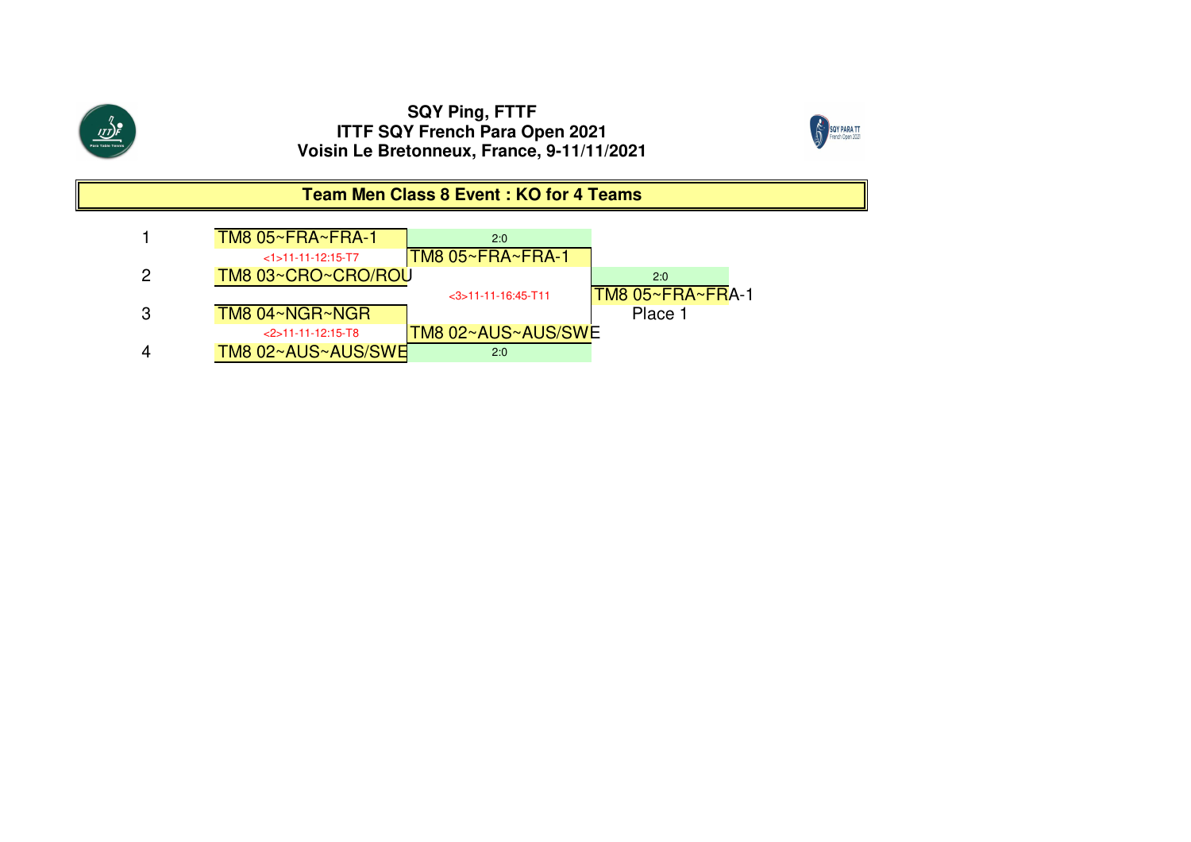**SQY Ping, FTTF**
**ITTF SQY French Para Open 2021**
**Voisin Le Bretonneux, France, 9-11/11/2021**

## Team Men Class 8 Event : KO for 4 Teams

| Seed | Round 1 | Semifinal winner | Final |
|---|---|---|---|
| 1 | TM8 05~FRA~FRA-1 | 2:0 | |
| | <1>11-11-12:15-T7 | TM8 05~FRA~FRA-1 | |
| 2 | TM8 03~CRO~CRO/ROU | | 2:0 |
| | | <3>11-11-16:45-T11 | TM8 05~FRA~FRA-1 |
| 3 | TM8 04~NGR~NGR | | Place 1 |
| | <2>11-11-12:15-T8 | TM8 02~AUS~AUS/SWE | |
| 4 | TM8 02~AUS~AUS/SWE | 2:0 | |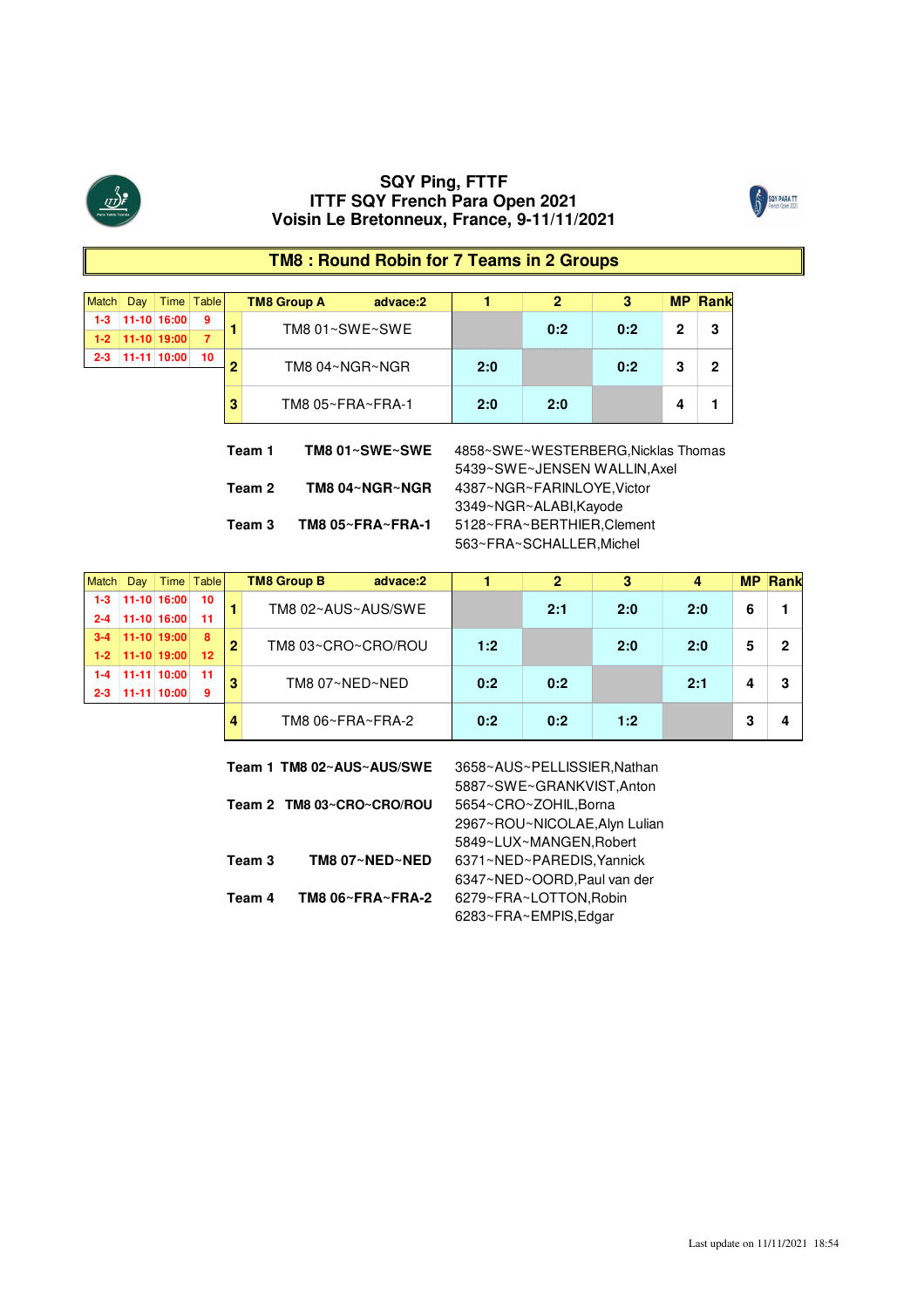# SQY Ping, FTTF
## ITTF SQY French Para Open 2021
### Voisin Le Bretonneux, France, 9-11/11/2021

## TM8 : Round Robin for 7 Teams in 2 Groups

| Match | Day | Time | Table |
|---|---|---|---|
| 1-3 | 11-10 | 16:00 | 9 |
| 1-2 | 11-10 | 19:00 | 7 |
| 2-3 | 11-11 | 10:00 | 10 |

| | TM8 Group A advace:2 | 1 | 2 | 3 | MP | Rank |
|---|---|---|---|---|---|---|
| 1 | TM8 01~SWE~SWE | | 0:2 | 0:2 | 2 | 3 |
| 2 | TM8 04~NGR~NGR | 2:0 | | 0:2 | 3 | 2 |
| 3 | TM8 05~FRA~FRA-1 | 2:0 | 2:0 | | 4 | 1 |

| | | |
|---|---|---|
| **Team 1** | **TM8 01~SWE~SWE** | 4858~SWE~WESTERBERG,Nicklas Thomas<br>5439~SWE~JENSEN WALLIN,Axel |
| **Team 2** | **TM8 04~NGR~NGR** | 4387~NGR~FARINLOYE,Victor<br>3349~NGR~ALABI,Kayode |
| **Team 3** | **TM8 05~FRA~FRA-1** | 5128~FRA~BERTHIER,Clement<br>563~FRA~SCHALLER,Michel |

| Match | Day | Time | Table |
|---|---|---|---|
| 1-3 | 11-10 | 16:00 | 10 |
| 2-4 | 11-10 | 16:00 | 11 |
| 3-4 | 11-10 | 19:00 | 8 |
| 1-2 | 11-10 | 19:00 | 12 |
| 1-4 | 11-11 | 10:00 | 11 |
| 2-3 | 11-11 | 10:00 | 9 |

| | TM8 Group B advace:2 | 1 | 2 | 3 | 4 | MP | Rank |
|---|---|---|---|---|---|---|---|
| 1 | TM8 02~AUS~AUS/SWE | | 2:1 | 2:0 | 2:0 | 6 | 1 |
| 2 | TM8 03~CRO~CRO/ROU | 1:2 | | 2:0 | 2:0 | 5 | 2 |
| 3 | TM8 07~NED~NED | 0:2 | 0:2 | | 2:1 | 4 | 3 |
| 4 | TM8 06~FRA~FRA-2 | 0:2 | 0:2 | 1:2 | | 3 | 4 |

| | | |
|---|---|---|
| **Team 1** | **TM8 02~AUS~AUS/SWE** | 3658~AUS~PELLISSIER,Nathan<br>5887~SWE~GRANKVIST,Anton |
| **Team 2** | **TM8 03~CRO~CRO/ROU** | 5654~CRO~ZOHIL,Borna<br>2967~ROU~NICOLAE,Alyn Lulian<br>5849~LUX~MANGEN,Robert |
| **Team 3** | **TM8 07~NED~NED** | 6371~NED~PAREDIS,Yannick<br>6347~NED~OORD,Paul van der |
| **Team 4** | **TM8 06~FRA~FRA-2** | 6279~FRA~LOTTON,Robin<br>6283~FRA~EMPIS,Edgar |

Last update on 11/11/2021 18:54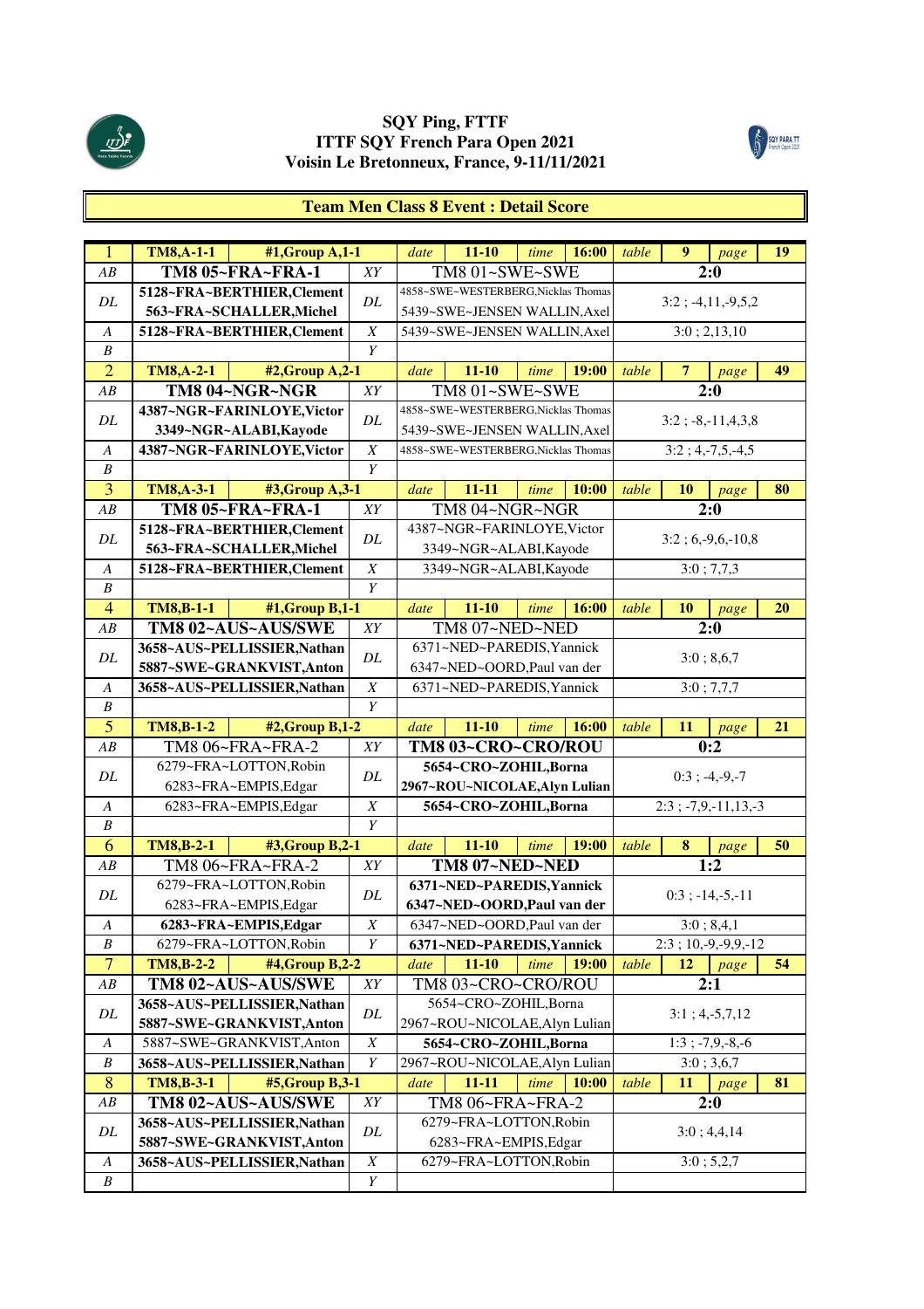**SQY Ping, FTTF**
**ITTF SQY French Para Open 2021**
**Voisin Le Bretonneux, France, 9-11/11/2021**

## Team Men Class 8 Event : Detail Score

| | | | | | | | | | | | |
|---|---|---|---|---|---|---|---|---|---|---|---|
| 1 | TM8,A-1-1 | #1,Group A,1-1 | date | 11-10 | time | 16:00 | table | 9 | page | 19 | |
| *AB* | **TM8 05~FRA~FRA-1** | | *XY* | TM8 01~SWE~SWE | | | **2:0** | | | | |
| *DL* | **5128~FRA~BERTHIER,Clement** / **563~FRA~SCHALLER,Michel** | | *DL* | 4858~SWE~WESTERBERG,Nicklas Thomas / 5439~SWE~JENSEN WALLIN,Axel | | | 3:2 ; -4,11,-9,5,2 | | | | |
| *A* | **5128~FRA~BERTHIER,Clement** | | *X* | 5439~SWE~JENSEN WALLIN,Axel | | | 3:0 ; 2,13,10 | | | | |
| *B* | | | *Y* | | | | | | | | |
| 2 | TM8,A-2-1 | #2,Group A,2-1 | date | 11-10 | time | 19:00 | table | 7 | page | 49 | |
| *AB* | **TM8 04~NGR~NGR** | | *XY* | TM8 01~SWE~SWE | | | **2:0** | | | | |
| *DL* | **4387~NGR~FARINLOYE,Victor** / **3349~NGR~ALABI,Kayode** | | *DL* | 4858~SWE~WESTERBERG,Nicklas Thomas / 5439~SWE~JENSEN WALLIN,Axel | | | 3:2 ; -8,-11,4,3,8 | | | | |
| *A* | **4387~NGR~FARINLOYE,Victor** | | *X* | 4858~SWE~WESTERBERG,Nicklas Thomas | | | 3:2 ; 4,-7,5,-4,5 | | | | |
| *B* | | | *Y* | | | | | | | | |
| 3 | TM8,A-3-1 | #3,Group A,3-1 | date | 11-11 | time | 10:00 | table | 10 | page | 80 | |
| *AB* | **TM8 05~FRA~FRA-1** | | *XY* | TM8 04~NGR~NGR | | | **2:0** | | | | |
| *DL* | **5128~FRA~BERTHIER,Clement** / **563~FRA~SCHALLER,Michel** | | *DL* | 4387~NGR~FARINLOYE,Victor / 3349~NGR~ALABI,Kayode | | | 3:2 ; 6,-9,6,-10,8 | | | | |
| *A* | **5128~FRA~BERTHIER,Clement** | | *X* | 3349~NGR~ALABI,Kayode | | | 3:0 ; 7,7,3 | | | | |
| *B* | | | *Y* | | | | | | | | |
| 4 | TM8,B-1-1 | #1,Group B,1-1 | date | 11-10 | time | 16:00 | table | 10 | page | 20 | |
| *AB* | **TM8 02~AUS~AUS/SWE** | | *XY* | TM8 07~NED~NED | | | **2:0** | | | | |
| *DL* | **3658~AUS~PELLISSIER,Nathan** / **5887~SWE~GRANKVIST,Anton** | | *DL* | 6371~NED~PAREDIS,Yannick / 6347~NED~OORD,Paul van der | | | 3:0 ; 8,6,7 | | | | |
| *A* | **3658~AUS~PELLISSIER,Nathan** | | *X* | 6371~NED~PAREDIS,Yannick | | | 3:0 ; 7,7,7 | | | | |
| *B* | | | *Y* | | | | | | | | |
| 5 | TM8,B-1-2 | #2,Group B,1-2 | date | 11-10 | time | 16:00 | table | 11 | page | 21 | |
| *AB* | TM8 06~FRA~FRA-2 | | *XY* | **TM8 03~CRO~CRO/ROU** | | | **0:2** | | | | |
| *DL* | 6279~FRA~LOTTON,Robin / 6283~FRA~EMPIS,Edgar | | *DL* | **5654~CRO~ZOHIL,Borna** / **2967~ROU~NICOLAE,Alyn Lulian** | | | 0:3 ; -4,-9,-7 | | | | |
| *A* | 6283~FRA~EMPIS,Edgar | | *X* | **5654~CRO~ZOHIL,Borna** | | | 2:3 ; -7,9,-11,13,-3 | | | | |
| *B* | | | *Y* | | | | | | | | |
| 6 | TM8,B-2-1 | #3,Group B,2-1 | date | 11-10 | time | 19:00 | table | 8 | page | 50 | |
| *AB* | TM8 06~FRA~FRA-2 | | *XY* | **TM8 07~NED~NED** | | | **1:2** | | | | |
| *DL* | 6279~FRA~LOTTON,Robin / 6283~FRA~EMPIS,Edgar | | *DL* | **6371~NED~PAREDIS,Yannick** / **6347~NED~OORD,Paul van der** | | | 0:3 ; -14,-5,-11 | | | | |
| *A* | **6283~FRA~EMPIS,Edgar** | | *X* | 6347~NED~OORD,Paul van der | | | 3:0 ; 8,4,1 | | | | |
| *B* | 6279~FRA~LOTTON,Robin | | *Y* | **6371~NED~PAREDIS,Yannick** | | | 2:3 ; 10,-9,-9,9,-12 | | | | |
| 7 | TM8,B-2-2 | #4,Group B,2-2 | date | 11-10 | time | 19:00 | table | 12 | page | 54 | |
| *AB* | **TM8 02~AUS~AUS/SWE** | | *XY* | TM8 03~CRO~CRO/ROU | | | **2:1** | | | | |
| *DL* | **3658~AUS~PELLISSIER,Nathan** / **5887~SWE~GRANKVIST,Anton** | | *DL* | 5654~CRO~ZOHIL,Borna / 2967~ROU~NICOLAE,Alyn Lulian | | | 3:1 ; 4,-5,7,12 | | | | |
| *A* | 5887~SWE~GRANKVIST,Anton | | *X* | **5654~CRO~ZOHIL,Borna** | | | 1:3 ; -7,9,-8,-6 | | | | |
| *B* | **3658~AUS~PELLISSIER,Nathan** | | *Y* | 2967~ROU~NICOLAE,Alyn Lulian | | | 3:0 ; 3,6,7 | | | | |
| 8 | TM8,B-3-1 | #5,Group B,3-1 | date | 11-11 | time | 10:00 | table | 11 | page | 81 | |
| *AB* | **TM8 02~AUS~AUS/SWE** | | *XY* | TM8 06~FRA~FRA-2 | | | **2:0** | | | | |
| *DL* | **3658~AUS~PELLISSIER,Nathan** / **5887~SWE~GRANKVIST,Anton** | | *DL* | 6279~FRA~LOTTON,Robin / 6283~FRA~EMPIS,Edgar | | | 3:0 ; 4,4,14 | | | | |
| *A* | **3658~AUS~PELLISSIER,Nathan** | | *X* | 6279~FRA~LOTTON,Robin | | | 3:0 ; 5,2,7 | | | | |
| *B* | | | *Y* | | | | | | | | |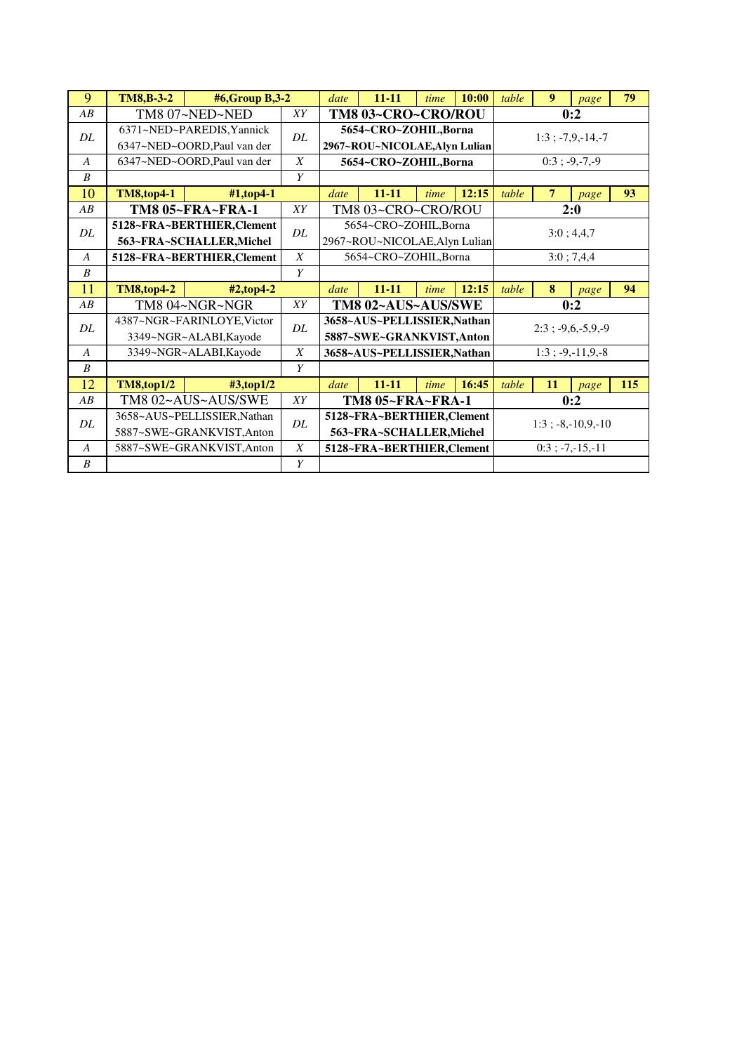| 9 | **TM8,B-3-2** | **#6,Group B,3-2** | *date* | **11-11** | *time* | **10:00** | *table* | **9** | *page* | **79** |
|---|---|---|---|---|---|---|---|---|---|---|
| *AB* | TM8 07~NED~NED | | *XY* | **TM8 03~CRO~CRO/ROU** | | | **0:2** | | | |
| *DL* | 6371~NED~PAREDIS,Yannick<br>6347~NED~OORD,Paul van der | | *DL* | **5654~CRO~ZOHIL,Borna**<br>**2967~ROU~NICOLAE,Alyn Lulian** | | | 1:3 ; -7,9,-14,-7 | | | |
| *A* | 6347~NED~OORD,Paul van der | | *X* | **5654~CRO~ZOHIL,Borna** | | | 0:3 ; -9,-7,-9 | | | |
| *B* | | | *Y* | | | | | | | |
| 10 | **TM8,top4-1** | **#1,top4-1** | *date* | **11-11** | *time* | **12:15** | *table* | **7** | *page* | **93** |
| *AB* | **TM8 05~FRA~FRA-1** | | *XY* | TM8 03~CRO~CRO/ROU | | | **2:0** | | | |
| *DL* | **5128~FRA~BERTHIER,Clement**<br>**563~FRA~SCHALLER,Michel** | | *DL* | 5654~CRO~ZOHIL,Borna<br>2967~ROU~NICOLAE,Alyn Lulian | | | 3:0 ; 4,4,7 | | | |
| *A* | **5128~FRA~BERTHIER,Clement** | | *X* | 5654~CRO~ZOHIL,Borna | | | 3:0 ; 7,4,4 | | | |
| *B* | | | *Y* | | | | | | | |
| 11 | **TM8,top4-2** | **#2,top4-2** | *date* | **11-11** | *time* | **12:15** | *table* | **8** | *page* | **94** |
| *AB* | TM8 04~NGR~NGR | | *XY* | **TM8 02~AUS~AUS/SWE** | | | **0:2** | | | |
| *DL* | 4387~NGR~FARINLOYE,Victor<br>3349~NGR~ALABI,Kayode | | *DL* | **3658~AUS~PELLISSIER,Nathan**<br>**5887~SWE~GRANKVIST,Anton** | | | 2:3 ; -9,6,-5,9,-9 | | | |
| *A* | 3349~NGR~ALABI,Kayode | | *X* | **3658~AUS~PELLISSIER,Nathan** | | | 1:3 ; -9,-11,9,-8 | | | |
| *B* | | | *Y* | | | | | | | |
| 12 | **TM8,top1/2** | **#3,top1/2** | *date* | **11-11** | *time* | **16:45** | *table* | **11** | *page* | **115** |
| *AB* | TM8 02~AUS~AUS/SWE | | *XY* | **TM8 05~FRA~FRA-1** | | | **0:2** | | | |
| *DL* | 3658~AUS~PELLISSIER,Nathan<br>5887~SWE~GRANKVIST,Anton | | *DL* | **5128~FRA~BERTHIER,Clement**<br>**563~FRA~SCHALLER,Michel** | | | 1:3 ; -8,-10,9,-10 | | | |
| *A* | 5887~SWE~GRANKVIST,Anton | | *X* | **5128~FRA~BERTHIER,Clement** | | | 0:3 ; -7,-15,-11 | | | |
| *B* | | | *Y* | | | | | | | |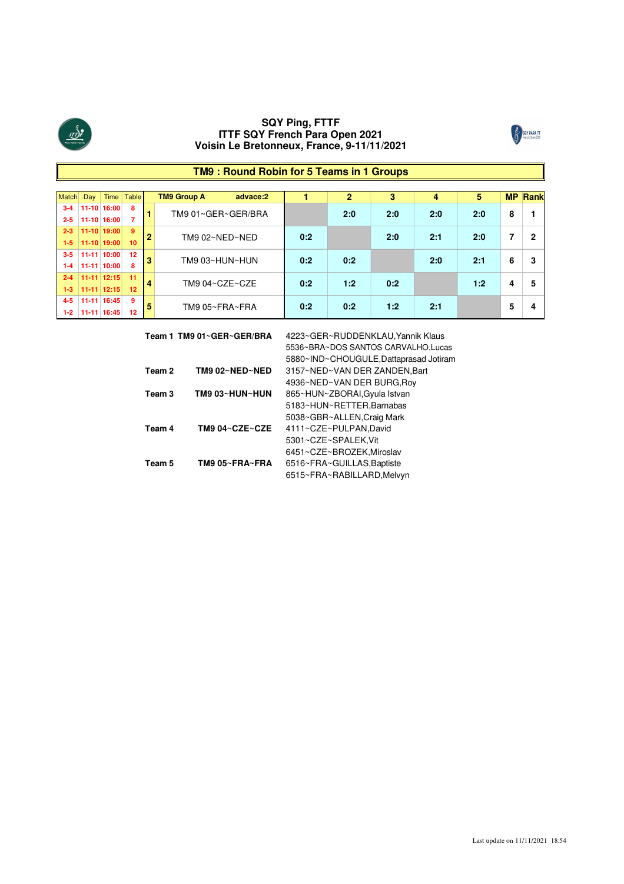# SQY Ping, FTTF
# ITTF SQY French Para Open 2021
# Voisin Le Bretonneux, France, 9-11/11/2021

## TM9 : Round Robin for 5 Teams in 1 Groups

| Match | Day | Time | Table | | TM9 Group A advace:2 | 1 | 2 | 3 | 4 | 5 | MP | Rank |
|---|---|---|---|---|---|---|---|---|---|---|---|---|
| 3-4 | 11-10 | 16:00 | 8 | 1 | TM9 01~GER~GER/BRA | | 2:0 | 2:0 | 2:0 | 2:0 | 8 | 1 |
| 2-5 | 11-10 | 16:00 | 7 | | | | | | | | | |
| 2-3 | 11-10 | 19:00 | 9 | 2 | TM9 02~NED~NED | 0:2 | | 2:0 | 2:1 | 2:0 | 7 | 2 |
| 1-5 | 11-10 | 19:00 | 10 | | | | | | | | | |
| 3-5 | 11-11 | 10:00 | 12 | 3 | TM9 03~HUN~HUN | 0:2 | 0:2 | | 2:0 | 2:1 | 6 | 3 |
| 1-4 | 11-11 | 10:00 | 8 | | | | | | | | | |
| 2-4 | 11-11 | 12:15 | 11 | 4 | TM9 04~CZE~CZE | 0:2 | 1:2 | 0:2 | | 1:2 | 4 | 5 |
| 1-3 | 11-11 | 12:15 | 12 | | | | | | | | | |
| 4-5 | 11-11 | 16:45 | 9 | 5 | TM9 05~FRA~FRA | 0:2 | 0:2 | 1:2 | 2:1 | | 5 | 4 |
| 1-2 | 11-11 | 16:45 | 12 | | | | | | | | | |

| Team | | Players |
|---|---|---|
| **Team 1** | **TM9 01~GER~GER/BRA** | 4223~GER~RUDDENKLAU,Yannik Klaus |
| | | 5536~BRA~DOS SANTOS CARVALHO,Lucas |
| | | 5880~IND~CHOUGULE,Dattaprasad Jotiram |
| **Team 2** | **TM9 02~NED~NED** | 3157~NED~VAN DER ZANDEN,Bart |
| | | 4936~NED~VAN DER BURG,Roy |
| **Team 3** | **TM9 03~HUN~HUN** | 865~HUN~ZBORAI,Gyula Istvan |
| | | 5183~HUN~RETTER,Barnabas |
| | | 5038~GBR~ALLEN,Craig Mark |
| **Team 4** | **TM9 04~CZE~CZE** | 4111~CZE~PULPAN,David |
| | | 5301~CZE~SPALEK,Vit |
| | | 6451~CZE~BROZEK,Miroslav |
| **Team 5** | **TM9 05~FRA~FRA** | 6516~FRA~GUILLAS,Baptiste |
| | | 6515~FRA~RABILLARD,Melvyn |

Last update on 11/11/2021 18:54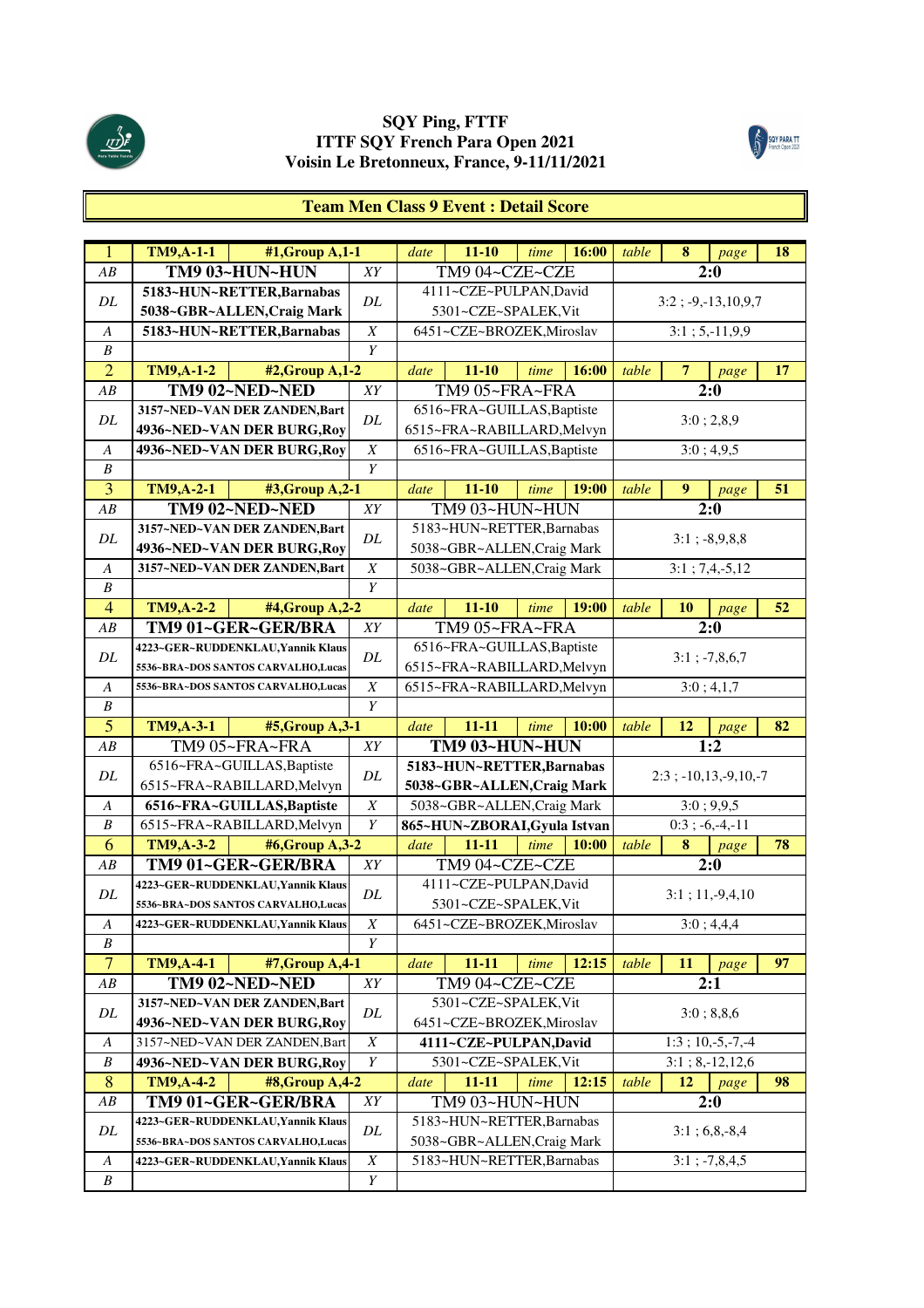**SQY Ping, FTTF**
**ITTF SQY French Para Open 2021**
**Voisin Le Bretonneux, France, 9-11/11/2021**

## Team Men Class 9 Event : Detail Score

| | | | | | | | | | | | | |
|---|---|---|---|---|---|---|---|---|---|---|---|---|
| 1 | TM9,A-1-1 | #1,Group A,1-1 | | *date* | 11-10 | *time* | 16:00 | *table* | 8 | *page* | 18 |
| *AB* | **TM9 03~HUN~HUN** | | *XY* | TM9 04~CZE~CZE | | | | **2:0** | | | |
| *DL* | **5183~HUN~RETTER,Barnabas 5038~GBR~ALLEN,Craig Mark** | | *DL* | 4111~CZE~PULPAN,David 5301~CZE~SPALEK,Vit | | | | 3:2 ; -9,-13,10,9,7 | | | |
| *A* | **5183~HUN~RETTER,Barnabas** | | *X* | 6451~CZE~BROZEK,Miroslav | | | | 3:1 ; 5,-11,9,9 | | | |
| *B* | | | *Y* | | | | | | | | |
| 2 | TM9,A-1-2 | #2,Group A,1-2 | | *date* | 11-10 | *time* | 16:00 | *table* | 7 | *page* | 17 |
| *AB* | **TM9 02~NED~NED** | | *XY* | TM9 05~FRA~FRA | | | | **2:0** | | | |
| *DL* | **3157~NED~VAN DER ZANDEN,Bart 4936~NED~VAN DER BURG,Roy** | | *DL* | 6516~FRA~GUILLAS,Baptiste 6515~FRA~RABILLARD,Melvyn | | | | 3:0 ; 2,8,9 | | | |
| *A* | **4936~NED~VAN DER BURG,Roy** | | *X* | 6516~FRA~GUILLAS,Baptiste | | | | 3:0 ; 4,9,5 | | | |
| *B* | | | *Y* | | | | | | | | |
| 3 | TM9,A-2-1 | #3,Group A,2-1 | | *date* | 11-10 | *time* | 19:00 | *table* | 9 | *page* | 51 |
| *AB* | **TM9 02~NED~NED** | | *XY* | TM9 03~HUN~HUN | | | | **2:0** | | | |
| *DL* | **3157~NED~VAN DER ZANDEN,Bart 4936~NED~VAN DER BURG,Roy** | | *DL* | 5183~HUN~RETTER,Barnabas 5038~GBR~ALLEN,Craig Mark | | | | 3:1 ; -8,9,8,8 | | | |
| *A* | **3157~NED~VAN DER ZANDEN,Bart** | | *X* | 5038~GBR~ALLEN,Craig Mark | | | | 3:1 ; 7,4,-5,12 | | | |
| *B* | | | *Y* | | | | | | | | |
| 4 | TM9,A-2-2 | #4,Group A,2-2 | | *date* | 11-10 | *time* | 19:00 | *table* | 10 | *page* | 52 |
| *AB* | **TM9 01~GER~GER/BRA** | | *XY* | TM9 05~FRA~FRA | | | | **2:0** | | | |
| *DL* | **4223~GER~RUDDENKLAU,Yannik Klaus 5536~BRA~DOS SANTOS CARVALHO,Lucas** | | *DL* | 6516~FRA~GUILLAS,Baptiste 6515~FRA~RABILLARD,Melvyn | | | | 3:1 ; -7,8,6,7 | | | |
| *A* | **5536~BRA~DOS SANTOS CARVALHO,Lucas** | | *X* | 6515~FRA~RABILLARD,Melvyn | | | | 3:0 ; 4,1,7 | | | |
| *B* | | | *Y* | | | | | | | | |
| 5 | TM9,A-3-1 | #5,Group A,3-1 | | *date* | 11-11 | *time* | 10:00 | *table* | 12 | *page* | 82 |
| *AB* | TM9 05~FRA~FRA | | *XY* | **TM9 03~HUN~HUN** | | | | **1:2** | | | |
| *DL* | 6516~FRA~GUILLAS,Baptiste 6515~FRA~RABILLARD,Melvyn | | *DL* | **5183~HUN~RETTER,Barnabas 5038~GBR~ALLEN,Craig Mark** | | | | 2:3 ; -10,13,-9,10,-7 | | | |
| *A* | **6516~FRA~GUILLAS,Baptiste** | | *X* | 5038~GBR~ALLEN,Craig Mark | | | | 3:0 ; 9,9,5 | | | |
| *B* | 6515~FRA~RABILLARD,Melvyn | | *Y* | **865~HUN~ZBORAI,Gyula Istvan** | | | | 0:3 ; -6,-4,-11 | | | |
| 6 | TM9,A-3-2 | #6,Group A,3-2 | | *date* | 11-11 | *time* | 10:00 | *table* | 8 | *page* | 78 |
| *AB* | **TM9 01~GER~GER/BRA** | | *XY* | TM9 04~CZE~CZE | | | | **2:0** | | | |
| *DL* | **4223~GER~RUDDENKLAU,Yannik Klaus 5536~BRA~DOS SANTOS CARVALHO,Lucas** | | *DL* | 4111~CZE~PULPAN,David 5301~CZE~SPALEK,Vit | | | | 3:1 ; 11,-9,4,10 | | | |
| *A* | **4223~GER~RUDDENKLAU,Yannik Klaus** | | *X* | 6451~CZE~BROZEK,Miroslav | | | | 3:0 ; 4,4,4 | | | |
| *B* | | | *Y* | | | | | | | | |
| 7 | TM9,A-4-1 | #7,Group A,4-1 | | *date* | 11-11 | *time* | 12:15 | *table* | 11 | *page* | 97 |
| *AB* | **TM9 02~NED~NED** | | *XY* | TM9 04~CZE~CZE | | | | **2:1** | | | |
| *DL* | **3157~NED~VAN DER ZANDEN,Bart 4936~NED~VAN DER BURG,Roy** | | *DL* | 5301~CZE~SPALEK,Vit 6451~CZE~BROZEK,Miroslav | | | | 3:0 ; 8,8,6 | | | |
| *A* | 3157~NED~VAN DER ZANDEN,Bart | | *X* | **4111~CZE~PULPAN,David** | | | | 1:3 ; 10,-5,-7,-4 | | | |
| *B* | **4936~NED~VAN DER BURG,Roy** | | *Y* | 5301~CZE~SPALEK,Vit | | | | 3:1 ; 8,-12,12,6 | | | |
| 8 | TM9,A-4-2 | #8,Group A,4-2 | | *date* | 11-11 | *time* | 12:15 | *table* | 12 | *page* | 98 |
| *AB* | **TM9 01~GER~GER/BRA** | | *XY* | TM9 03~HUN~HUN | | | | **2:0** | | | |
| *DL* | **4223~GER~RUDDENKLAU,Yannik Klaus 5536~BRA~DOS SANTOS CARVALHO,Lucas** | | *DL* | 5183~HUN~RETTER,Barnabas 5038~GBR~ALLEN,Craig Mark | | | | 3:1 ; 6,8,-8,4 | | | |
| *A* | **4223~GER~RUDDENKLAU,Yannik Klaus** | | *X* | 5183~HUN~RETTER,Barnabas | | | | 3:1 ; -7,8,4,5 | | | |
| *B* | | | *Y* | | | | | | | | |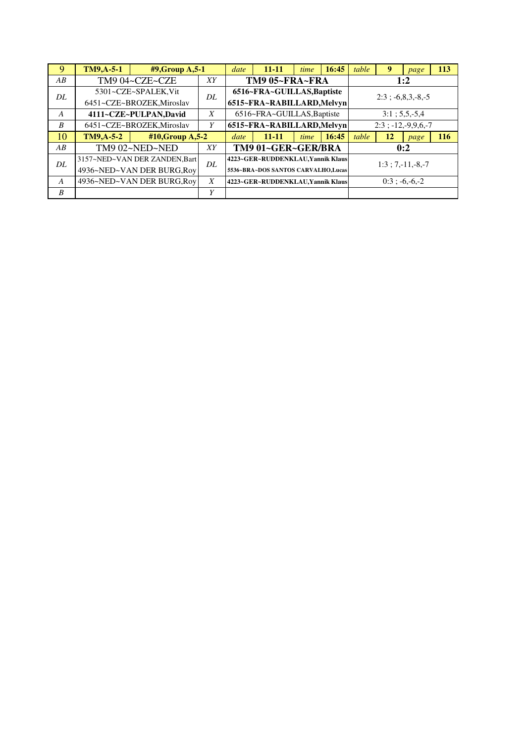| 9 | TM9,A-5-1 | #9,Group A,5-1 | date | 11-11 | time | 16:45 | table | 9 | page | 113 |
|---|---|---|---|---|---|---|---|---|---|---|
| *AB* | TM9 04~CZE~CZE | *XY* | **TM9 05~FRA~FRA** | | | | **1:2** | | | |
| *DL* | 5301~CZE~SPALEK,Vit<br>6451~CZE~BROZEK,Miroslav | *DL* | **6516~FRA~GUILLAS,Baptiste**<br>**6515~FRA~RABILLARD,Melvyn** | | | | 2:3 ; -6,8,3,-8,-5 | | | |
| *A* | **4111~CZE~PULPAN,David** | *X* | 6516~FRA~GUILLAS,Baptiste | | | | 3:1 ; 5,5,-5,4 | | | |
| *B* | 6451~CZE~BROZEK,Miroslav | *Y* | **6515~FRA~RABILLARD,Melvyn** | | | | 2:3 ; -12,-9,9,6,-7 | | | |
| 10 | **TM9,A-5-2** | **#10,Group A,5-2** | *date* | **11-11** | *time* | **16:45** | *table* | **12** | *page* | **116** |
| *AB* | TM9 02~NED~NED | *XY* | **TM9 01~GER~GER/BRA** | | | | **0:2** | | | |
| *DL* | 3157~NED~VAN DER ZANDEN,Bart<br>4936~NED~VAN DER BURG,Roy | *DL* | **4223~GER~RUDDENKLAU,Yannik Klaus**<br>**5536~BRA~DOS SANTOS CARVALHO,Lucas** | | | | 1:3 ; 7,-11,-8,-7 | | | |
| *A* | 4936~NED~VAN DER BURG,Roy | *X* | **4223~GER~RUDDENKLAU,Yannik Klaus** | | | | 0:3 ; -6,-6,-2 | | | |
| *B* | | *Y* | | | | | | | | |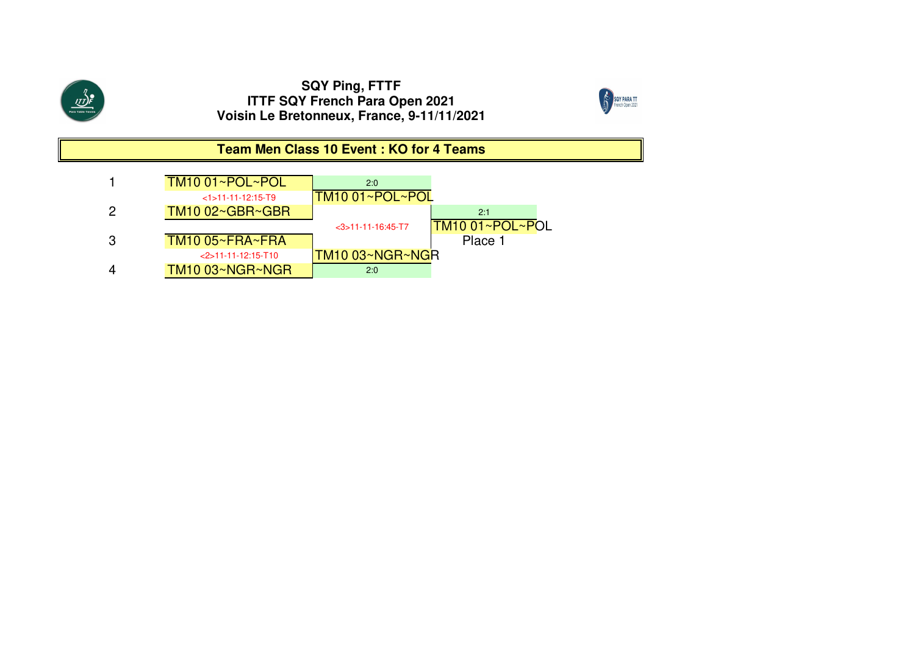**SQY Ping, FTTF**
**ITTF SQY French Para Open 2021**
**Voisin Le Bretonneux, France, 9-11/11/2021**

## Team Men Class 10 Event : KO for 4 Teams

| Seed | Round 1 | Semi-final result | Final | Winner |
|---|---|---|---|---|
| 1 | TM10 01~POL~POL | 2:0 | | |
| | <1>11-11-12:15-T9 | TM10 01~POL~POL | 2:1 | |
| 2 | TM10 02~GBR~GBR | | <3>11-11-16:45-T7 | TM10 01~POL~POL |
| 3 | TM10 05~FRA~FRA | | | Place 1 |
| | <2>11-11-12:15-T10 | TM10 03~NGR~NGR | | |
| 4 | TM10 03~NGR~NGR | 2:0 | | |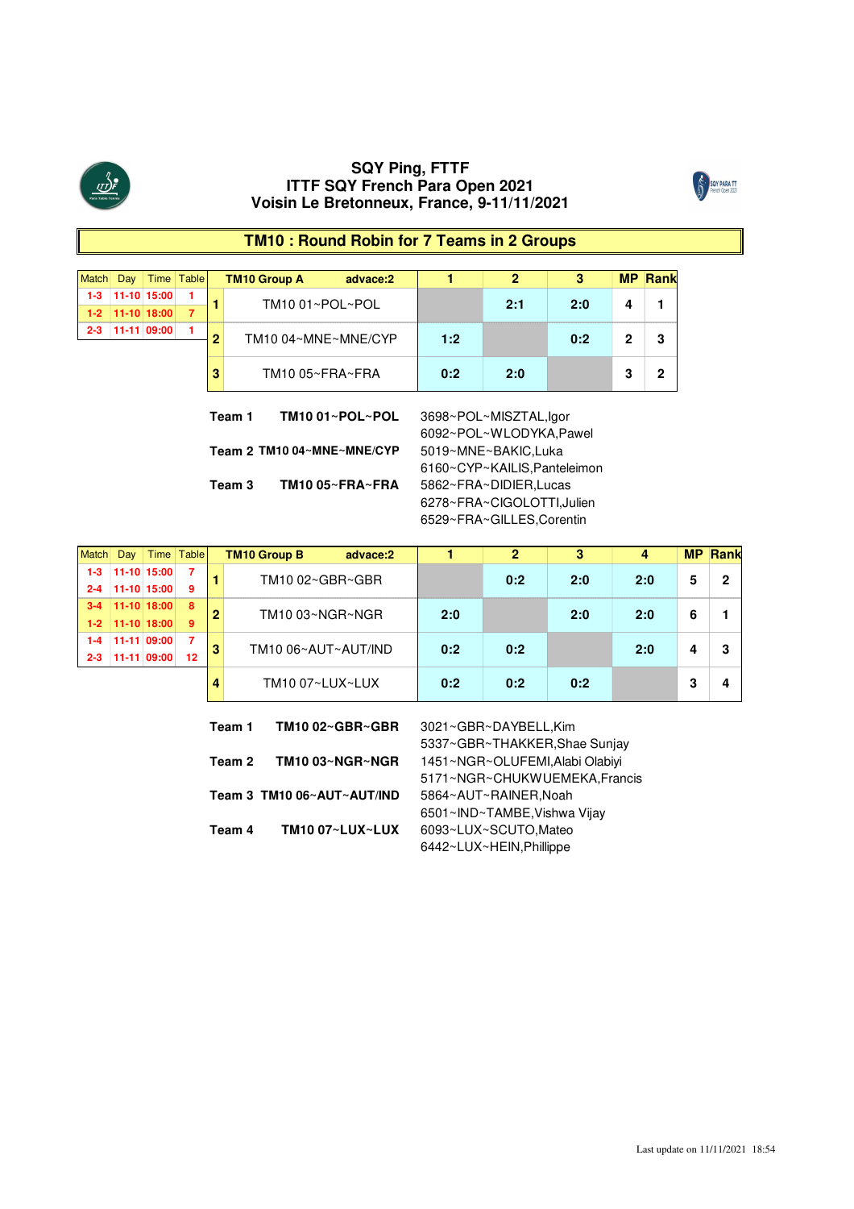# SQY Ping, FTTF
## ITTF SQY French Para Open 2021
## Voisin Le Bretonneux, France, 9-11/11/2021

## TM10 : Round Robin for 7 Teams in 2 Groups

| Match | Day | Time | Table |
|---|---|---|---|
| 1-3 | 11-10 | 15:00 | 1 |
| 1-2 | 11-10 | 18:00 | 7 |
| 2-3 | 11-11 | 09:00 | 1 |

| | TM10 Group A advace:2 | 1 | 2 | 3 | MP | Rank |
|---|---|---|---|---|---|---|
| 1 | TM10 01~POL~POL | | 2:1 | 2:0 | 4 | 1 |
| 2 | TM10 04~MNE~MNE/CYP | 1:2 | | 0:2 | 2 | 3 |
| 3 | TM10 05~FRA~FRA | 0:2 | 2:0 | | 3 | 2 |

| Team | Name | Players |
|---|---|---|
| Team 1 | TM10 01~POL~POL | 3698~POL~MISZTAL,Igor<br>6092~POL~WLODYKA,Pawel |
| Team 2 | TM10 04~MNE~MNE/CYP | 5019~MNE~BAKIC,Luka<br>6160~CYP~KAILIS,Panteleimon |
| Team 3 | TM10 05~FRA~FRA | 5862~FRA~DIDIER,Lucas<br>6278~FRA~CIGOLOTTI,Julien<br>6529~FRA~GILLES,Corentin |

| Match | Day | Time | Table |
|---|---|---|---|
| 1-3 | 11-10 | 15:00 | 7 |
| 2-4 | 11-10 | 15:00 | 9 |
| 3-4 | 11-10 | 18:00 | 8 |
| 1-2 | 11-10 | 18:00 | 9 |
| 1-4 | 11-11 | 09:00 | 7 |
| 2-3 | 11-11 | 09:00 | 12 |

| | TM10 Group B advace:2 | 1 | 2 | 3 | 4 | MP | Rank |
|---|---|---|---|---|---|---|---|
| 1 | TM10 02~GBR~GBR | | 0:2 | 2:0 | 2:0 | 5 | 2 |
| 2 | TM10 03~NGR~NGR | 2:0 | | 2:0 | 2:0 | 6 | 1 |
| 3 | TM10 06~AUT~AUT/IND | 0:2 | 0:2 | | 2:0 | 4 | 3 |
| 4 | TM10 07~LUX~LUX | 0:2 | 0:2 | 0:2 | | 3 | 4 |

| Team | Name | Players |
|---|---|---|
| Team 1 | TM10 02~GBR~GBR | 3021~GBR~DAYBELL,Kim<br>5337~GBR~THAKKER,Shae Sunjay |
| Team 2 | TM10 03~NGR~NGR | 1451~NGR~OLUFEMI,Alabi Olabiyi<br>5171~NGR~CHUKWUEMEKA,Francis |
| Team 3 | TM10 06~AUT~AUT/IND | 5864~AUT~RAINER,Noah<br>6501~IND~TAMBE,Vishwa Vijay |
| Team 4 | TM10 07~LUX~LUX | 6093~LUX~SCUTO,Mateo<br>6442~LUX~HEIN,Phillippe |

Last update on 11/11/2021 18:54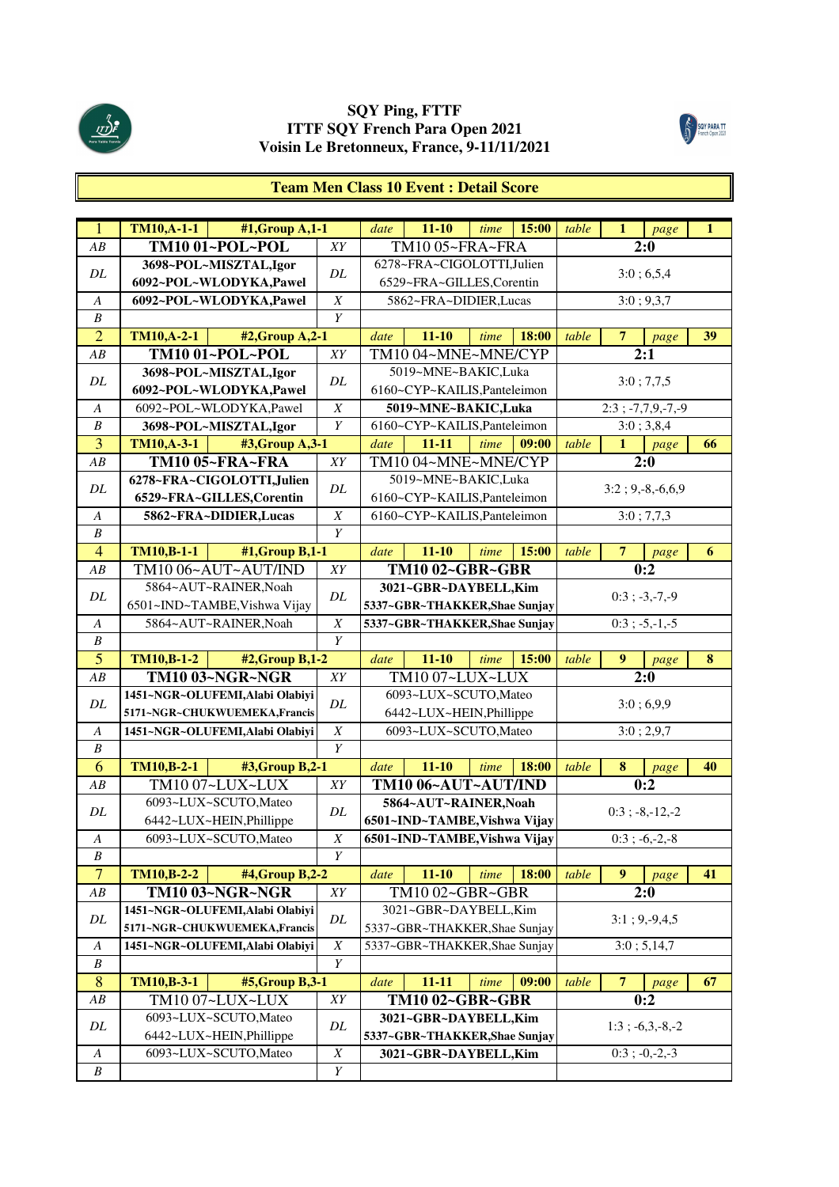**SQY Ping, FTTF**
**ITTF SQY French Para Open 2021**
**Voisin Le Bretonneux, France, 9-11/11/2021**

## Team Men Class 10 Event : Detail Score

| | | | | | | | | | | | | |
|---|---|---|---|---|---|---|---|---|---|---|---|---|
| 1 | **TM10,A-1-1** | **#1,Group A,1-1** | | *date* | **11-10** | *time* | **15:00** | *table* | **1** | *page* | **1** |
| *AB* | **TM10 01~POL~POL** | | *XY* | TM10 05~FRA~FRA | | | | **2:0** | | | |
| *DL* | **3698~POL~MISZTAL,Igor** **6092~POL~WLODYKA,Pawel** | | *DL* | 6278~FRA~CIGOLOTTI,Julien 6529~FRA~GILLES,Corentin | | | | 3:0 ; 6,5,4 | | | |
| *A* | **6092~POL~WLODYKA,Pawel** | | *X* | 5862~FRA~DIDIER,Lucas | | | | 3:0 ; 9,3,7 | | | |
| *B* | | | *Y* | | | | | | | | |
| 2 | **TM10,A-2-1** | **#2,Group A,2-1** | | *date* | **11-10** | *time* | **18:00** | *table* | **7** | *page* | **39** |
| *AB* | **TM10 01~POL~POL** | | *XY* | TM10 04~MNE~MNE/CYP | | | | **2:1** | | | |
| *DL* | **3698~POL~MISZTAL,Igor** **6092~POL~WLODYKA,Pawel** | | *DL* | 5019~MNE~BAKIC,Luka 6160~CYP~KAILIS,Panteleimon | | | | 3:0 ; 7,7,5 | | | |
| *A* | 6092~POL~WLODYKA,Pawel | | *X* | **5019~MNE~BAKIC,Luka** | | | | 2:3 ; -7,7,9,-7,-9 | | | |
| *B* | **3698~POL~MISZTAL,Igor** | | *Y* | 6160~CYP~KAILIS,Panteleimon | | | | 3:0 ; 3,8,4 | | | |
| 3 | **TM10,A-3-1** | **#3,Group A,3-1** | | *date* | **11-11** | *time* | **09:00** | *table* | **1** | *page* | **66** |
| *AB* | **TM10 05~FRA~FRA** | | *XY* | TM10 04~MNE~MNE/CYP | | | | **2:0** | | | |
| *DL* | **6278~FRA~CIGOLOTTI,Julien** **6529~FRA~GILLES,Corentin** | | *DL* | 5019~MNE~BAKIC,Luka 6160~CYP~KAILIS,Panteleimon | | | | 3:2 ; 9,-8,-6,6,9 | | | |
| *A* | **5862~FRA~DIDIER,Lucas** | | *X* | 6160~CYP~KAILIS,Panteleimon | | | | 3:0 ; 7,7,3 | | | |
| *B* | | | *Y* | | | | | | | | |
| 4 | **TM10,B-1-1** | **#1,Group B,1-1** | | *date* | **11-10** | *time* | **15:00** | *table* | **7** | *page* | **6** |
| *AB* | TM10 06~AUT~AUT/IND | | *XY* | **TM10 02~GBR~GBR** | | | | **0:2** | | | |
| *DL* | 5864~AUT~RAINER,Noah 6501~IND~TAMBE,Vishwa Vijay | | *DL* | **3021~GBR~DAYBELL,Kim** **5337~GBR~THAKKER,Shae Sunjay** | | | | 0:3 ; -3,-7,-9 | | | |
| *A* | 5864~AUT~RAINER,Noah | | *X* | **5337~GBR~THAKKER,Shae Sunjay** | | | | 0:3 ; -5,-1,-5 | | | |
| *B* | | | *Y* | | | | | | | | |
| 5 | **TM10,B-1-2** | **#2,Group B,1-2** | | *date* | **11-10** | *time* | **15:00** | *table* | **9** | *page* | **8** |
| *AB* | **TM10 03~NGR~NGR** | | *XY* | TM10 07~LUX~LUX | | | | **2:0** | | | |
| *DL* | **1451~NGR~OLUFEMI,Alabi Olabiyi** **5171~NGR~CHUKWUEMEKA,Francis** | | *DL* | 6093~LUX~SCUTO,Mateo 6442~LUX~HEIN,Phillippe | | | | 3:0 ; 6,9,9 | | | |
| *A* | **1451~NGR~OLUFEMI,Alabi Olabiyi** | | *X* | 6093~LUX~SCUTO,Mateo | | | | 3:0 ; 2,9,7 | | | |
| *B* | | | *Y* | | | | | | | | |
| 6 | **TM10,B-2-1** | **#3,Group B,2-1** | | *date* | **11-10** | *time* | **18:00** | *table* | **8** | *page* | **40** |
| *AB* | TM10 07~LUX~LUX | | *XY* | **TM10 06~AUT~AUT/IND** | | | | **0:2** | | | |
| *DL* | 6093~LUX~SCUTO,Mateo 6442~LUX~HEIN,Phillippe | | *DL* | **5864~AUT~RAINER,Noah** **6501~IND~TAMBE,Vishwa Vijay** | | | | 0:3 ; -8,-12,-2 | | | |
| *A* | 6093~LUX~SCUTO,Mateo | | *X* | **6501~IND~TAMBE,Vishwa Vijay** | | | | 0:3 ; -6,-2,-8 | | | |
| *B* | | | *Y* | | | | | | | | |
| 7 | **TM10,B-2-2** | **#4,Group B,2-2** | | *date* | **11-10** | *time* | **18:00** | *table* | **9** | *page* | **41** |
| *AB* | **TM10 03~NGR~NGR** | | *XY* | TM10 02~GBR~GBR | | | | **2:0** | | | |
| *DL* | **1451~NGR~OLUFEMI,Alabi Olabiyi** **5171~NGR~CHUKWUEMEKA,Francis** | | *DL* | 3021~GBR~DAYBELL,Kim 5337~GBR~THAKKER,Shae Sunjay | | | | 3:1 ; 9,-9,4,5 | | | |
| *A* | **1451~NGR~OLUFEMI,Alabi Olabiyi** | | *X* | 5337~GBR~THAKKER,Shae Sunjay | | | | 3:0 ; 5,14,7 | | | |
| *B* | | | *Y* | | | | | | | | |
| 8 | **TM10,B-3-1** | **#5,Group B,3-1** | | *date* | **11-11** | *time* | **09:00** | *table* | **7** | *page* | **67** |
| *AB* | TM10 07~LUX~LUX | | *XY* | **TM10 02~GBR~GBR** | | | | **0:2** | | | |
| *DL* | 6093~LUX~SCUTO,Mateo 6442~LUX~HEIN,Phillippe | | *DL* | **3021~GBR~DAYBELL,Kim** **5337~GBR~THAKKER,Shae Sunjay** | | | | 1:3 ; -6,3,-8,-2 | | | |
| *A* | 6093~LUX~SCUTO,Mateo | | *X* | **3021~GBR~DAYBELL,Kim** | | | | 0:3 ; -0,-2,-3 | | | |
| *B* | | | *Y* | | | | | | | | |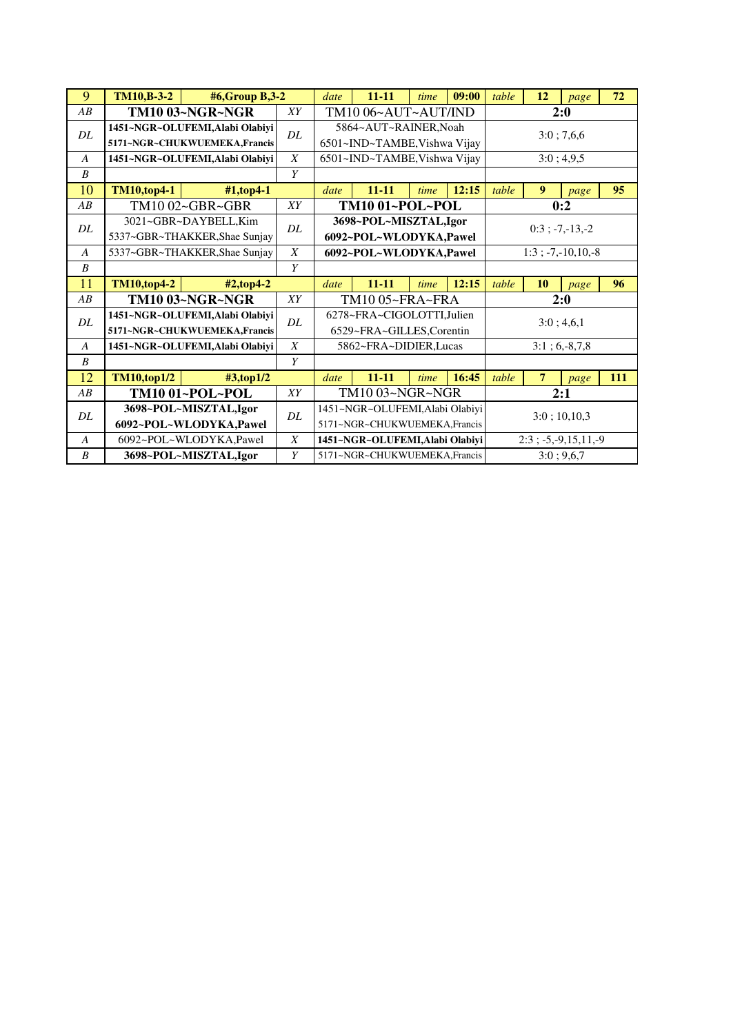| 9 | **TM10,B-3-2** | **#6,Group B,3-2** | | *date* | **11-11** | *time* | **09:00** | *table* | **12** | *page* | **72** |
|---|---|---|---|---|---|---|---|---|---|---|---|
| *AB* | **TM10 03~NGR~NGR** | | *XY* | TM10 06~AUT~AUT/IND | | | | **2:0** | | | |
| *DL* | **1451~NGR~OLUFEMI,Alabi Olabiyi**<br>**5171~NGR~CHUKWUEMEKA,Francis** | | *DL* | 5864~AUT~RAINER,Noah<br>6501~IND~TAMBE,Vishwa Vijay | | | | 3:0 ; 7,6,6 | | | |
| *A* | **1451~NGR~OLUFEMI,Alabi Olabiyi** | | *X* | 6501~IND~TAMBE,Vishwa Vijay | | | | 3:0 ; 4,9,5 | | | |
| *B* | | | *Y* | | | | | | | | |
| 10 | **TM10,top4-1** | **#1,top4-1** | | *date* | **11-11** | *time* | **12:15** | *table* | **9** | *page* | **95** |
| *AB* | TM10 02~GBR~GBR | | *XY* | **TM10 01~POL~POL** | | | | **0:2** | | | |
| *DL* | 3021~GBR~DAYBELL,Kim<br>5337~GBR~THAKKER,Shae Sunjay | | *DL* | **3698~POL~MISZTAL,Igor**<br>**6092~POL~WLODYKA,Pawel** | | | | 0:3 ; -7,-13,-2 | | | |
| *A* | 5337~GBR~THAKKER,Shae Sunjay | | *X* | **6092~POL~WLODYKA,Pawel** | | | | 1:3 ; -7,-10,10,-8 | | | |
| *B* | | | *Y* | | | | | | | | |
| 11 | **TM10,top4-2** | **#2,top4-2** | | *date* | **11-11** | *time* | **12:15** | *table* | **10** | *page* | **96** |
| *AB* | **TM10 03~NGR~NGR** | | *XY* | TM10 05~FRA~FRA | | | | **2:0** | | | |
| *DL* | **1451~NGR~OLUFEMI,Alabi Olabiyi**<br>**5171~NGR~CHUKWUEMEKA,Francis** | | *DL* | 6278~FRA~CIGOLOTTI,Julien<br>6529~FRA~GILLES,Corentin | | | | 3:0 ; 4,6,1 | | | |
| *A* | **1451~NGR~OLUFEMI,Alabi Olabiyi** | | *X* | 5862~FRA~DIDIER,Lucas | | | | 3:1 ; 6,-8,7,8 | | | |
| *B* | | | *Y* | | | | | | | | |
| 12 | **TM10,top1/2** | **#3,top1/2** | | *date* | **11-11** | *time* | **16:45** | *table* | **7** | *page* | **111** |
| *AB* | **TM10 01~POL~POL** | | *XY* | TM10 03~NGR~NGR | | | | **2:1** | | | |
| *DL* | **3698~POL~MISZTAL,Igor**<br>**6092~POL~WLODYKA,Pawel** | | *DL* | 1451~NGR~OLUFEMI,Alabi Olabiyi<br>5171~NGR~CHUKWUEMEKA,Francis | | | | 3:0 ; 10,10,3 | | | |
| *A* | 6092~POL~WLODYKA,Pawel | | *X* | **1451~NGR~OLUFEMI,Alabi Olabiyi** | | | | 2:3 ; -5,-9,15,11,-9 | | | |
| *B* | **3698~POL~MISZTAL,Igor** | | *Y* | 5171~NGR~CHUKWUEMEKA,Francis | | | | 3:0 ; 9,6,7 | | | |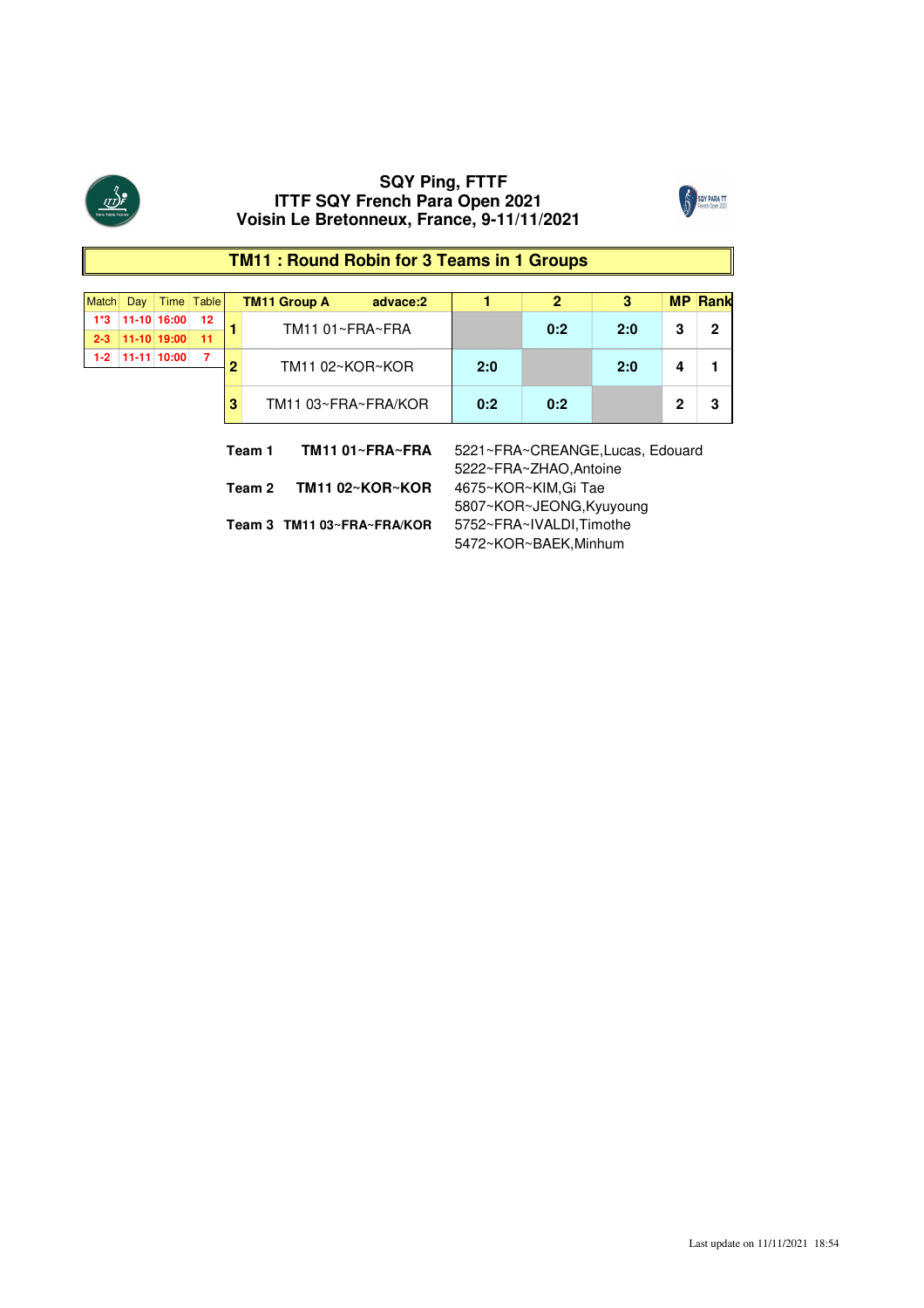# SQY Ping, FTTF
# ITTF SQY French Para Open 2021
# Voisin Le Bretonneux, France, 9-11/11/2021

## TM11 : Round Robin for 3 Teams in 1 Groups

| Match | Day | Time | Table |
|---|---|---|---|
| 1*3 | 11-10 | 16:00 | 12 |
| 2-3 | 11-10 | 19:00 | 11 |
| 1-2 | 11-11 | 10:00 | 7 |

| | TM11 Group A advace:2 | 1 | 2 | 3 | MP | Rank |
|---|---|---|---|---|---|---|
| 1 | TM11 01~FRA~FRA | | 0:2 | 2:0 | 3 | 2 |
| 2 | TM11 02~KOR~KOR | 2:0 | | 2:0 | 4 | 1 |
| 3 | TM11 03~FRA~FRA/KOR | 0:2 | 0:2 | | 2 | 3 |

| | | |
|---|---|---|
| **Team 1** | **TM11 01~FRA~FRA** | 5221~FRA~CREANGE,Lucas, Edouard<br>5222~FRA~ZHAO,Antoine |
| **Team 2** | **TM11 02~KOR~KOR** | 4675~KOR~KIM,Gi Tae<br>5807~KOR~JEONG,Kyuyoung |
| **Team 3** | **TM11 03~FRA~FRA/KOR** | 5752~FRA~IVALDI,Timothe<br>5472~KOR~BAEK,Minhum |

Last update on 11/11/2021 18:54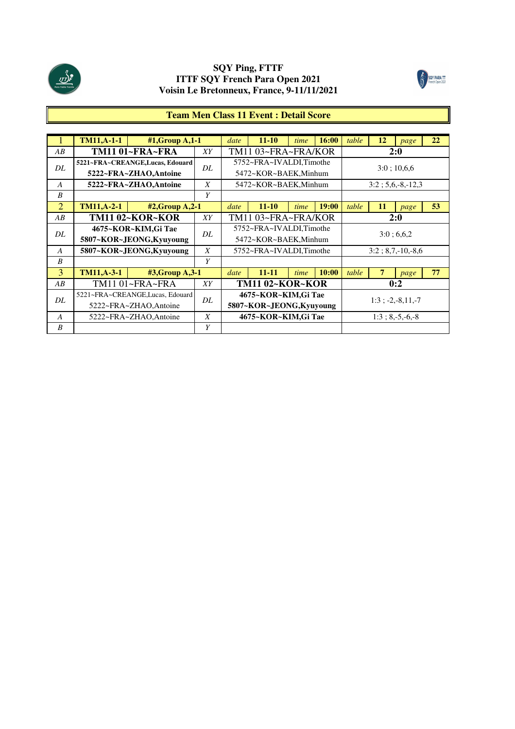**SQY Ping, FTTF**
**ITTF SQY French Para Open 2021**
**Voisin Le Bretonneux, France, 9-11/11/2021**

## Team Men Class 11 Event : Detail Score

| | | | | | | | | | | | | |
|---|---|---|---|---|---|---|---|---|---|---|---|---|
| 1 | TM11,A-1-1 | #1,Group A,1-1 | | *date* | 11-10 | *time* | 16:00 | *table* | 12 | *page* | 22 |
| *AB* | TM11 01~FRA~FRA | | *XY* | TM11 03~FRA~FRA/KOR | | | | 2:0 | | | |
| *DL* | 5221~FRA~CREANGE,Lucas, Edouard<br>5222~FRA~ZHAO,Antoine | | *DL* | 5752~FRA~IVALDI,Timothe<br>5472~KOR~BAEK,Minhum | | | | 3:0 ; 10,6,6 | | | |
| *A* | 5222~FRA~ZHAO,Antoine | | *X* | 5472~KOR~BAEK,Minhum | | | | 3:2 ; 5,6,-8,-12,3 | | | |
| *B* | | | *Y* | | | | | | | | |
| 2 | TM11,A-2-1 | #2,Group A,2-1 | | *date* | 11-10 | *time* | 19:00 | *table* | 11 | *page* | 53 |
| *AB* | TM11 02~KOR~KOR | | *XY* | TM11 03~FRA~FRA/KOR | | | | 2:0 | | | |
| *DL* | 4675~KOR~KIM,Gi Tae<br>5807~KOR~JEONG,Kyuyoung | | *DL* | 5752~FRA~IVALDI,Timothe<br>5472~KOR~BAEK,Minhum | | | | 3:0 ; 6,6,2 | | | |
| *A* | 5807~KOR~JEONG,Kyuyoung | | *X* | 5752~FRA~IVALDI,Timothe | | | | 3:2 ; 8,7,-10,-8,6 | | | |
| *B* | | | *Y* | | | | | | | | |
| 3 | TM11,A-3-1 | #3,Group A,3-1 | | *date* | 11-11 | *time* | 10:00 | *table* | 7 | *page* | 77 |
| *AB* | TM11 01~FRA~FRA | | *XY* | TM11 02~KOR~KOR | | | | 0:2 | | | |
| *DL* | 5221~FRA~CREANGE,Lucas, Edouard<br>5222~FRA~ZHAO,Antoine | | *DL* | 4675~KOR~KIM,Gi Tae<br>5807~KOR~JEONG,Kyuyoung | | | | 1:3 ; -2,-8,11,-7 | | | |
| *A* | 5222~FRA~ZHAO,Antoine | | *X* | 4675~KOR~KIM,Gi Tae | | | | 1:3 ; 8,-5,-6,-8 | | | |
| *B* | | | *Y* | | | | | | | | |